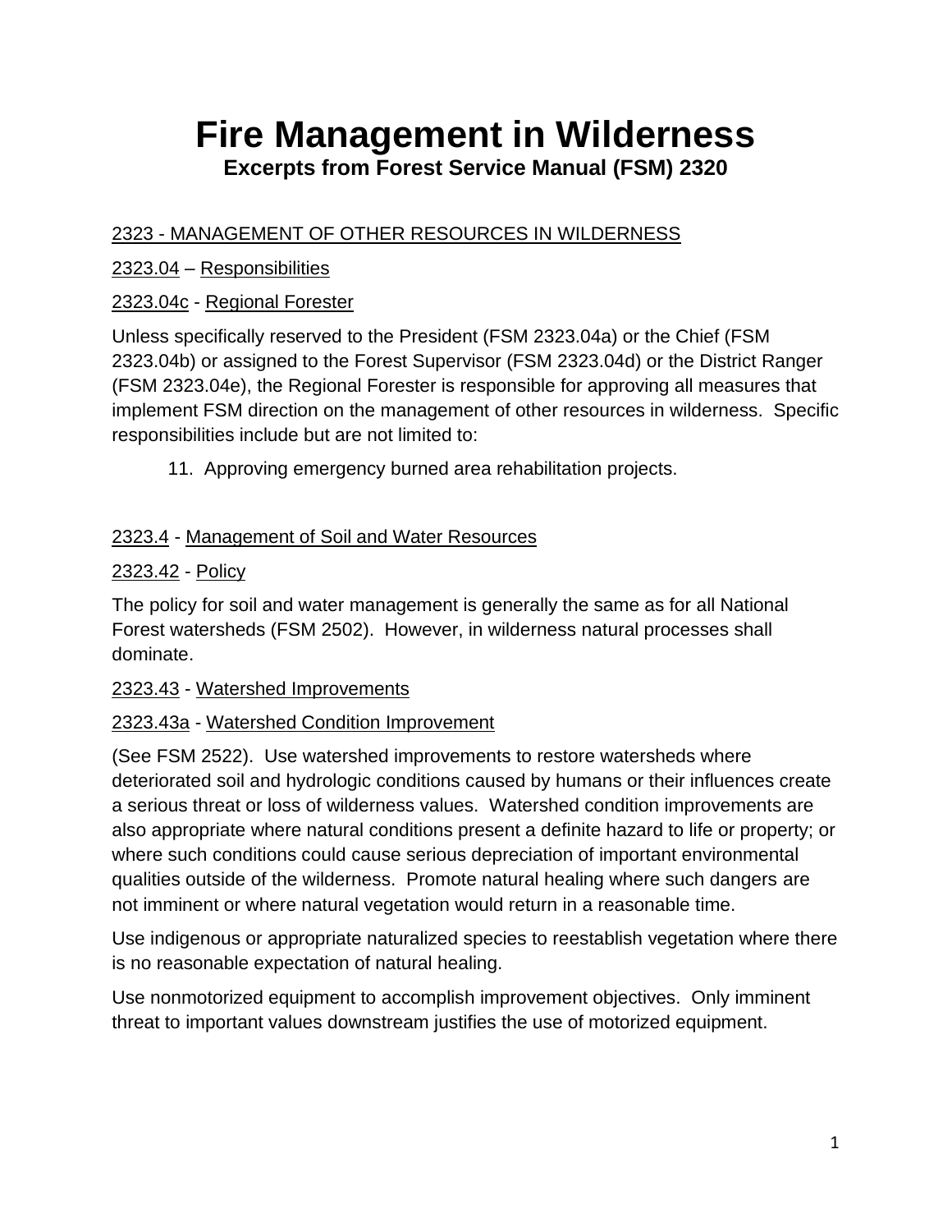# Fire Management in Wilderness

## Excerpts from Forest Service Manual (FSM) 2320

2323 - MANAGEMENT OF OTHER RESOURCES IN WILDERNESS

2323.04 – Responsibilities

2323.04c - Regional Forester

Unless specifically reserved to the President (FSM 2323.04a) or the Chief (FSM 2323.04b) or assigned to the Forest Supervisor (FSM 2323.04d) or the District Ranger (FSM 2323.04e), the Regional Forester is responsible for approving all measures that implement FSM direction on the management of other resources in wilderness. Specific responsibilities include but are not limited to:

11. Approving emergency burned area rehabilitation projects.

2323.4 - Management of Soil and Water Resources

2323.42 - Policy

The policy for soil and water management is generally the same as for all National Forest watersheds (FSM 2502). However, in wilderness natural processes shall dominate.

2323.43 - Watershed Improvements

2323.43a - Watershed Condition Improvement

(See FSM 2522). Use watershed improvements to restore watersheds where deteriorated soil and hydrologic conditions caused by humans or their influences create a serious threat or loss of wilderness values. Watershed condition improvements are also appropriate where natural conditions present a definite hazard to life or property; or where such conditions could cause serious depreciation of important environmental qualities outside of the wilderness. Promote natural healing where such dangers are not imminent or where natural vegetation would return in a reasonable time.

Use indigenous or appropriate naturalized species to reestablish vegetation where there is no reasonable expectation of natural healing.

Use nonmotorized equipment to accomplish improvement objectives. Only imminent threat to important values downstream justifies the use of motorized equipment.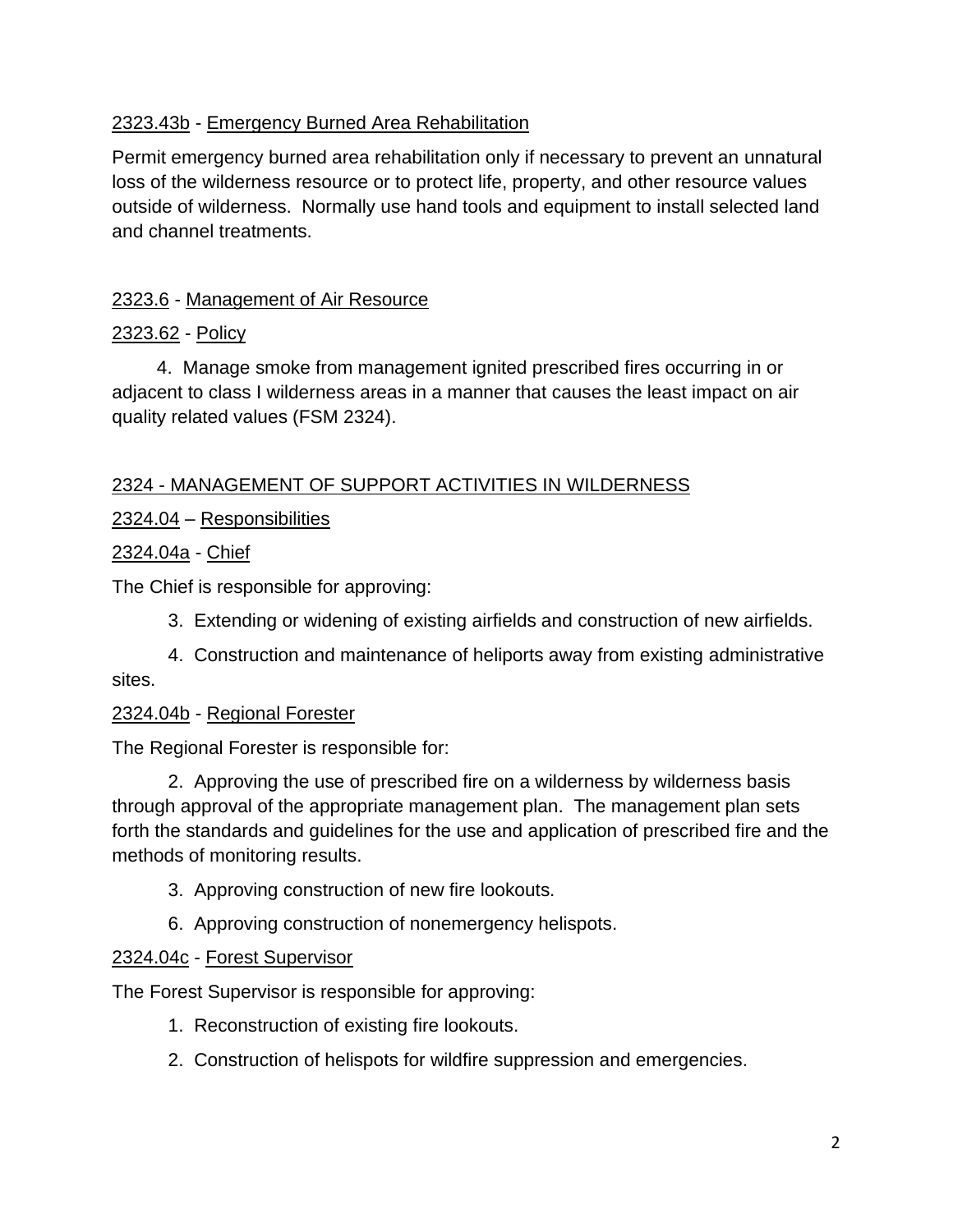2323.43b - Emergency Burned Area Rehabilitation

Permit emergency burned area rehabilitation only if necessary to prevent an unnatural loss of the wilderness resource or to protect life, property, and other resource values outside of wilderness. Normally use hand tools and equipment to install selected land and channel treatments.

2323.6 - Management of Air Resource

2323.62 - Policy

4. Manage smoke from management ignited prescribed fires occurring in or adjacent to class I wilderness areas in a manner that causes the least impact on air quality related values (FSM 2324).

2324 - MANAGEMENT OF SUPPORT ACTIVITIES IN WILDERNESS

2324.04 – Responsibilities

2324.04a - Chief

The Chief is responsible for approving:

3. Extending or widening of existing airfields and construction of new airfields.

4. Construction and maintenance of heliports away from existing administrative sites.

2324.04b - Regional Forester

The Regional Forester is responsible for:

2. Approving the use of prescribed fire on a wilderness by wilderness basis through approval of the appropriate management plan. The management plan sets forth the standards and guidelines for the use and application of prescribed fire and the methods of monitoring results.

3. Approving construction of new fire lookouts.

6. Approving construction of nonemergency helispots.

2324.04c - Forest Supervisor

The Forest Supervisor is responsible for approving:

1. Reconstruction of existing fire lookouts.

2. Construction of helispots for wildfire suppression and emergencies.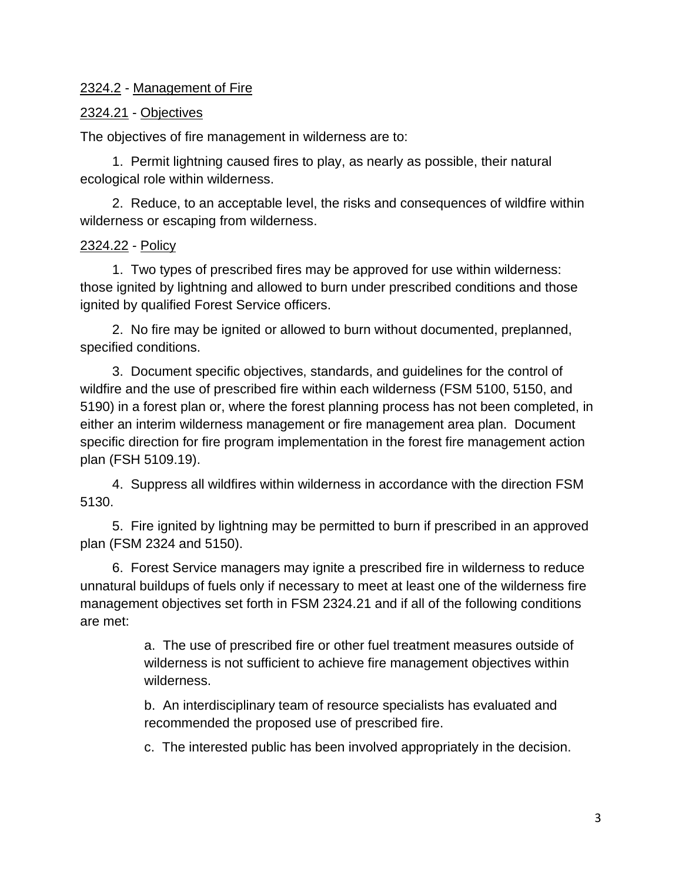2324.2 - Management of Fire

2324.21 - Objectives

The objectives of fire management in wilderness are to:

1. Permit lightning caused fires to play, as nearly as possible, their natural ecological role within wilderness.

2. Reduce, to an acceptable level, the risks and consequences of wildfire within wilderness or escaping from wilderness.

2324.22 - Policy

1. Two types of prescribed fires may be approved for use within wilderness: those ignited by lightning and allowed to burn under prescribed conditions and those ignited by qualified Forest Service officers.

2. No fire may be ignited or allowed to burn without documented, preplanned, specified conditions.

3. Document specific objectives, standards, and guidelines for the control of wildfire and the use of prescribed fire within each wilderness (FSM 5100, 5150, and 5190) in a forest plan or, where the forest planning process has not been completed, in either an interim wilderness management or fire management area plan. Document specific direction for fire program implementation in the forest fire management action plan (FSH 5109.19).

4. Suppress all wildfires within wilderness in accordance with the direction FSM 5130.

5. Fire ignited by lightning may be permitted to burn if prescribed in an approved plan (FSM 2324 and 5150).

6. Forest Service managers may ignite a prescribed fire in wilderness to reduce unnatural buildups of fuels only if necessary to meet at least one of the wilderness fire management objectives set forth in FSM 2324.21 and if all of the following conditions are met:

   a. The use of prescribed fire or other fuel treatment measures outside of wilderness is not sufficient to achieve fire management objectives within wilderness.

   b. An interdisciplinary team of resource specialists has evaluated and recommended the proposed use of prescribed fire.

   c. The interested public has been involved appropriately in the decision.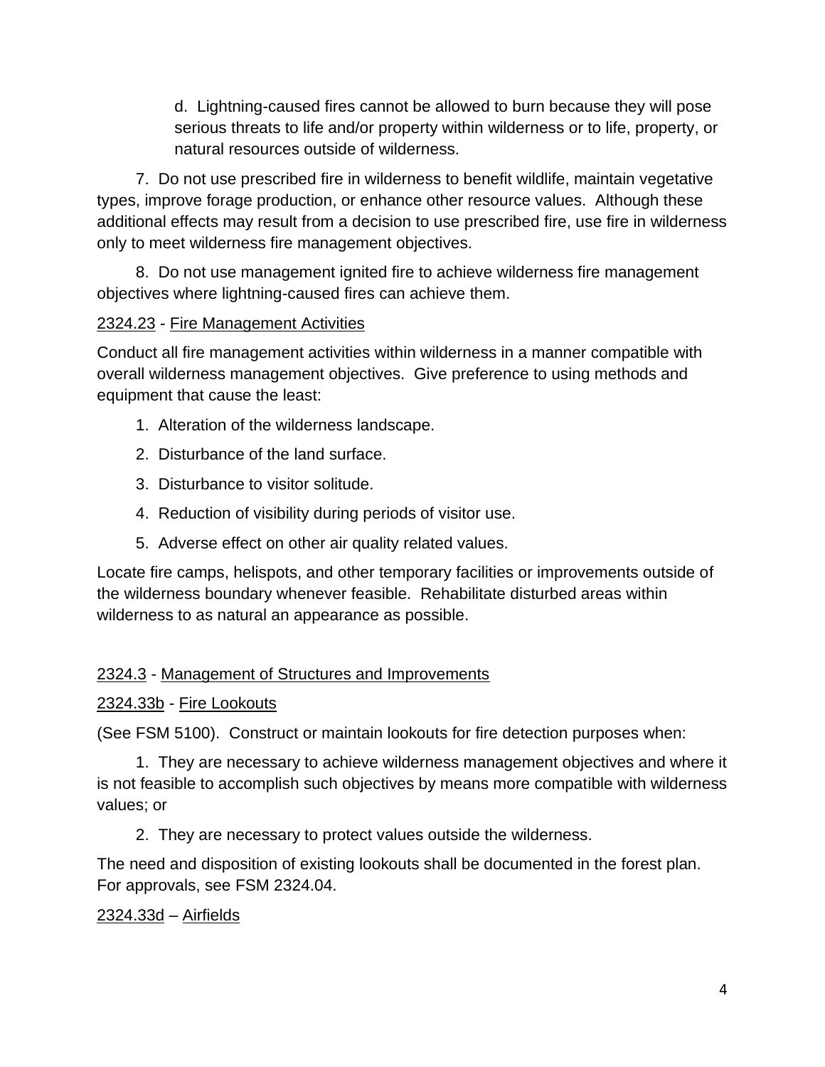d. Lightning-caused fires cannot be allowed to burn because they will pose serious threats to life and/or property within wilderness or to life, property, or natural resources outside of wilderness.

7. Do not use prescribed fire in wilderness to benefit wildlife, maintain vegetative types, improve forage production, or enhance other resource values. Although these additional effects may result from a decision to use prescribed fire, use fire in wilderness only to meet wilderness fire management objectives.

8. Do not use management ignited fire to achieve wilderness fire management objectives where lightning-caused fires can achieve them.

<u>2324.23</u> - <u>Fire Management Activities</u>

Conduct all fire management activities within wilderness in a manner compatible with overall wilderness management objectives. Give preference to using methods and equipment that cause the least:

1. Alteration of the wilderness landscape.
2. Disturbance of the land surface.
3. Disturbance to visitor solitude.
4. Reduction of visibility during periods of visitor use.
5. Adverse effect on other air quality related values.

Locate fire camps, helispots, and other temporary facilities or improvements outside of the wilderness boundary whenever feasible. Rehabilitate disturbed areas within wilderness to as natural an appearance as possible.

<u>2324.3</u> - <u>Management of Structures and Improvements</u>

<u>2324.33b</u> - <u>Fire Lookouts</u>

(See FSM 5100). Construct or maintain lookouts for fire detection purposes when:

1. They are necessary to achieve wilderness management objectives and where it is not feasible to accomplish such objectives by means more compatible with wilderness values; or

2. They are necessary to protect values outside the wilderness.

The need and disposition of existing lookouts shall be documented in the forest plan. For approvals, see FSM 2324.04.

<u>2324.33d</u> – <u>Airfields</u>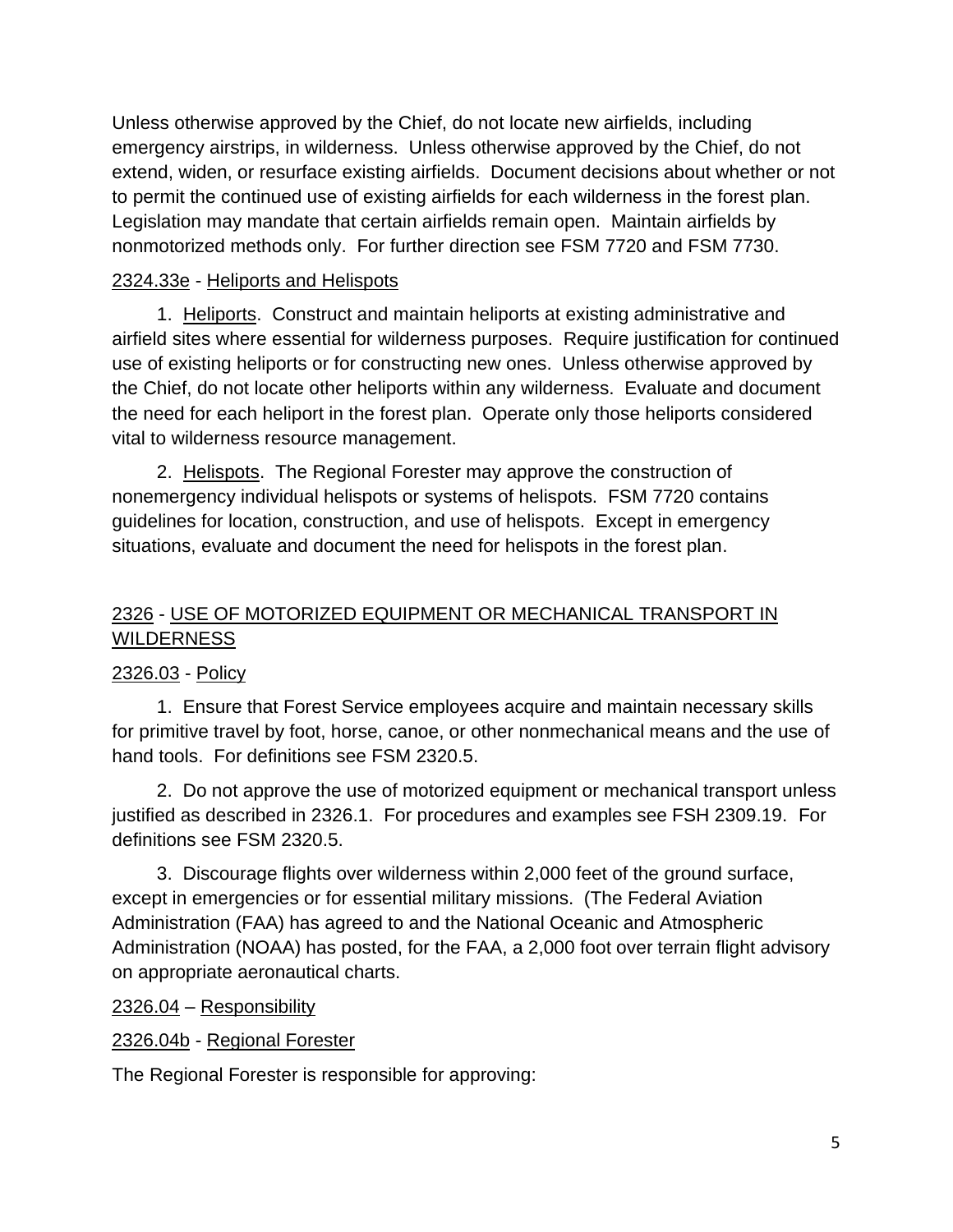Unless otherwise approved by the Chief, do not locate new airfields, including emergency airstrips, in wilderness. Unless otherwise approved by the Chief, do not extend, widen, or resurface existing airfields. Document decisions about whether or not to permit the continued use of existing airfields for each wilderness in the forest plan. Legislation may mandate that certain airfields remain open. Maintain airfields by nonmotorized methods only. For further direction see FSM 7720 and FSM 7730.

### 2324.33e - Heliports and Helispots

1. Heliports. Construct and maintain heliports at existing administrative and airfield sites where essential for wilderness purposes. Require justification for continued use of existing heliports or for constructing new ones. Unless otherwise approved by the Chief, do not locate other heliports within any wilderness. Evaluate and document the need for each heliport in the forest plan. Operate only those heliports considered vital to wilderness resource management.

2. Helispots. The Regional Forester may approve the construction of nonemergency individual helispots or systems of helispots. FSM 7720 contains guidelines for location, construction, and use of helispots. Except in emergency situations, evaluate and document the need for helispots in the forest plan.

## 2326 - USE OF MOTORIZED EQUIPMENT OR MECHANICAL TRANSPORT IN WILDERNESS

### 2326.03 - Policy

1. Ensure that Forest Service employees acquire and maintain necessary skills for primitive travel by foot, horse, canoe, or other nonmechanical means and the use of hand tools. For definitions see FSM 2320.5.

2. Do not approve the use of motorized equipment or mechanical transport unless justified as described in 2326.1. For procedures and examples see FSH 2309.19. For definitions see FSM 2320.5.

3. Discourage flights over wilderness within 2,000 feet of the ground surface, except in emergencies or for essential military missions. (The Federal Aviation Administration (FAA) has agreed to and the National Oceanic and Atmospheric Administration (NOAA) has posted, for the FAA, a 2,000 foot over terrain flight advisory on appropriate aeronautical charts.

### 2326.04 – Responsibility

### 2326.04b - Regional Forester

The Regional Forester is responsible for approving: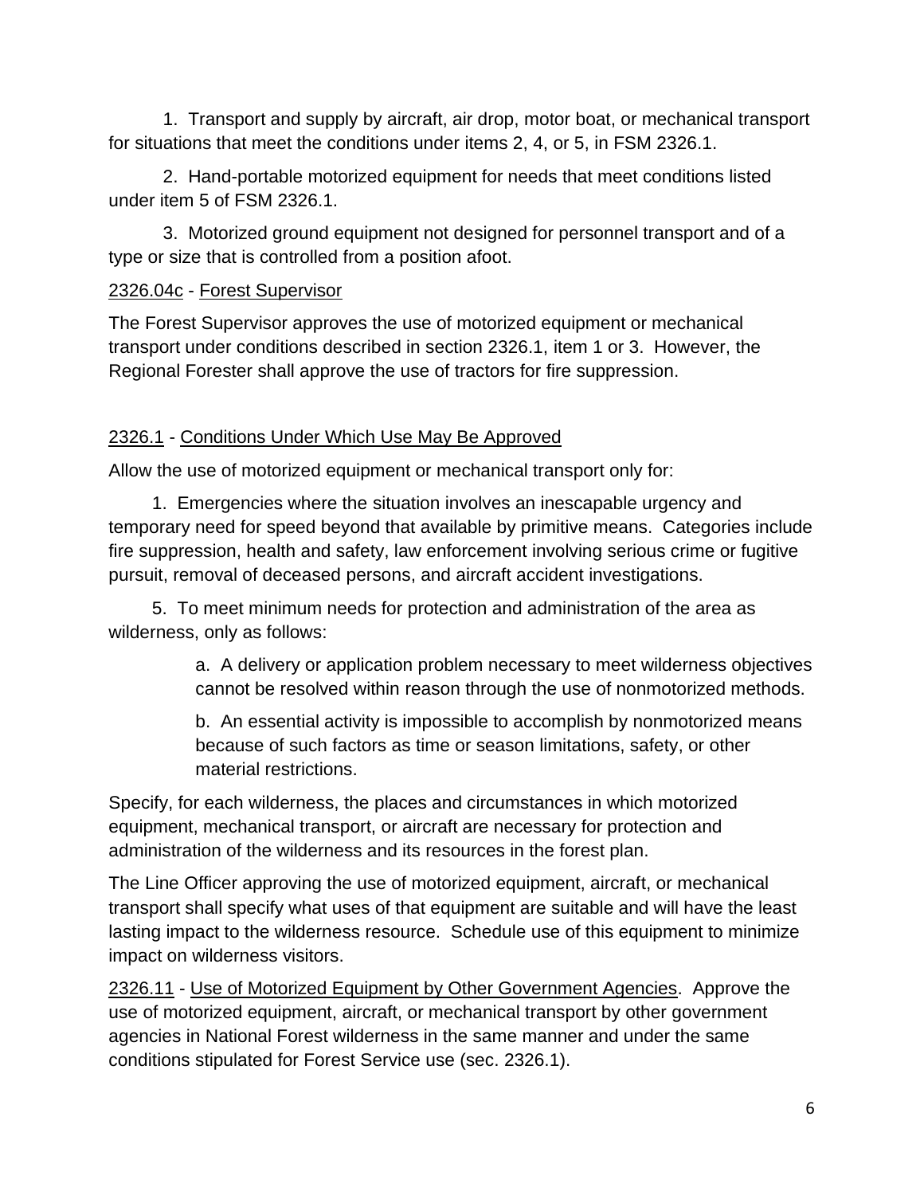1. Transport and supply by aircraft, air drop, motor boat, or mechanical transport for situations that meet the conditions under items 2, 4, or 5, in FSM 2326.1.

2. Hand-portable motorized equipment for needs that meet conditions listed under item 5 of FSM 2326.1.

3. Motorized ground equipment not designed for personnel transport and of a type or size that is controlled from a position afoot.

2326.04c - Forest Supervisor

The Forest Supervisor approves the use of motorized equipment or mechanical transport under conditions described in section 2326.1, item 1 or 3. However, the Regional Forester shall approve the use of tractors for fire suppression.

2326.1 - Conditions Under Which Use May Be Approved

Allow the use of motorized equipment or mechanical transport only for:

1. Emergencies where the situation involves an inescapable urgency and temporary need for speed beyond that available by primitive means. Categories include fire suppression, health and safety, law enforcement involving serious crime or fugitive pursuit, removal of deceased persons, and aircraft accident investigations.

5. To meet minimum needs for protection and administration of the area as wilderness, only as follows:

> a. A delivery or application problem necessary to meet wilderness objectives cannot be resolved within reason through the use of nonmotorized methods.
>
> b. An essential activity is impossible to accomplish by nonmotorized means because of such factors as time or season limitations, safety, or other material restrictions.

Specify, for each wilderness, the places and circumstances in which motorized equipment, mechanical transport, or aircraft are necessary for protection and administration of the wilderness and its resources in the forest plan.

The Line Officer approving the use of motorized equipment, aircraft, or mechanical transport shall specify what uses of that equipment are suitable and will have the least lasting impact to the wilderness resource. Schedule use of this equipment to minimize impact on wilderness visitors.

2326.11 - Use of Motorized Equipment by Other Government Agencies. Approve the use of motorized equipment, aircraft, or mechanical transport by other government agencies in National Forest wilderness in the same manner and under the same conditions stipulated for Forest Service use (sec. 2326.1).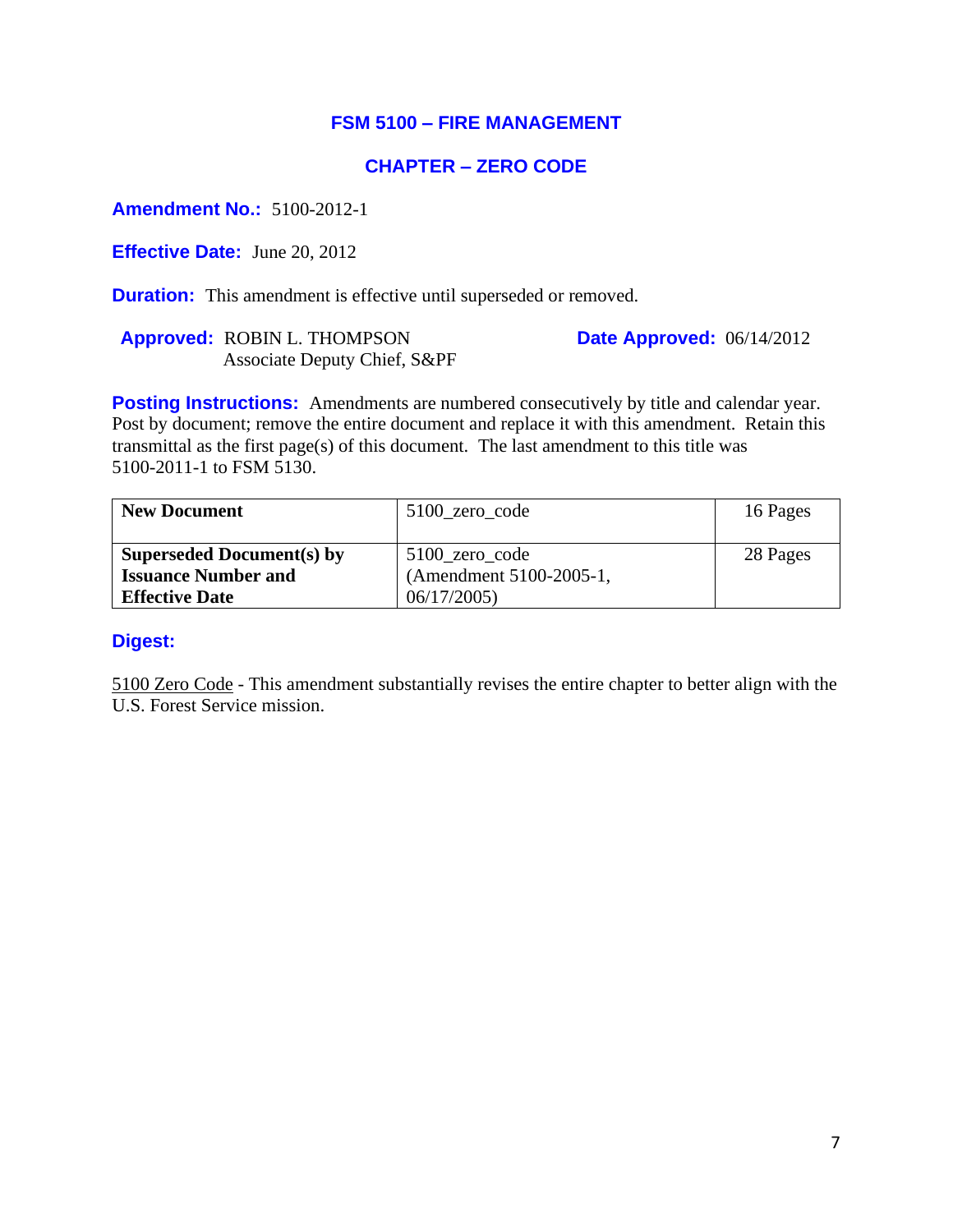## FSM 5100 – FIRE MANAGEMENT

## CHAPTER – ZERO CODE

**Amendment No.:** 5100-2012-1

**Effective Date:** June 20, 2012

**Duration:** This amendment is effective until superseded or removed.

**Approved:** ROBIN L. THOMPSON
Associate Deputy Chief, S&PF

**Date Approved:** 06/14/2012

**Posting Instructions:** Amendments are numbered consecutively by title and calendar year. Post by document; remove the entire document and replace it with this amendment. Retain this transmittal as the first page(s) of this document. The last amendment to this title was 5100-2011-1 to FSM 5130.

| **New Document** | 5100_zero_code | 16 Pages |
|---|---|---|
| **Superseded Document(s) by Issuance Number and Effective Date** | 5100_zero_code (Amendment 5100-2005-1, 06/17/2005) | 28 Pages |

**Digest:**

5100 Zero Code - This amendment substantially revises the entire chapter to better align with the U.S. Forest Service mission.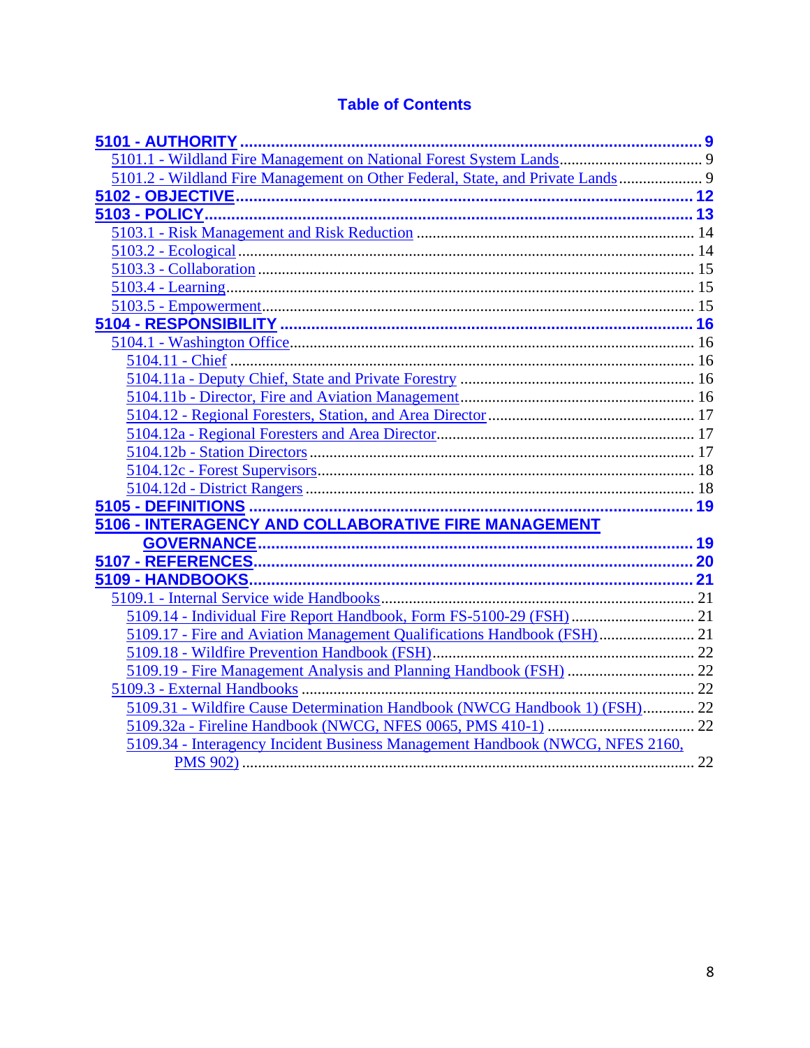## Table of Contents

**5101 - AUTHORITY** ........ **9**
- 5101.1 - Wildland Fire Management on National Forest System Lands ........ 9
- 5101.2 - Wildland Fire Management on Other Federal, State, and Private Lands ........ 9

**5102 - OBJECTIVE** ........ **12**

**5103 - POLICY** ........ **13**
- 5103.1 - Risk Management and Risk Reduction ........ 14
- 5103.2 - Ecological ........ 14
- 5103.3 - Collaboration ........ 15
- 5103.4 - Learning ........ 15
- 5103.5 - Empowerment ........ 15

**5104 - RESPONSIBILITY** ........ **16**
- 5104.1 - Washington Office ........ 16
  - 5104.11 - Chief ........ 16
  - 5104.11a - Deputy Chief, State and Private Forestry ........ 16
  - 5104.11b - Director, Fire and Aviation Management ........ 16
  - 5104.12 - Regional Foresters, Station, and Area Director ........ 17
  - 5104.12a - Regional Foresters and Area Director ........ 17
  - 5104.12b - Station Directors ........ 17
  - 5104.12c - Forest Supervisors ........ 18
  - 5104.12d - District Rangers ........ 18

**5105 - DEFINITIONS** ........ **19**

**5106 - INTERAGENCY AND COLLABORATIVE FIRE MANAGEMENT GOVERNANCE** ........ **19**

**5107 - REFERENCES** ........ **20**

**5109 - HANDBOOKS** ........ **21**
- 5109.1 - Internal Service wide Handbooks ........ 21
  - 5109.14 - Individual Fire Report Handbook, Form FS-5100-29 (FSH) ........ 21
  - 5109.17 - Fire and Aviation Management Qualifications Handbook (FSH) ........ 21
  - 5109.18 - Wildfire Prevention Handbook (FSH) ........ 22
  - 5109.19 - Fire Management Analysis and Planning Handbook (FSH) ........ 22
- 5109.3 - External Handbooks ........ 22
  - 5109.31 - Wildfire Cause Determination Handbook (NWCG Handbook 1) (FSH) ........ 22
  - 5109.32a - Fireline Handbook (NWCG, NFES 0065, PMS 410-1) ........ 22
  - 5109.34 - Interagency Incident Business Management Handbook (NWCG, NFES 2160, PMS 902) ........ 22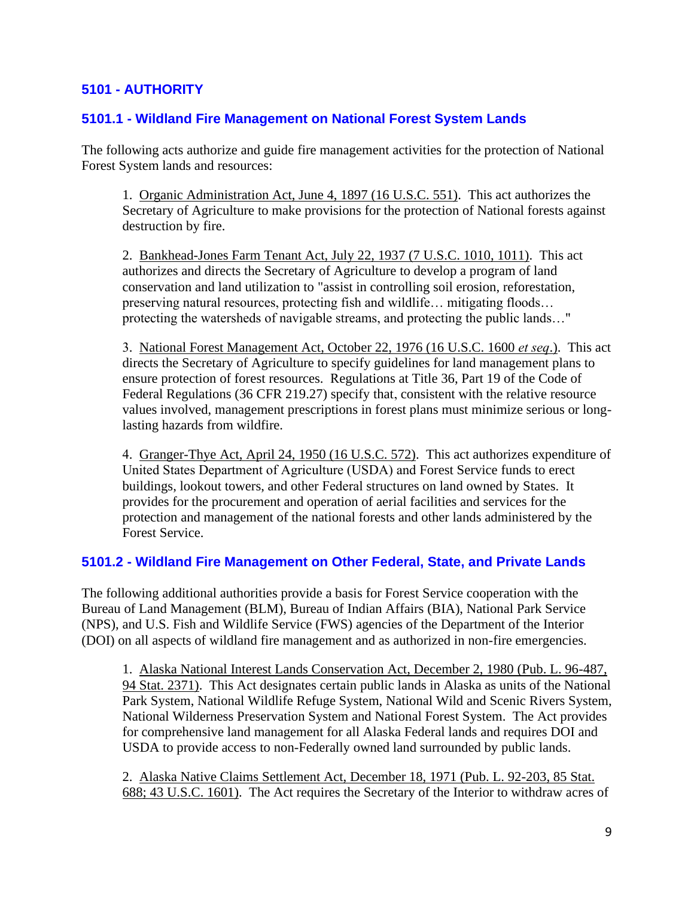## 5101 - AUTHORITY

### 5101.1 - Wildland Fire Management on National Forest System Lands

The following acts authorize and guide fire management activities for the protection of National Forest System lands and resources:

1. Organic Administration Act, June 4, 1897 (16 U.S.C. 551). This act authorizes the Secretary of Agriculture to make provisions for the protection of National forests against destruction by fire.

2. Bankhead-Jones Farm Tenant Act, July 22, 1937 (7 U.S.C. 1010, 1011). This act authorizes and directs the Secretary of Agriculture to develop a program of land conservation and land utilization to "assist in controlling soil erosion, reforestation, preserving natural resources, protecting fish and wildlife… mitigating floods… protecting the watersheds of navigable streams, and protecting the public lands…"

3. National Forest Management Act, October 22, 1976 (16 U.S.C. 1600 *et seq*.). This act directs the Secretary of Agriculture to specify guidelines for land management plans to ensure protection of forest resources. Regulations at Title 36, Part 19 of the Code of Federal Regulations (36 CFR 219.27) specify that, consistent with the relative resource values involved, management prescriptions in forest plans must minimize serious or long-lasting hazards from wildfire.

4. Granger-Thye Act, April 24, 1950 (16 U.S.C. 572). This act authorizes expenditure of United States Department of Agriculture (USDA) and Forest Service funds to erect buildings, lookout towers, and other Federal structures on land owned by States. It provides for the procurement and operation of aerial facilities and services for the protection and management of the national forests and other lands administered by the Forest Service.

### 5101.2 - Wildland Fire Management on Other Federal, State, and Private Lands

The following additional authorities provide a basis for Forest Service cooperation with the Bureau of Land Management (BLM), Bureau of Indian Affairs (BIA), National Park Service (NPS), and U.S. Fish and Wildlife Service (FWS) agencies of the Department of the Interior (DOI) on all aspects of wildland fire management and as authorized in non-fire emergencies.

1. Alaska National Interest Lands Conservation Act, December 2, 1980 (Pub. L. 96-487, 94 Stat. 2371). This Act designates certain public lands in Alaska as units of the National Park System, National Wildlife Refuge System, National Wild and Scenic Rivers System, National Wilderness Preservation System and National Forest System. The Act provides for comprehensive land management for all Alaska Federal lands and requires DOI and USDA to provide access to non-Federally owned land surrounded by public lands.

2. Alaska Native Claims Settlement Act, December 18, 1971 (Pub. L. 92-203, 85 Stat. 688; 43 U.S.C. 1601). The Act requires the Secretary of the Interior to withdraw acres of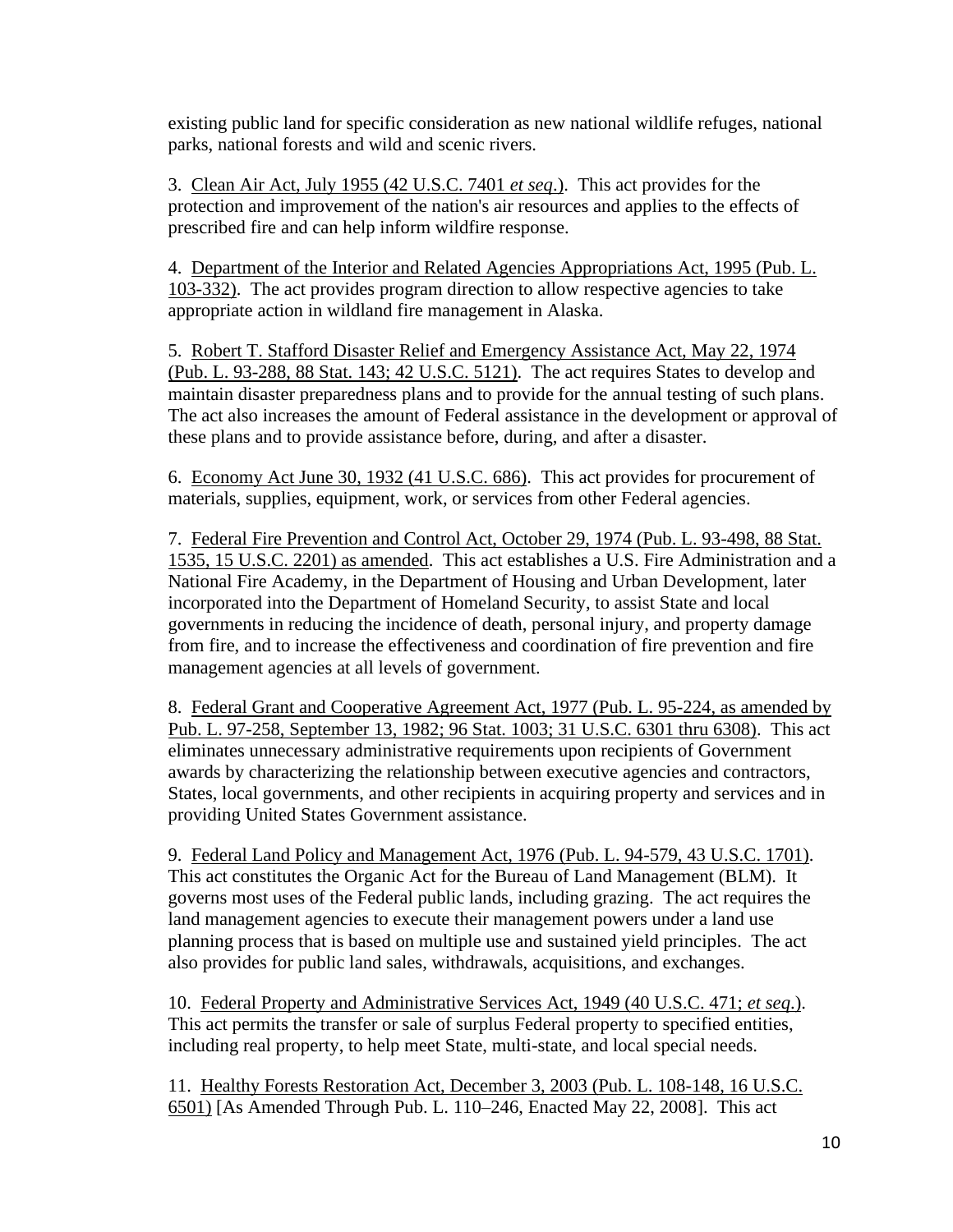existing public land for specific consideration as new national wildlife refuges, national parks, national forests and wild and scenic rivers.

3. Clean Air Act, July 1955 (42 U.S.C. 7401 *et seq*.). This act provides for the protection and improvement of the nation's air resources and applies to the effects of prescribed fire and can help inform wildfire response.

4. Department of the Interior and Related Agencies Appropriations Act, 1995 (Pub. L. 103-332). The act provides program direction to allow respective agencies to take appropriate action in wildland fire management in Alaska.

5. Robert T. Stafford Disaster Relief and Emergency Assistance Act, May 22, 1974 (Pub. L. 93-288, 88 Stat. 143; 42 U.S.C. 5121). The act requires States to develop and maintain disaster preparedness plans and to provide for the annual testing of such plans. The act also increases the amount of Federal assistance in the development or approval of these plans and to provide assistance before, during, and after a disaster.

6. Economy Act June 30, 1932 (41 U.S.C. 686). This act provides for procurement of materials, supplies, equipment, work, or services from other Federal agencies.

7. Federal Fire Prevention and Control Act, October 29, 1974 (Pub. L. 93-498, 88 Stat. 1535, 15 U.S.C. 2201) as amended. This act establishes a U.S. Fire Administration and a National Fire Academy, in the Department of Housing and Urban Development, later incorporated into the Department of Homeland Security, to assist State and local governments in reducing the incidence of death, personal injury, and property damage from fire, and to increase the effectiveness and coordination of fire prevention and fire management agencies at all levels of government.

8. Federal Grant and Cooperative Agreement Act, 1977 (Pub. L. 95-224, as amended by Pub. L. 97-258, September 13, 1982; 96 Stat. 1003; 31 U.S.C. 6301 thru 6308). This act eliminates unnecessary administrative requirements upon recipients of Government awards by characterizing the relationship between executive agencies and contractors, States, local governments, and other recipients in acquiring property and services and in providing United States Government assistance.

9. Federal Land Policy and Management Act, 1976 (Pub. L. 94-579, 43 U.S.C. 1701). This act constitutes the Organic Act for the Bureau of Land Management (BLM). It governs most uses of the Federal public lands, including grazing. The act requires the land management agencies to execute their management powers under a land use planning process that is based on multiple use and sustained yield principles. The act also provides for public land sales, withdrawals, acquisitions, and exchanges.

10. Federal Property and Administrative Services Act, 1949 (40 U.S.C. 471; *et seq*.). This act permits the transfer or sale of surplus Federal property to specified entities, including real property, to help meet State, multi-state, and local special needs.

11. Healthy Forests Restoration Act, December 3, 2003 (Pub. L. 108-148, 16 U.S.C. 6501) [As Amended Through Pub. L. 110–246, Enacted May 22, 2008]. This act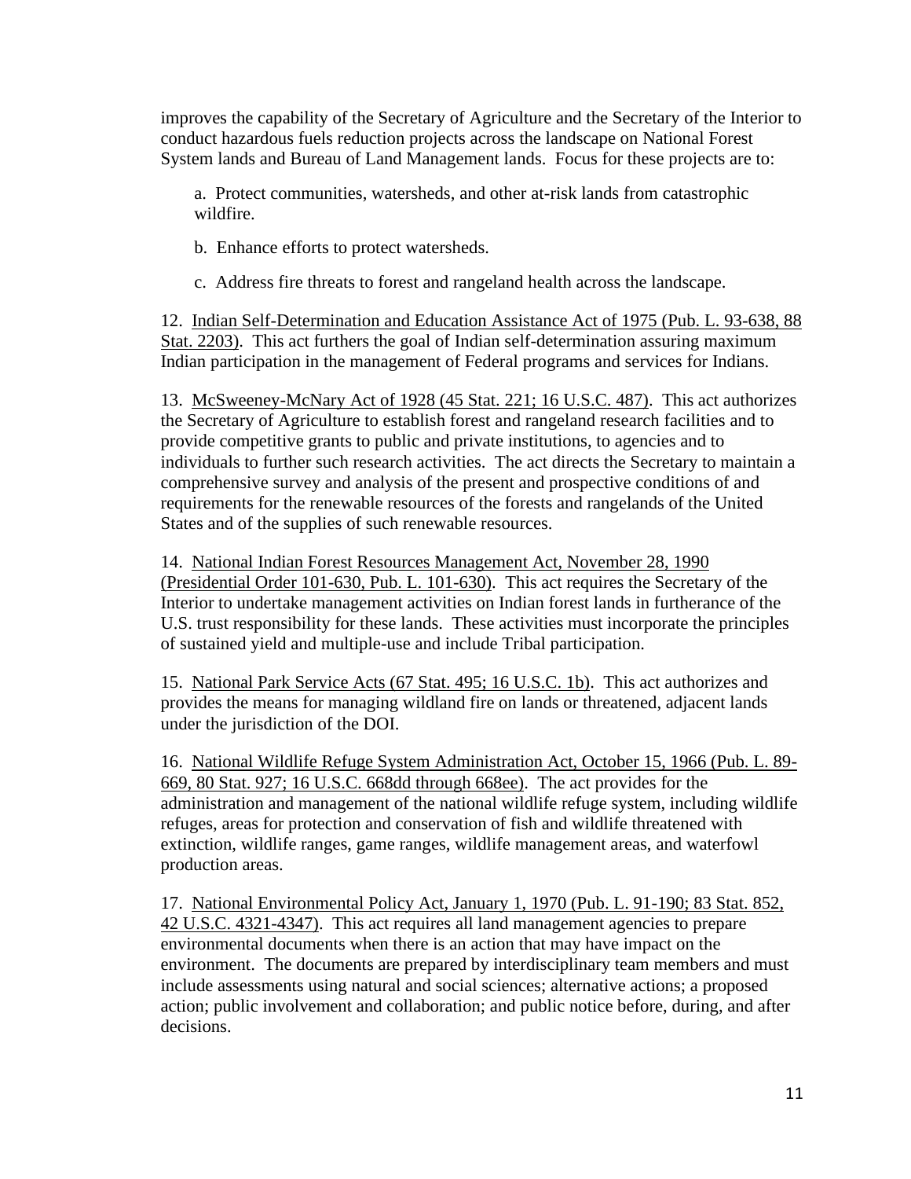improves the capability of the Secretary of Agriculture and the Secretary of the Interior to conduct hazardous fuels reduction projects across the landscape on National Forest System lands and Bureau of Land Management lands. Focus for these projects are to:

a. Protect communities, watersheds, and other at-risk lands from catastrophic wildfire.

b. Enhance efforts to protect watersheds.

c. Address fire threats to forest and rangeland health across the landscape.

12. <u>Indian Self-Determination and Education Assistance Act of 1975 (Pub. L. 93-638, 88 Stat. 2203)</u>. This act furthers the goal of Indian self-determination assuring maximum Indian participation in the management of Federal programs and services for Indians.

13. <u>McSweeney-McNary Act of 1928 (45 Stat. 221; 16 U.S.C. 487)</u>. This act authorizes the Secretary of Agriculture to establish forest and rangeland research facilities and to provide competitive grants to public and private institutions, to agencies and to individuals to further such research activities. The act directs the Secretary to maintain a comprehensive survey and analysis of the present and prospective conditions of and requirements for the renewable resources of the forests and rangelands of the United States and of the supplies of such renewable resources.

14. <u>National Indian Forest Resources Management Act, November 28, 1990 (Presidential Order 101-630, Pub. L. 101-630)</u>. This act requires the Secretary of the Interior to undertake management activities on Indian forest lands in furtherance of the U.S. trust responsibility for these lands. These activities must incorporate the principles of sustained yield and multiple-use and include Tribal participation.

15. <u>National Park Service Acts (67 Stat. 495; 16 U.S.C. 1b)</u>. This act authorizes and provides the means for managing wildland fire on lands or threatened, adjacent lands under the jurisdiction of the DOI.

16. <u>National Wildlife Refuge System Administration Act, October 15, 1966 (Pub. L. 89-669, 80 Stat. 927; 16 U.S.C. 668dd through 668ee)</u>. The act provides for the administration and management of the national wildlife refuge system, including wildlife refuges, areas for protection and conservation of fish and wildlife threatened with extinction, wildlife ranges, game ranges, wildlife management areas, and waterfowl production areas.

17. <u>National Environmental Policy Act, January 1, 1970 (Pub. L. 91-190; 83 Stat. 852, 42 U.S.C. 4321-4347)</u>. This act requires all land management agencies to prepare environmental documents when there is an action that may have impact on the environment. The documents are prepared by interdisciplinary team members and must include assessments using natural and social sciences; alternative actions; a proposed action; public involvement and collaboration; and public notice before, during, and after decisions.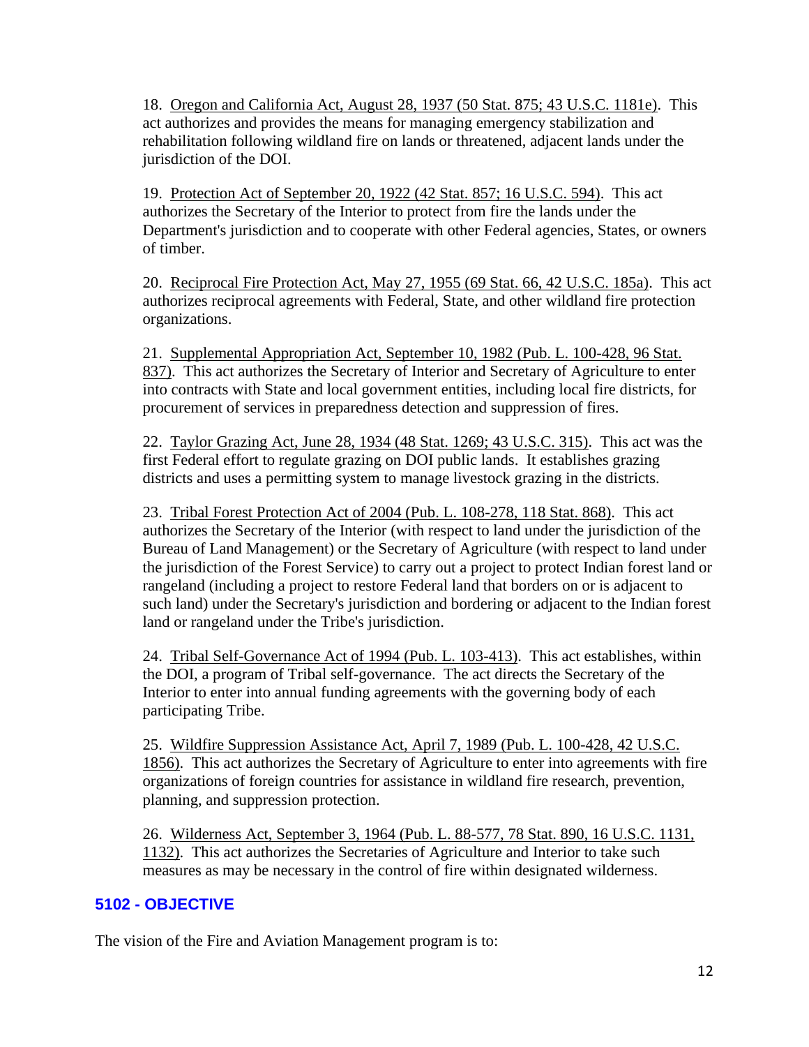18. Oregon and California Act, August 28, 1937 (50 Stat. 875; 43 U.S.C. 1181e). This act authorizes and provides the means for managing emergency stabilization and rehabilitation following wildland fire on lands or threatened, adjacent lands under the jurisdiction of the DOI.

19. Protection Act of September 20, 1922 (42 Stat. 857; 16 U.S.C. 594). This act authorizes the Secretary of the Interior to protect from fire the lands under the Department's jurisdiction and to cooperate with other Federal agencies, States, or owners of timber.

20. Reciprocal Fire Protection Act, May 27, 1955 (69 Stat. 66, 42 U.S.C. 185a). This act authorizes reciprocal agreements with Federal, State, and other wildland fire protection organizations.

21. Supplemental Appropriation Act, September 10, 1982 (Pub. L. 100-428, 96 Stat. 837). This act authorizes the Secretary of Interior and Secretary of Agriculture to enter into contracts with State and local government entities, including local fire districts, for procurement of services in preparedness detection and suppression of fires.

22. Taylor Grazing Act, June 28, 1934 (48 Stat. 1269; 43 U.S.C. 315). This act was the first Federal effort to regulate grazing on DOI public lands. It establishes grazing districts and uses a permitting system to manage livestock grazing in the districts.

23. Tribal Forest Protection Act of 2004 (Pub. L. 108-278, 118 Stat. 868). This act authorizes the Secretary of the Interior (with respect to land under the jurisdiction of the Bureau of Land Management) or the Secretary of Agriculture (with respect to land under the jurisdiction of the Forest Service) to carry out a project to protect Indian forest land or rangeland (including a project to restore Federal land that borders on or is adjacent to such land) under the Secretary's jurisdiction and bordering or adjacent to the Indian forest land or rangeland under the Tribe's jurisdiction.

24. Tribal Self-Governance Act of 1994 (Pub. L. 103-413). This act establishes, within the DOI, a program of Tribal self-governance. The act directs the Secretary of the Interior to enter into annual funding agreements with the governing body of each participating Tribe.

25. Wildfire Suppression Assistance Act, April 7, 1989 (Pub. L. 100-428, 42 U.S.C. 1856). This act authorizes the Secretary of Agriculture to enter into agreements with fire organizations of foreign countries for assistance in wildland fire research, prevention, planning, and suppression protection.

26. Wilderness Act, September 3, 1964 (Pub. L. 88-577, 78 Stat. 890, 16 U.S.C. 1131, 1132). This act authorizes the Secretaries of Agriculture and Interior to take such measures as may be necessary in the control of fire within designated wilderness.

## 5102 - OBJECTIVE

The vision of the Fire and Aviation Management program is to: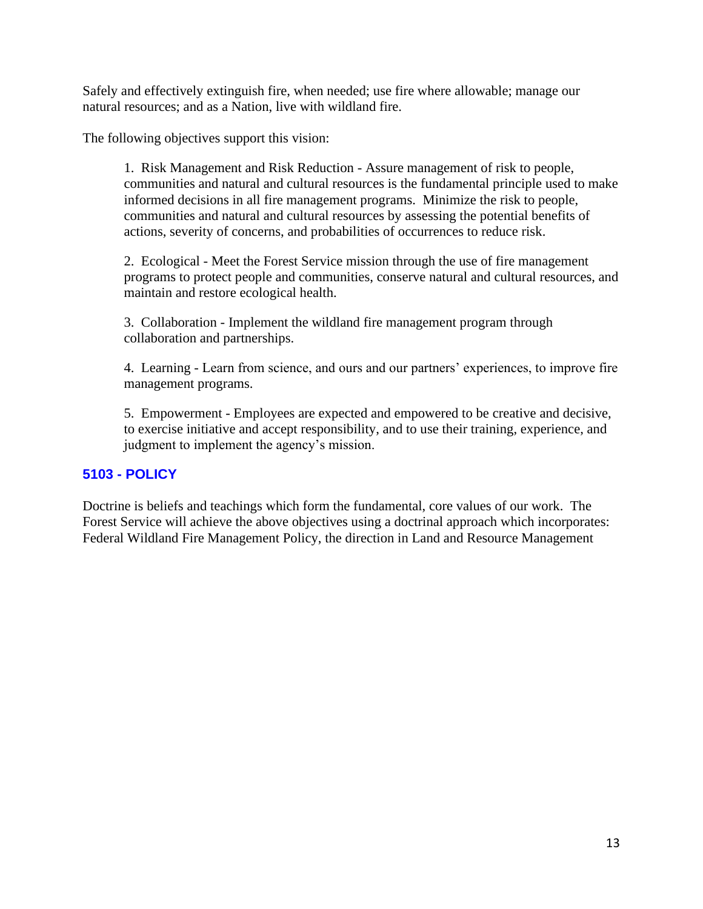Safely and effectively extinguish fire, when needed; use fire where allowable; manage our natural resources; and as a Nation, live with wildland fire.

The following objectives support this vision:

1. Risk Management and Risk Reduction - Assure management of risk to people, communities and natural and cultural resources is the fundamental principle used to make informed decisions in all fire management programs. Minimize the risk to people, communities and natural and cultural resources by assessing the potential benefits of actions, severity of concerns, and probabilities of occurrences to reduce risk.

2. Ecological - Meet the Forest Service mission through the use of fire management programs to protect people and communities, conserve natural and cultural resources, and maintain and restore ecological health.

3. Collaboration - Implement the wildland fire management program through collaboration and partnerships.

4. Learning - Learn from science, and ours and our partners' experiences, to improve fire management programs.

5. Empowerment - Employees are expected and empowered to be creative and decisive, to exercise initiative and accept responsibility, and to use their training, experience, and judgment to implement the agency's mission.

## 5103 - POLICY

Doctrine is beliefs and teachings which form the fundamental, core values of our work. The Forest Service will achieve the above objectives using a doctrinal approach which incorporates: Federal Wildland Fire Management Policy, the direction in Land and Resource Management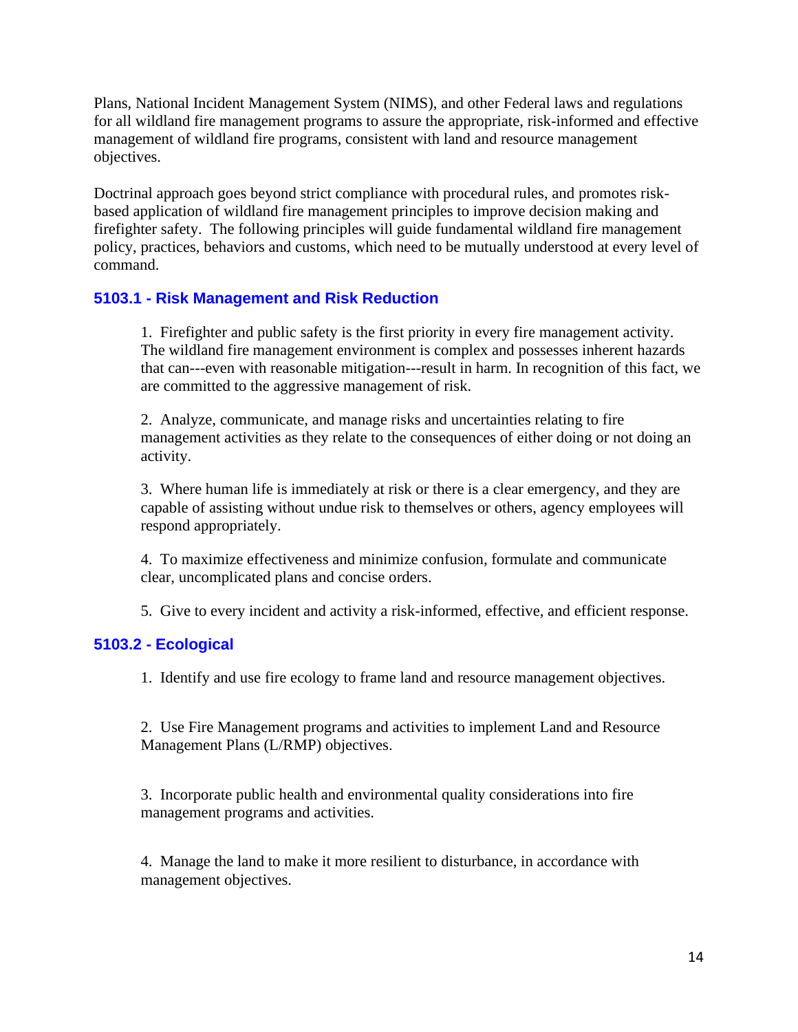Plans, National Incident Management System (NIMS), and other Federal laws and regulations for all wildland fire management programs to assure the appropriate, risk-informed and effective management of wildland fire programs, consistent with land and resource management objectives.

Doctrinal approach goes beyond strict compliance with procedural rules, and promotes risk-based application of wildland fire management principles to improve decision making and firefighter safety. The following principles will guide fundamental wildland fire management policy, practices, behaviors and customs, which need to be mutually understood at every level of command.

### 5103.1 - Risk Management and Risk Reduction

1. Firefighter and public safety is the first priority in every fire management activity. The wildland fire management environment is complex and possesses inherent hazards that can---even with reasonable mitigation---result in harm. In recognition of this fact, we are committed to the aggressive management of risk.

2. Analyze, communicate, and manage risks and uncertainties relating to fire management activities as they relate to the consequences of either doing or not doing an activity.

3. Where human life is immediately at risk or there is a clear emergency, and they are capable of assisting without undue risk to themselves or others, agency employees will respond appropriately.

4. To maximize effectiveness and minimize confusion, formulate and communicate clear, uncomplicated plans and concise orders.

5. Give to every incident and activity a risk-informed, effective, and efficient response.

### 5103.2 - Ecological

1. Identify and use fire ecology to frame land and resource management objectives.

2. Use Fire Management programs and activities to implement Land and Resource Management Plans (L/RMP) objectives.

3. Incorporate public health and environmental quality considerations into fire management programs and activities.

4. Manage the land to make it more resilient to disturbance, in accordance with management objectives.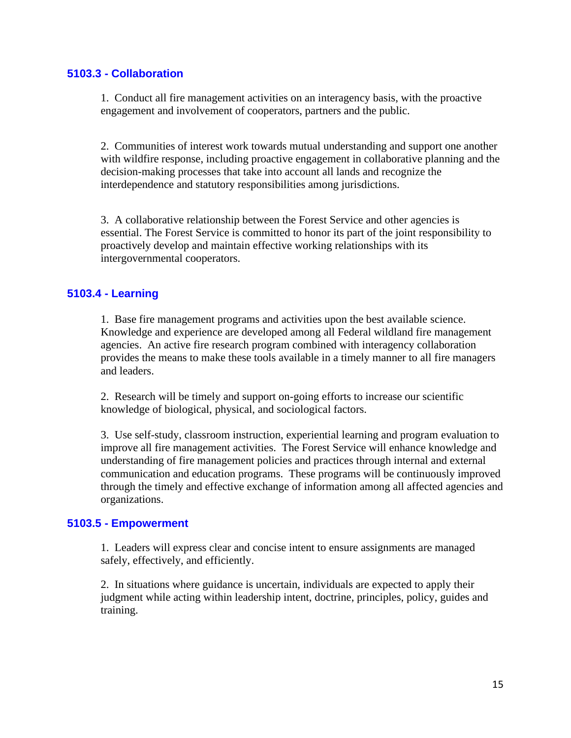### 5103.3 - Collaboration

1. Conduct all fire management activities on an interagency basis, with the proactive engagement and involvement of cooperators, partners and the public.

2. Communities of interest work towards mutual understanding and support one another with wildfire response, including proactive engagement in collaborative planning and the decision-making processes that take into account all lands and recognize the interdependence and statutory responsibilities among jurisdictions.

3. A collaborative relationship between the Forest Service and other agencies is essential. The Forest Service is committed to honor its part of the joint responsibility to proactively develop and maintain effective working relationships with its intergovernmental cooperators.

### 5103.4 - Learning

1. Base fire management programs and activities upon the best available science. Knowledge and experience are developed among all Federal wildland fire management agencies. An active fire research program combined with interagency collaboration provides the means to make these tools available in a timely manner to all fire managers and leaders.

2. Research will be timely and support on-going efforts to increase our scientific knowledge of biological, physical, and sociological factors.

3. Use self-study, classroom instruction, experiential learning and program evaluation to improve all fire management activities. The Forest Service will enhance knowledge and understanding of fire management policies and practices through internal and external communication and education programs. These programs will be continuously improved through the timely and effective exchange of information among all affected agencies and organizations.

### 5103.5 - Empowerment

1. Leaders will express clear and concise intent to ensure assignments are managed safely, effectively, and efficiently.

2. In situations where guidance is uncertain, individuals are expected to apply their judgment while acting within leadership intent, doctrine, principles, policy, guides and training.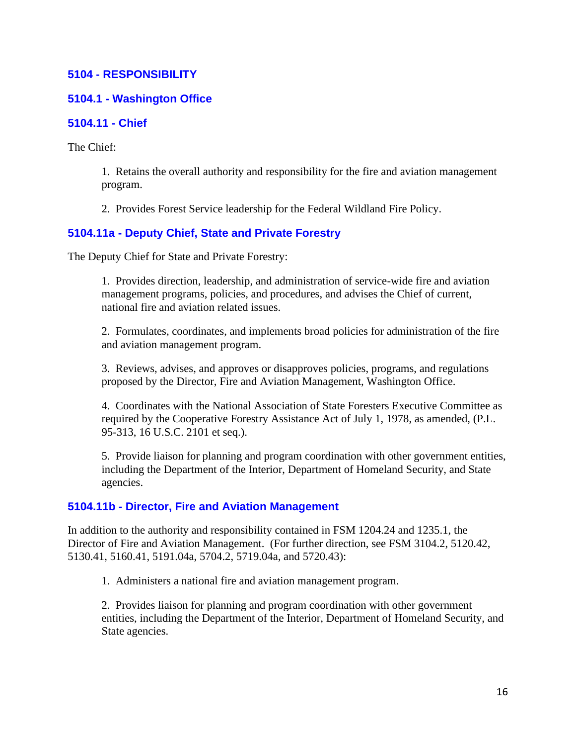## 5104 - RESPONSIBILITY

### 5104.1 - Washington Office

### 5104.11 - Chief

The Chief:

1. Retains the overall authority and responsibility for the fire and aviation management program.

2. Provides Forest Service leadership for the Federal Wildland Fire Policy.

### 5104.11a - Deputy Chief, State and Private Forestry

The Deputy Chief for State and Private Forestry:

1. Provides direction, leadership, and administration of service-wide fire and aviation management programs, policies, and procedures, and advises the Chief of current, national fire and aviation related issues.

2. Formulates, coordinates, and implements broad policies for administration of the fire and aviation management program.

3. Reviews, advises, and approves or disapproves policies, programs, and regulations proposed by the Director, Fire and Aviation Management, Washington Office.

4. Coordinates with the National Association of State Foresters Executive Committee as required by the Cooperative Forestry Assistance Act of July 1, 1978, as amended, (P.L. 95-313, 16 U.S.C. 2101 et seq.).

5. Provide liaison for planning and program coordination with other government entities, including the Department of the Interior, Department of Homeland Security, and State agencies.

### 5104.11b - Director, Fire and Aviation Management

In addition to the authority and responsibility contained in FSM 1204.24 and 1235.1, the Director of Fire and Aviation Management. (For further direction, see FSM 3104.2, 5120.42, 5130.41, 5160.41, 5191.04a, 5704.2, 5719.04a, and 5720.43):

1. Administers a national fire and aviation management program.

2. Provides liaison for planning and program coordination with other government entities, including the Department of the Interior, Department of Homeland Security, and State agencies.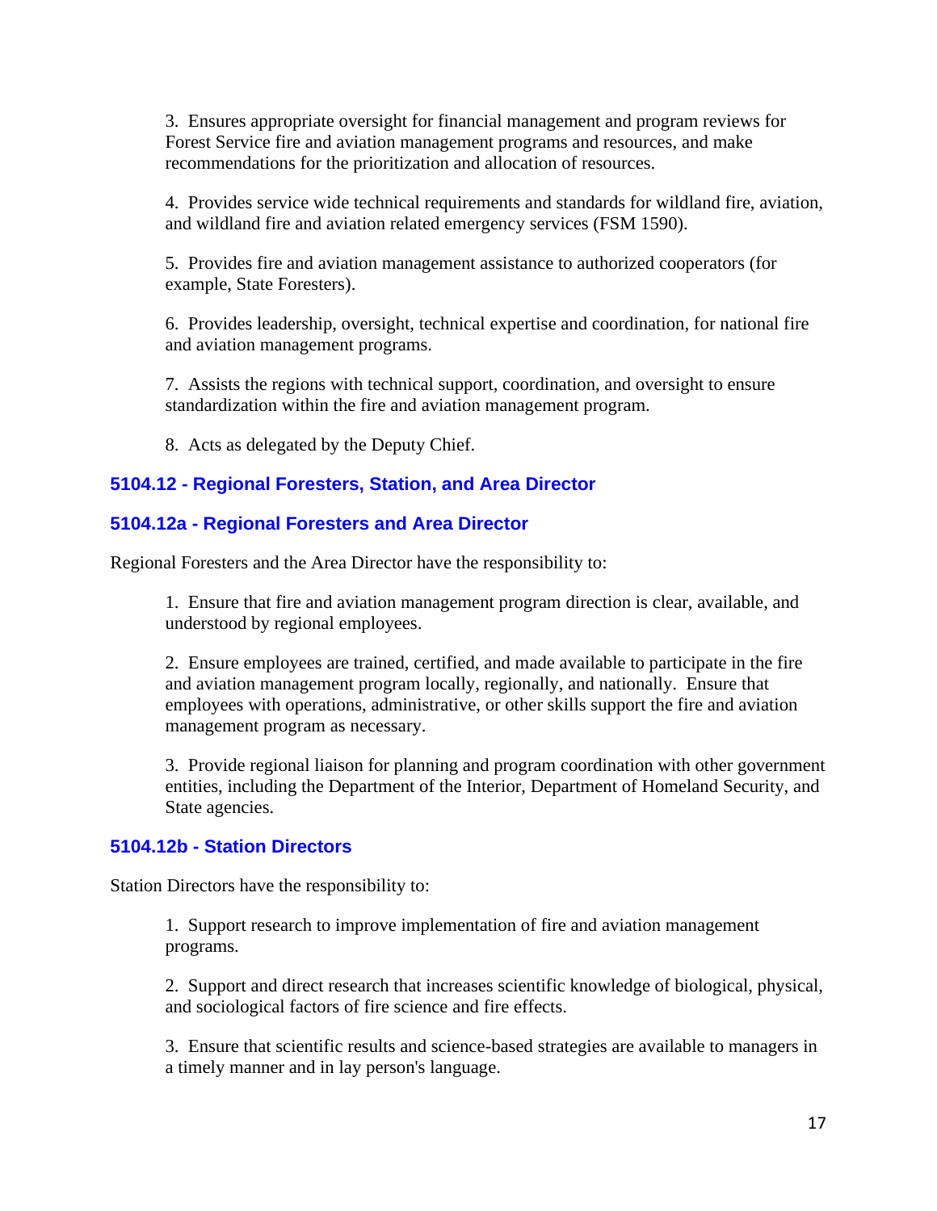3. Ensures appropriate oversight for financial management and program reviews for Forest Service fire and aviation management programs and resources, and make recommendations for the prioritization and allocation of resources.

4. Provides service wide technical requirements and standards for wildland fire, aviation, and wildland fire and aviation related emergency services (FSM 1590).

5. Provides fire and aviation management assistance to authorized cooperators (for example, State Foresters).

6. Provides leadership, oversight, technical expertise and coordination, for national fire and aviation management programs.

7. Assists the regions with technical support, coordination, and oversight to ensure standardization within the fire and aviation management program.

8. Acts as delegated by the Deputy Chief.

### 5104.12 - Regional Foresters, Station, and Area Director

### 5104.12a - Regional Foresters and Area Director

Regional Foresters and the Area Director have the responsibility to:

1. Ensure that fire and aviation management program direction is clear, available, and understood by regional employees.

2. Ensure employees are trained, certified, and made available to participate in the fire and aviation management program locally, regionally, and nationally. Ensure that employees with operations, administrative, or other skills support the fire and aviation management program as necessary.

3. Provide regional liaison for planning and program coordination with other government entities, including the Department of the Interior, Department of Homeland Security, and State agencies.

### 5104.12b - Station Directors

Station Directors have the responsibility to:

1. Support research to improve implementation of fire and aviation management programs.

2. Support and direct research that increases scientific knowledge of biological, physical, and sociological factors of fire science and fire effects.

3. Ensure that scientific results and science-based strategies are available to managers in a timely manner and in lay person's language.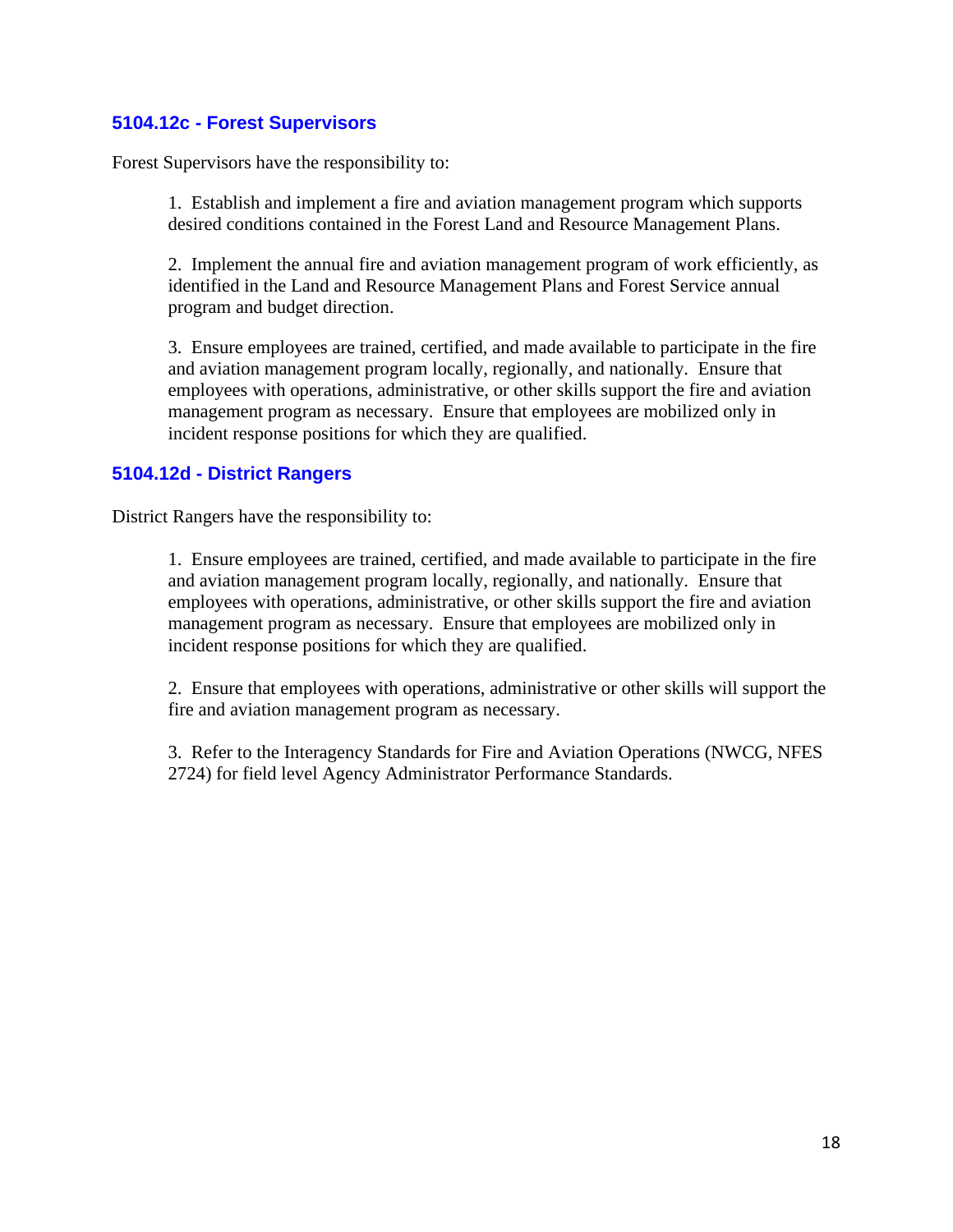### 5104.12c - Forest Supervisors

Forest Supervisors have the responsibility to:

1. Establish and implement a fire and aviation management program which supports desired conditions contained in the Forest Land and Resource Management Plans.

2. Implement the annual fire and aviation management program of work efficiently, as identified in the Land and Resource Management Plans and Forest Service annual program and budget direction.

3. Ensure employees are trained, certified, and made available to participate in the fire and aviation management program locally, regionally, and nationally. Ensure that employees with operations, administrative, or other skills support the fire and aviation management program as necessary. Ensure that employees are mobilized only in incident response positions for which they are qualified.

### 5104.12d - District Rangers

District Rangers have the responsibility to:

1. Ensure employees are trained, certified, and made available to participate in the fire and aviation management program locally, regionally, and nationally. Ensure that employees with operations, administrative, or other skills support the fire and aviation management program as necessary. Ensure that employees are mobilized only in incident response positions for which they are qualified.

2. Ensure that employees with operations, administrative or other skills will support the fire and aviation management program as necessary.

3. Refer to the Interagency Standards for Fire and Aviation Operations (NWCG, NFES 2724) for field level Agency Administrator Performance Standards.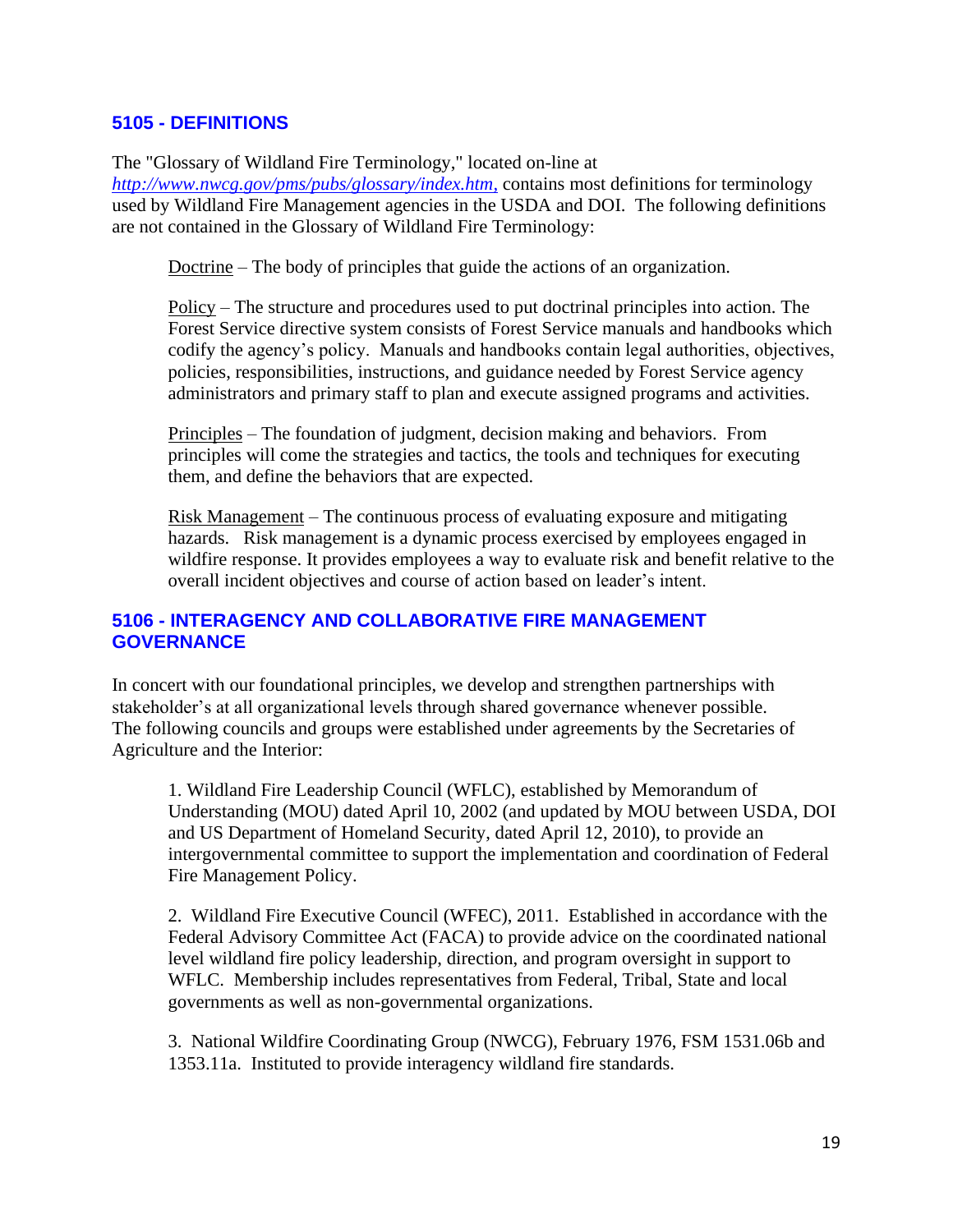## 5105 - DEFINITIONS

The "Glossary of Wildland Fire Terminology," located on-line at *http://www.nwcg.gov/pms/pubs/glossary/index.htm,* contains most definitions for terminology used by Wildland Fire Management agencies in the USDA and DOI. The following definitions are not contained in the Glossary of Wildland Fire Terminology:

Doctrine – The body of principles that guide the actions of an organization.

Policy – The structure and procedures used to put doctrinal principles into action. The Forest Service directive system consists of Forest Service manuals and handbooks which codify the agency's policy. Manuals and handbooks contain legal authorities, objectives, policies, responsibilities, instructions, and guidance needed by Forest Service agency administrators and primary staff to plan and execute assigned programs and activities.

Principles – The foundation of judgment, decision making and behaviors. From principles will come the strategies and tactics, the tools and techniques for executing them, and define the behaviors that are expected.

Risk Management – The continuous process of evaluating exposure and mitigating hazards. Risk management is a dynamic process exercised by employees engaged in wildfire response. It provides employees a way to evaluate risk and benefit relative to the overall incident objectives and course of action based on leader's intent.

## 5106 - INTERAGENCY AND COLLABORATIVE FIRE MANAGEMENT GOVERNANCE

In concert with our foundational principles, we develop and strengthen partnerships with stakeholder's at all organizational levels through shared governance whenever possible. The following councils and groups were established under agreements by the Secretaries of Agriculture and the Interior:

1. Wildland Fire Leadership Council (WFLC), established by Memorandum of Understanding (MOU) dated April 10, 2002 (and updated by MOU between USDA, DOI and US Department of Homeland Security, dated April 12, 2010), to provide an intergovernmental committee to support the implementation and coordination of Federal Fire Management Policy.

2. Wildland Fire Executive Council (WFEC), 2011. Established in accordance with the Federal Advisory Committee Act (FACA) to provide advice on the coordinated national level wildland fire policy leadership, direction, and program oversight in support to WFLC. Membership includes representatives from Federal, Tribal, State and local governments as well as non-governmental organizations.

3. National Wildfire Coordinating Group (NWCG), February 1976, FSM 1531.06b and 1353.11a. Instituted to provide interagency wildland fire standards.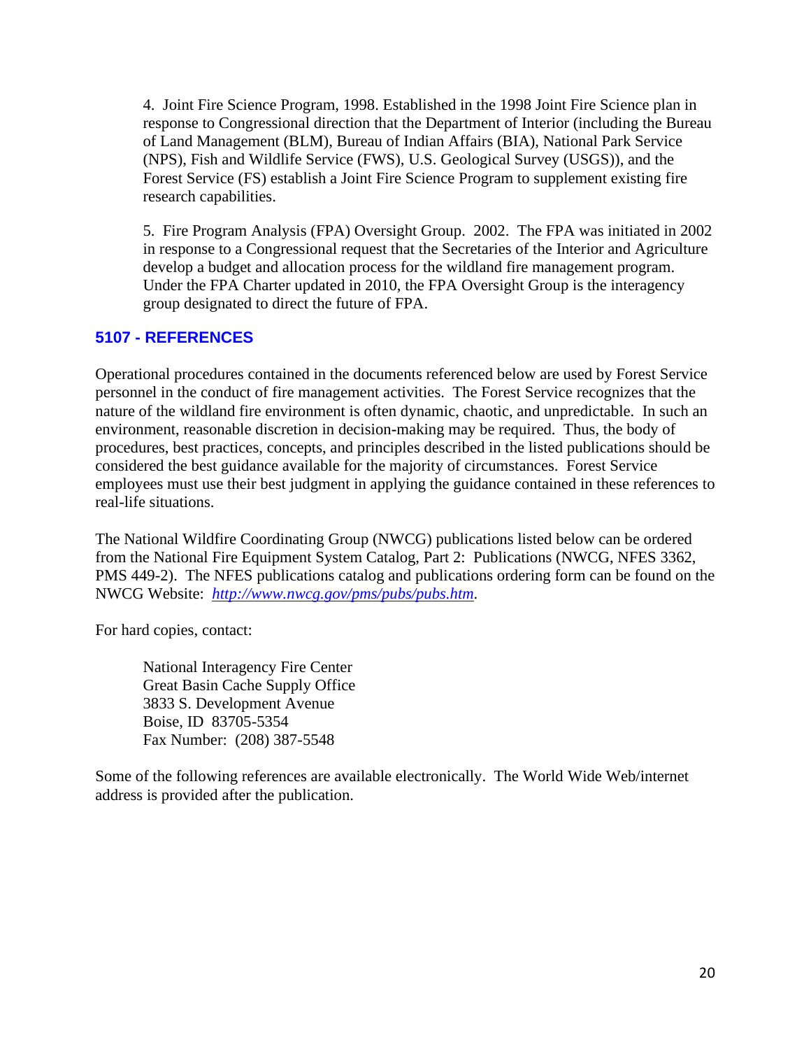4. Joint Fire Science Program, 1998. Established in the 1998 Joint Fire Science plan in response to Congressional direction that the Department of Interior (including the Bureau of Land Management (BLM), Bureau of Indian Affairs (BIA), National Park Service (NPS), Fish and Wildlife Service (FWS), U.S. Geological Survey (USGS)), and the Forest Service (FS) establish a Joint Fire Science Program to supplement existing fire research capabilities.

5. Fire Program Analysis (FPA) Oversight Group. 2002. The FPA was initiated in 2002 in response to a Congressional request that the Secretaries of the Interior and Agriculture develop a budget and allocation process for the wildland fire management program. Under the FPA Charter updated in 2010, the FPA Oversight Group is the interagency group designated to direct the future of FPA.

## 5107 - REFERENCES

Operational procedures contained in the documents referenced below are used by Forest Service personnel in the conduct of fire management activities. The Forest Service recognizes that the nature of the wildland fire environment is often dynamic, chaotic, and unpredictable. In such an environment, reasonable discretion in decision-making may be required. Thus, the body of procedures, best practices, concepts, and principles described in the listed publications should be considered the best guidance available for the majority of circumstances. Forest Service employees must use their best judgment in applying the guidance contained in these references to real-life situations.

The National Wildfire Coordinating Group (NWCG) publications listed below can be ordered from the National Fire Equipment System Catalog, Part 2: Publications (NWCG, NFES 3362, PMS 449-2). The NFES publications catalog and publications ordering form can be found on the NWCG Website: *http://www.nwcg.gov/pms/pubs/pubs.htm*.

For hard copies, contact:

National Interagency Fire Center
Great Basin Cache Supply Office
3833 S. Development Avenue
Boise, ID 83705-5354
Fax Number: (208) 387-5548

Some of the following references are available electronically. The World Wide Web/internet address is provided after the publication.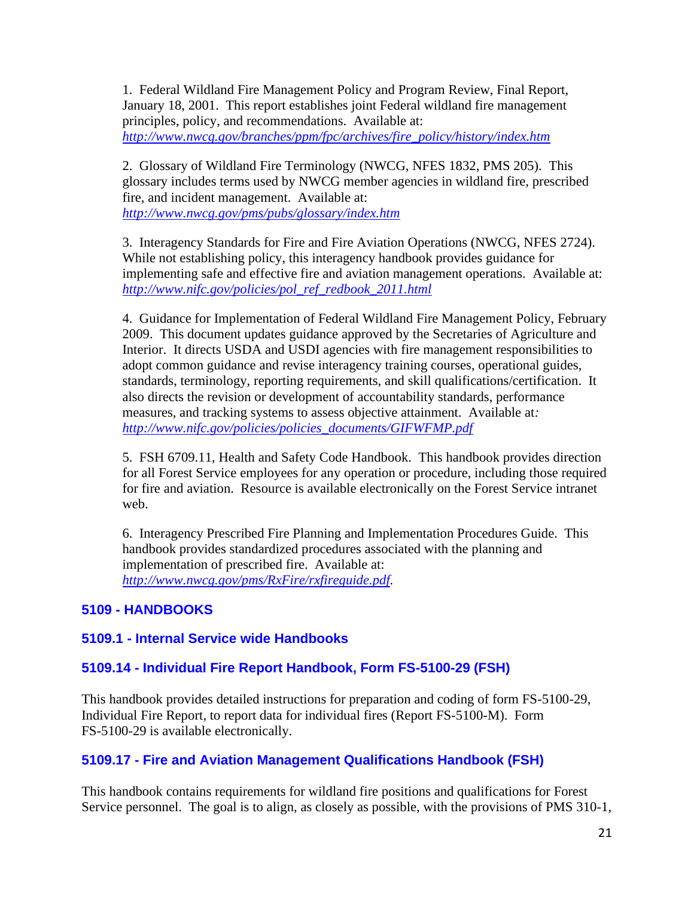1. Federal Wildland Fire Management Policy and Program Review, Final Report, January 18, 2001. This report establishes joint Federal wildland fire management principles, policy, and recommendations. Available at: *http://www.nwcg.gov/branches/ppm/fpc/archives/fire_policy/history/index.htm*

2. Glossary of Wildland Fire Terminology (NWCG, NFES 1832, PMS 205). This glossary includes terms used by NWCG member agencies in wildland fire, prescribed fire, and incident management. Available at: *http://www.nwcg.gov/pms/pubs/glossary/index.htm*

3. Interagency Standards for Fire and Fire Aviation Operations (NWCG, NFES 2724). While not establishing policy, this interagency handbook provides guidance for implementing safe and effective fire and aviation management operations. Available at: *http://www.nifc.gov/policies/pol_ref_redbook_2011.html*

4. Guidance for Implementation of Federal Wildland Fire Management Policy, February 2009. This document updates guidance approved by the Secretaries of Agriculture and Interior. It directs USDA and USDI agencies with fire management responsibilities to adopt common guidance and revise interagency training courses, operational guides, standards, terminology, reporting requirements, and skill qualifications/certification. It also directs the revision or development of accountability standards, performance measures, and tracking systems to assess objective attainment. Available at: *http://www.nifc.gov/policies/policies_documents/GIFWFMP.pdf*

5. FSH 6709.11, Health and Safety Code Handbook. This handbook provides direction for all Forest Service employees for any operation or procedure, including those required for fire and aviation. Resource is available electronically on the Forest Service intranet web.

6. Interagency Prescribed Fire Planning and Implementation Procedures Guide. This handbook provides standardized procedures associated with the planning and implementation of prescribed fire. Available at: *http://www.nwcg.gov/pms/RxFire/rxfireguide.pdf*.

## 5109 - HANDBOOKS

### 5109.1 - Internal Service wide Handbooks

### 5109.14 - Individual Fire Report Handbook, Form FS-5100-29 (FSH)

This handbook provides detailed instructions for preparation and coding of form FS-5100-29, Individual Fire Report, to report data for individual fires (Report FS-5100-M). Form FS-5100-29 is available electronically.

### 5109.17 - Fire and Aviation Management Qualifications Handbook (FSH)

This handbook contains requirements for wildland fire positions and qualifications for Forest Service personnel. The goal is to align, as closely as possible, with the provisions of PMS 310-1,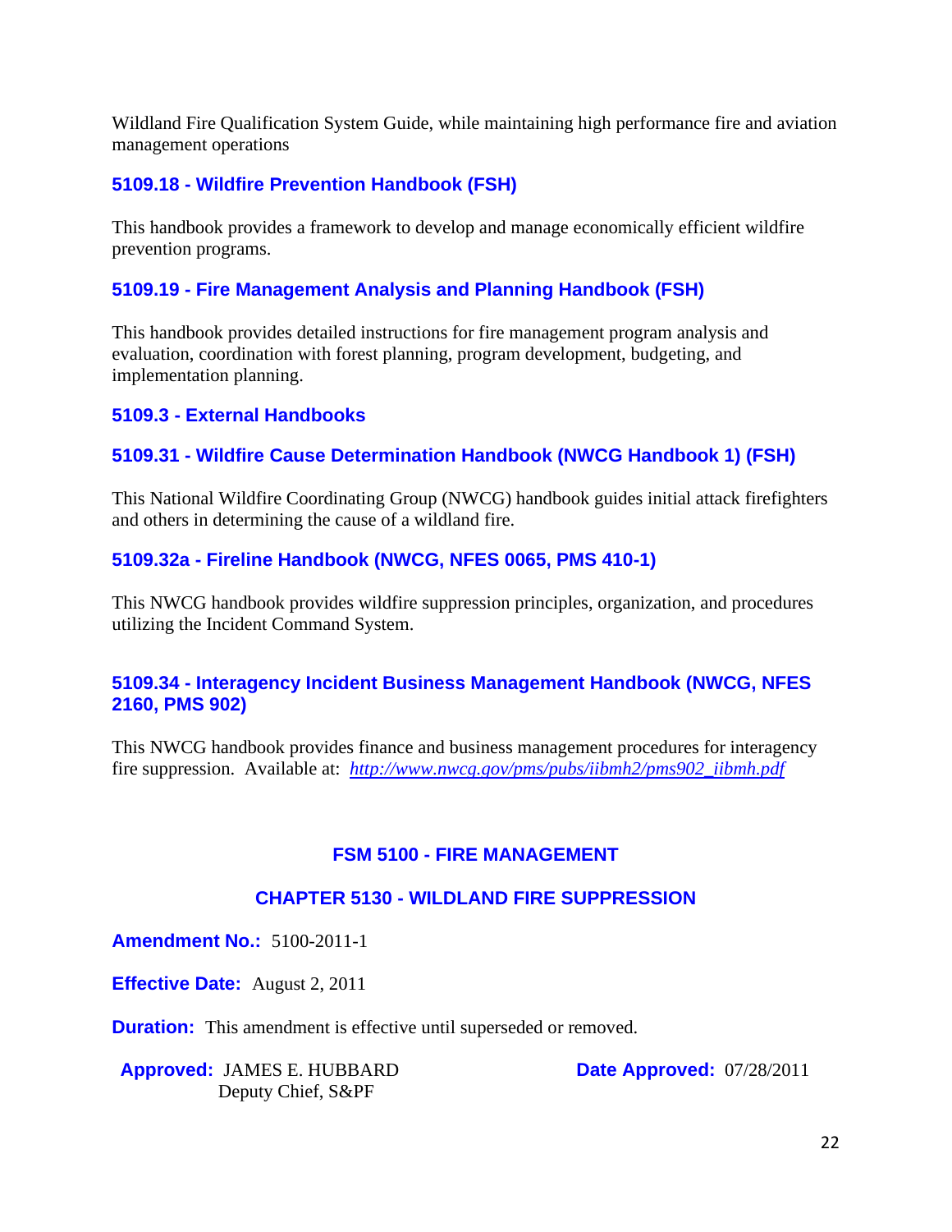Wildland Fire Qualification System Guide, while maintaining high performance fire and aviation management operations

### 5109.18 - Wildfire Prevention Handbook (FSH)

This handbook provides a framework to develop and manage economically efficient wildfire prevention programs.

### 5109.19 - Fire Management Analysis and Planning Handbook (FSH)

This handbook provides detailed instructions for fire management program analysis and evaluation, coordination with forest planning, program development, budgeting, and implementation planning.

### 5109.3 - External Handbooks

### 5109.31 - Wildfire Cause Determination Handbook (NWCG Handbook 1) (FSH)

This National Wildfire Coordinating Group (NWCG) handbook guides initial attack firefighters and others in determining the cause of a wildland fire.

### 5109.32a - Fireline Handbook (NWCG, NFES 0065, PMS 410-1)

This NWCG handbook provides wildfire suppression principles, organization, and procedures utilizing the Incident Command System.

### 5109.34 - Interagency Incident Business Management Handbook (NWCG, NFES 2160, PMS 902)

This NWCG handbook provides finance and business management procedures for interagency fire suppression. Available at: *http://www.nwcg.gov/pms/pubs/iibmh2/pms902_iibmh.pdf*

## FSM 5100 - FIRE MANAGEMENT

## CHAPTER 5130 - WILDLAND FIRE SUPPRESSION

**Amendment No.:** 5100-2011-1

**Effective Date:** August 2, 2011

**Duration:** This amendment is effective until superseded or removed.

**Approved:** JAMES E. HUBBARD
Deputy Chief, S&PF

**Date Approved:** 07/28/2011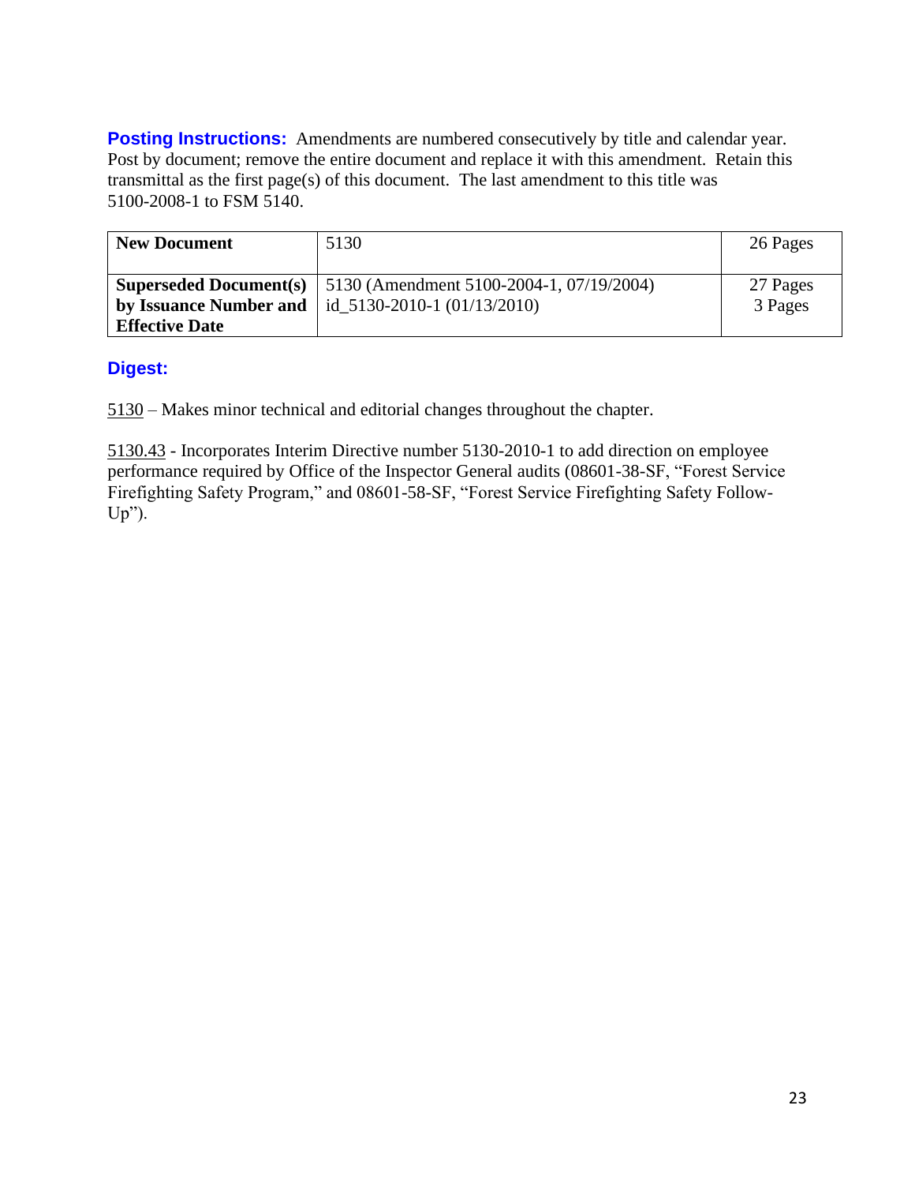**Posting Instructions:** Amendments are numbered consecutively by title and calendar year. Post by document; remove the entire document and replace it with this amendment. Retain this transmittal as the first page(s) of this document. The last amendment to this title was 5100-2008-1 to FSM 5140.

| **New Document** | 5130 | 26 Pages |
|---|---|---|
| **Superseded Document(s) by Issuance Number and Effective Date** | 5130 (Amendment 5100-2004-1, 07/19/2004)<br>id_5130-2010-1 (01/13/2010) | 27 Pages<br>3 Pages |

## Digest:

5130 – Makes minor technical and editorial changes throughout the chapter.

5130.43 - Incorporates Interim Directive number 5130-2010-1 to add direction on employee performance required by Office of the Inspector General audits (08601-38-SF, "Forest Service Firefighting Safety Program," and 08601-58-SF, "Forest Service Firefighting Safety Follow-Up").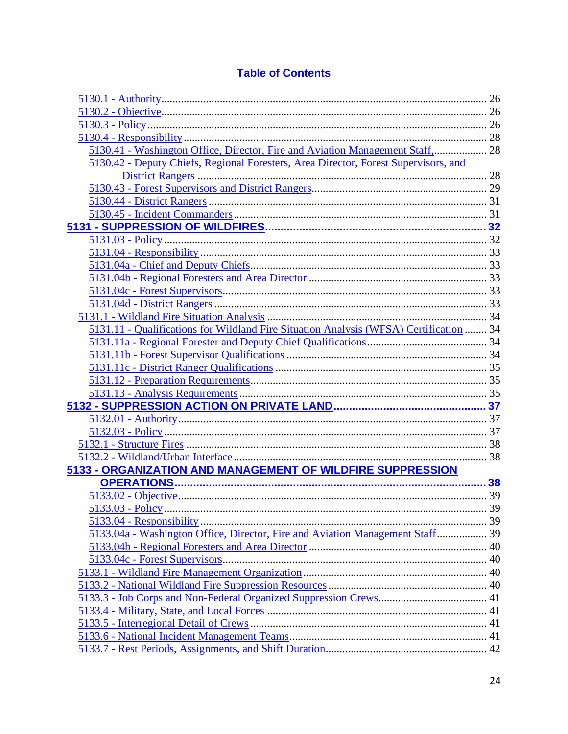## Table of Contents

- 5130.1 - Authority ........ 26
- 5130.2 - Objective ........ 26
- 5130.3 - Policy ........ 26
- 5130.4 - Responsibility ........ 28
  - 5130.41 - Washington Office, Director, Fire and Aviation Management Staff, ........ 28
  - 5130.42 - Deputy Chiefs, Regional Foresters, Area Director, Forest Supervisors, and District Rangers ........ 28
  - 5130.43 - Forest Supervisors and District Rangers ........ 29
  - 5130.44 - District Rangers ........ 31
  - 5130.45 - Incident Commanders ........ 31

**5131 - SUPPRESSION OF WILDFIRES ........ 32**

- 5131.03 - Policy ........ 32
- 5131.04 - Responsibility ........ 33
- 5131.04a - Chief and Deputy Chiefs ........ 33
- 5131.04b - Regional Foresters and Area Director ........ 33
- 5131.04c - Forest Supervisors ........ 33
- 5131.04d - District Rangers ........ 33
- 5131.1 - Wildland Fire Situation Analysis ........ 34
  - 5131.11 - Qualifications for Wildland Fire Situation Analysis (WFSA) Certification ........ 34
  - 5131.11a - Regional Forester and Deputy Chief Qualifications ........ 34
  - 5131.11b - Forest Supervisor Qualifications ........ 34
  - 5131.11c - District Ranger Qualifications ........ 35
  - 5131.12 - Preparation Requirements ........ 35
  - 5131.13 - Analysis Requirements ........ 35

**5132 - SUPPRESSION ACTION ON PRIVATE LAND ........ 37**

- 5132.01 - Authority ........ 37
- 5132.03 - Policy ........ 37
- 5132.1 - Structure Fires ........ 38
- 5132.2 - Wildland/Urban Interface ........ 38

**5133 - ORGANIZATION AND MANAGEMENT OF WILDFIRE SUPPRESSION OPERATIONS ........ 38**

- 5133.02 - Objective ........ 39
- 5133.03 - Policy ........ 39
- 5133.04 - Responsibility ........ 39
- 5133.04a - Washington Office, Director, Fire and Aviation Management Staff ........ 39
- 5133.04b - Regional Foresters and Area Director ........ 40
- 5133.04c - Forest Supervisors ........ 40
- 5133.1 - Wildland Fire Management Organization ........ 40
- 5133.2 - National Wildland Fire Suppression Resources ........ 40
- 5133.3 - Job Corps and Non-Federal Organized Suppression Crews ........ 41
- 5133.4 - Military, State, and Local Forces ........ 41
- 5133.5 - Interregional Detail of Crews ........ 41
- 5133.6 - National Incident Management Teams ........ 41
- 5133.7 - Rest Periods, Assignments, and Shift Duration ........ 42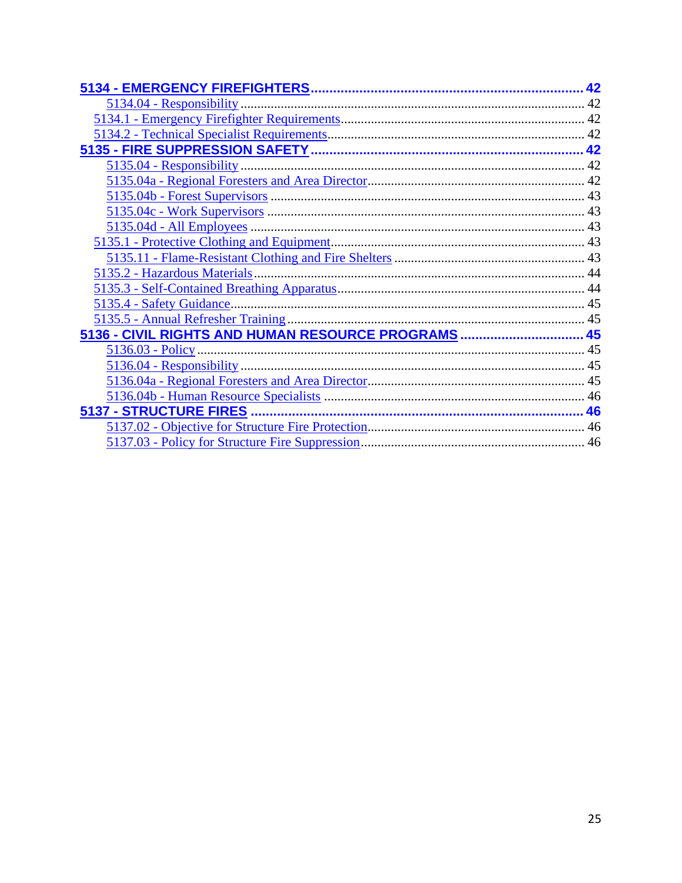**5134 - EMERGENCY FIREFIGHTERS** ........ 42

- 5134.04 - Responsibility ........ 42
- 5134.1 - Emergency Firefighter Requirements ........ 42
- 5134.2 - Technical Specialist Requirements ........ 42

**5135 - FIRE SUPPRESSION SAFETY** ........ 42

- 5135.04 - Responsibility ........ 42
- 5135.04a - Regional Foresters and Area Director ........ 42
- 5135.04b - Forest Supervisors ........ 43
- 5135.04c - Work Supervisors ........ 43
- 5135.04d - All Employees ........ 43
- 5135.1 - Protective Clothing and Equipment ........ 43
- 5135.11 - Flame-Resistant Clothing and Fire Shelters ........ 43
- 5135.2 - Hazardous Materials ........ 44
- 5135.3 - Self-Contained Breathing Apparatus ........ 44
- 5135.4 - Safety Guidance ........ 45
- 5135.5 - Annual Refresher Training ........ 45

**5136 - CIVIL RIGHTS AND HUMAN RESOURCE PROGRAMS** ........ 45

- 5136.03 - Policy ........ 45
- 5136.04 - Responsibility ........ 45
- 5136.04a - Regional Foresters and Area Director ........ 45
- 5136.04b - Human Resource Specialists ........ 46

**5137 - STRUCTURE FIRES** ........ 46

- 5137.02 - Objective for Structure Fire Protection ........ 46
- 5137.03 - Policy for Structure Fire Suppression ........ 46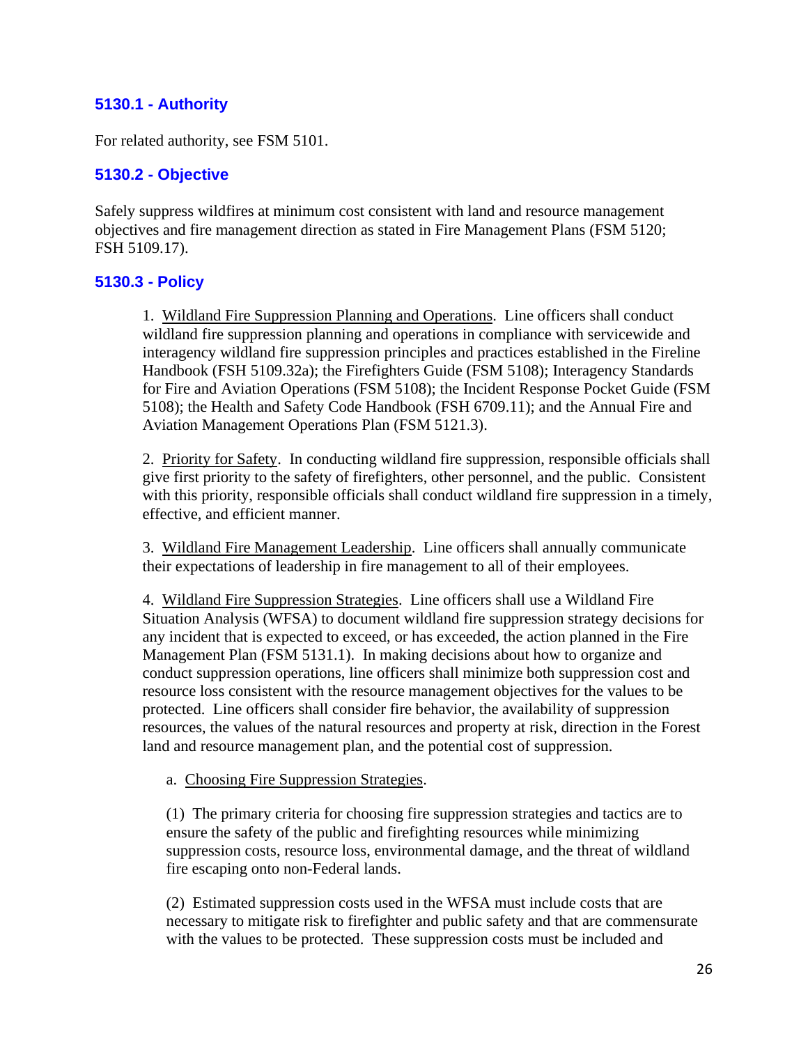### 5130.1 - Authority

For related authority, see FSM 5101.

### 5130.2 - Objective

Safely suppress wildfires at minimum cost consistent with land and resource management objectives and fire management direction as stated in Fire Management Plans (FSM 5120; FSH 5109.17).

### 5130.3 - Policy

1. Wildland Fire Suppression Planning and Operations. Line officers shall conduct wildland fire suppression planning and operations in compliance with servicewide and interagency wildland fire suppression principles and practices established in the Fireline Handbook (FSH 5109.32a); the Firefighters Guide (FSM 5108); Interagency Standards for Fire and Aviation Operations (FSM 5108); the Incident Response Pocket Guide (FSM 5108); the Health and Safety Code Handbook (FSH 6709.11); and the Annual Fire and Aviation Management Operations Plan (FSM 5121.3).

2. Priority for Safety. In conducting wildland fire suppression, responsible officials shall give first priority to the safety of firefighters, other personnel, and the public. Consistent with this priority, responsible officials shall conduct wildland fire suppression in a timely, effective, and efficient manner.

3. Wildland Fire Management Leadership. Line officers shall annually communicate their expectations of leadership in fire management to all of their employees.

4. Wildland Fire Suppression Strategies. Line officers shall use a Wildland Fire Situation Analysis (WFSA) to document wildland fire suppression strategy decisions for any incident that is expected to exceed, or has exceeded, the action planned in the Fire Management Plan (FSM 5131.1). In making decisions about how to organize and conduct suppression operations, line officers shall minimize both suppression cost and resource loss consistent with the resource management objectives for the values to be protected. Line officers shall consider fire behavior, the availability of suppression resources, the values of the natural resources and property at risk, direction in the Forest land and resource management plan, and the potential cost of suppression.

a. Choosing Fire Suppression Strategies.

(1) The primary criteria for choosing fire suppression strategies and tactics are to ensure the safety of the public and firefighting resources while minimizing suppression costs, resource loss, environmental damage, and the threat of wildland fire escaping onto non-Federal lands.

(2) Estimated suppression costs used in the WFSA must include costs that are necessary to mitigate risk to firefighter and public safety and that are commensurate with the values to be protected. These suppression costs must be included and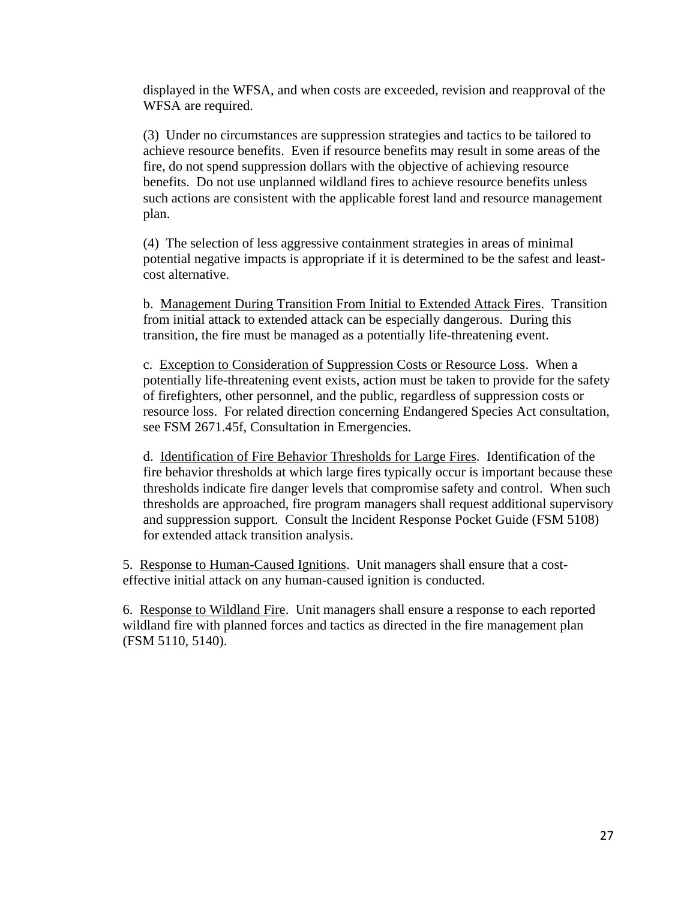displayed in the WFSA, and when costs are exceeded, revision and reapproval of the WFSA are required.

(3) Under no circumstances are suppression strategies and tactics to be tailored to achieve resource benefits. Even if resource benefits may result in some areas of the fire, do not spend suppression dollars with the objective of achieving resource benefits. Do not use unplanned wildland fires to achieve resource benefits unless such actions are consistent with the applicable forest land and resource management plan.

(4) The selection of less aggressive containment strategies in areas of minimal potential negative impacts is appropriate if it is determined to be the safest and least-cost alternative.

b. Management During Transition From Initial to Extended Attack Fires. Transition from initial attack to extended attack can be especially dangerous. During this transition, the fire must be managed as a potentially life-threatening event.

c. Exception to Consideration of Suppression Costs or Resource Loss. When a potentially life-threatening event exists, action must be taken to provide for the safety of firefighters, other personnel, and the public, regardless of suppression costs or resource loss. For related direction concerning Endangered Species Act consultation, see FSM 2671.45f, Consultation in Emergencies.

d. Identification of Fire Behavior Thresholds for Large Fires. Identification of the fire behavior thresholds at which large fires typically occur is important because these thresholds indicate fire danger levels that compromise safety and control. When such thresholds are approached, fire program managers shall request additional supervisory and suppression support. Consult the Incident Response Pocket Guide (FSM 5108) for extended attack transition analysis.

5. Response to Human-Caused Ignitions. Unit managers shall ensure that a cost-effective initial attack on any human-caused ignition is conducted.

6. Response to Wildland Fire. Unit managers shall ensure a response to each reported wildland fire with planned forces and tactics as directed in the fire management plan (FSM 5110, 5140).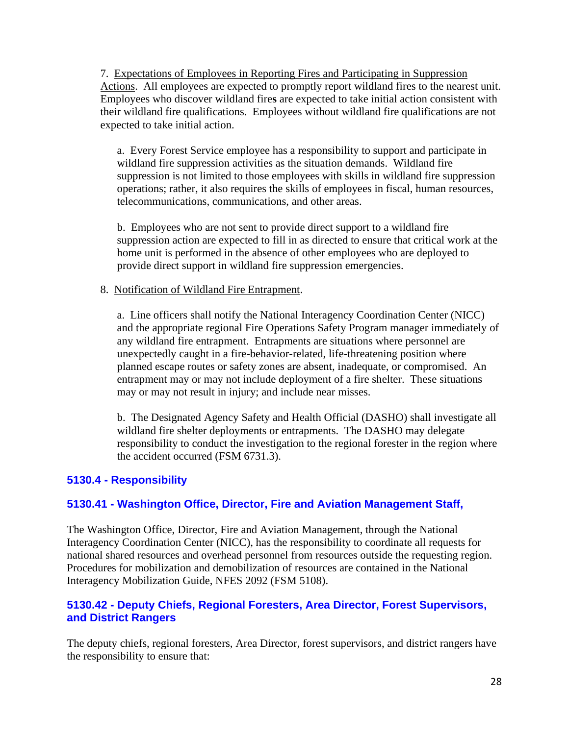7. Expectations of Employees in Reporting Fires and Participating in Suppression Actions. All employees are expected to promptly report wildland fires to the nearest unit. Employees who discover wildland fires are expected to take initial action consistent with their wildland fire qualifications. Employees without wildland fire qualifications are not expected to take initial action.

a. Every Forest Service employee has a responsibility to support and participate in wildland fire suppression activities as the situation demands. Wildland fire suppression is not limited to those employees with skills in wildland fire suppression operations; rather, it also requires the skills of employees in fiscal, human resources, telecommunications, communications, and other areas.

b. Employees who are not sent to provide direct support to a wildland fire suppression action are expected to fill in as directed to ensure that critical work at the home unit is performed in the absence of other employees who are deployed to provide direct support in wildland fire suppression emergencies.

8. Notification of Wildland Fire Entrapment.

a. Line officers shall notify the National Interagency Coordination Center (NICC) and the appropriate regional Fire Operations Safety Program manager immediately of any wildland fire entrapment. Entrapments are situations where personnel are unexpectedly caught in a fire-behavior-related, life-threatening position where planned escape routes or safety zones are absent, inadequate, or compromised. An entrapment may or may not include deployment of a fire shelter. These situations may or may not result in injury; and include near misses.

b. The Designated Agency Safety and Health Official (DASHO) shall investigate all wildland fire shelter deployments or entrapments. The DASHO may delegate responsibility to conduct the investigation to the regional forester in the region where the accident occurred (FSM 6731.3).

## 5130.4 - Responsibility

### 5130.41 - Washington Office, Director, Fire and Aviation Management Staff,

The Washington Office, Director, Fire and Aviation Management, through the National Interagency Coordination Center (NICC), has the responsibility to coordinate all requests for national shared resources and overhead personnel from resources outside the requesting region. Procedures for mobilization and demobilization of resources are contained in the National Interagency Mobilization Guide, NFES 2092 (FSM 5108).

### 5130.42 - Deputy Chiefs, Regional Foresters, Area Director, Forest Supervisors, and District Rangers

The deputy chiefs, regional foresters, Area Director, forest supervisors, and district rangers have the responsibility to ensure that: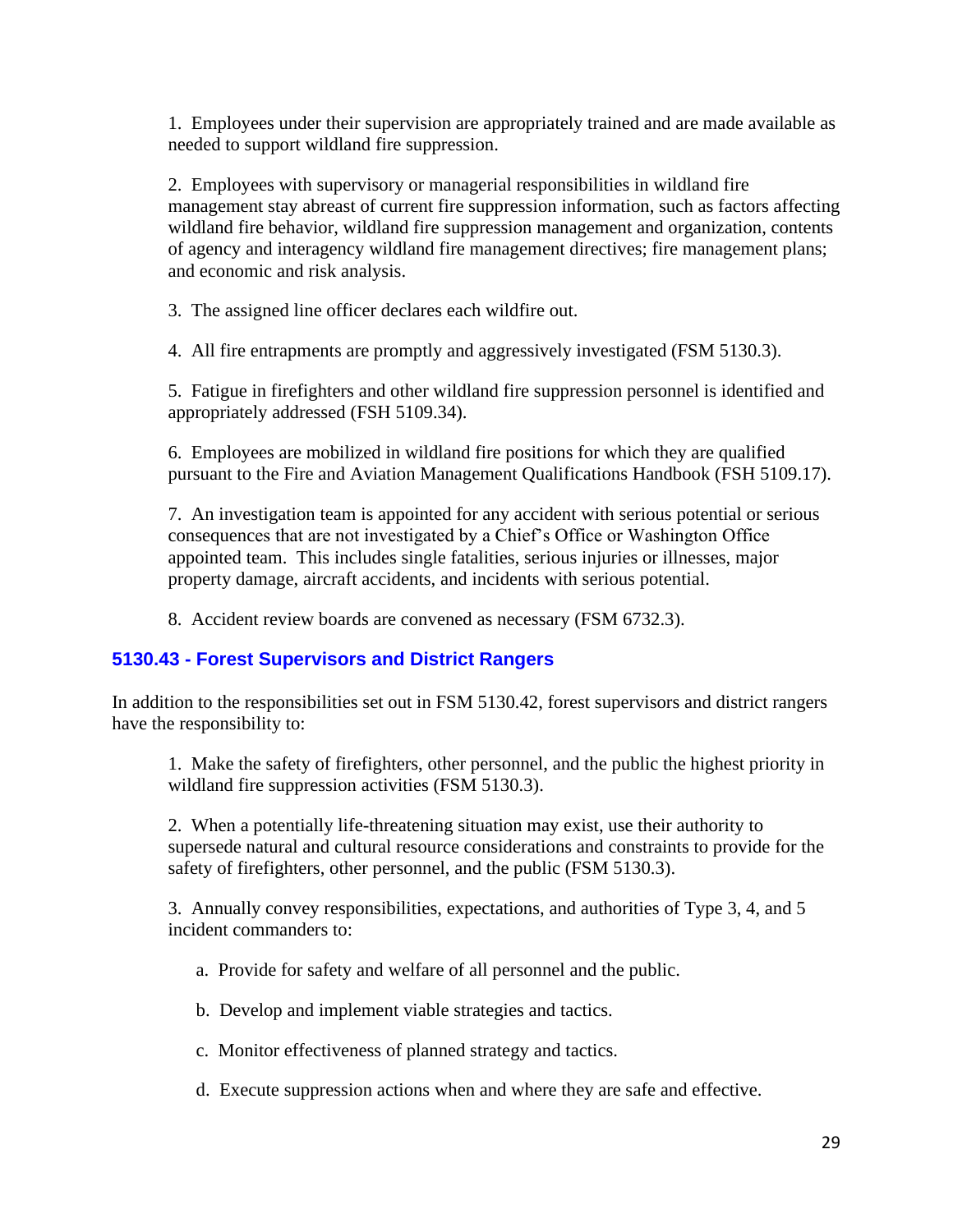1. Employees under their supervision are appropriately trained and are made available as needed to support wildland fire suppression.

2. Employees with supervisory or managerial responsibilities in wildland fire management stay abreast of current fire suppression information, such as factors affecting wildland fire behavior, wildland fire suppression management and organization, contents of agency and interagency wildland fire management directives; fire management plans; and economic and risk analysis.

3. The assigned line officer declares each wildfire out.

4. All fire entrapments are promptly and aggressively investigated (FSM 5130.3).

5. Fatigue in firefighters and other wildland fire suppression personnel is identified and appropriately addressed (FSH 5109.34).

6. Employees are mobilized in wildland fire positions for which they are qualified pursuant to the Fire and Aviation Management Qualifications Handbook (FSH 5109.17).

7. An investigation team is appointed for any accident with serious potential or serious consequences that are not investigated by a Chief's Office or Washington Office appointed team. This includes single fatalities, serious injuries or illnesses, major property damage, aircraft accidents, and incidents with serious potential.

8. Accident review boards are convened as necessary (FSM 6732.3).

### 5130.43 - Forest Supervisors and District Rangers

In addition to the responsibilities set out in FSM 5130.42, forest supervisors and district rangers have the responsibility to:

1. Make the safety of firefighters, other personnel, and the public the highest priority in wildland fire suppression activities (FSM 5130.3).

2. When a potentially life-threatening situation may exist, use their authority to supersede natural and cultural resource considerations and constraints to provide for the safety of firefighters, other personnel, and the public (FSM 5130.3).

3. Annually convey responsibilities, expectations, and authorities of Type 3, 4, and 5 incident commanders to:

   a. Provide for safety and welfare of all personnel and the public.

   b. Develop and implement viable strategies and tactics.

   c. Monitor effectiveness of planned strategy and tactics.

   d. Execute suppression actions when and where they are safe and effective.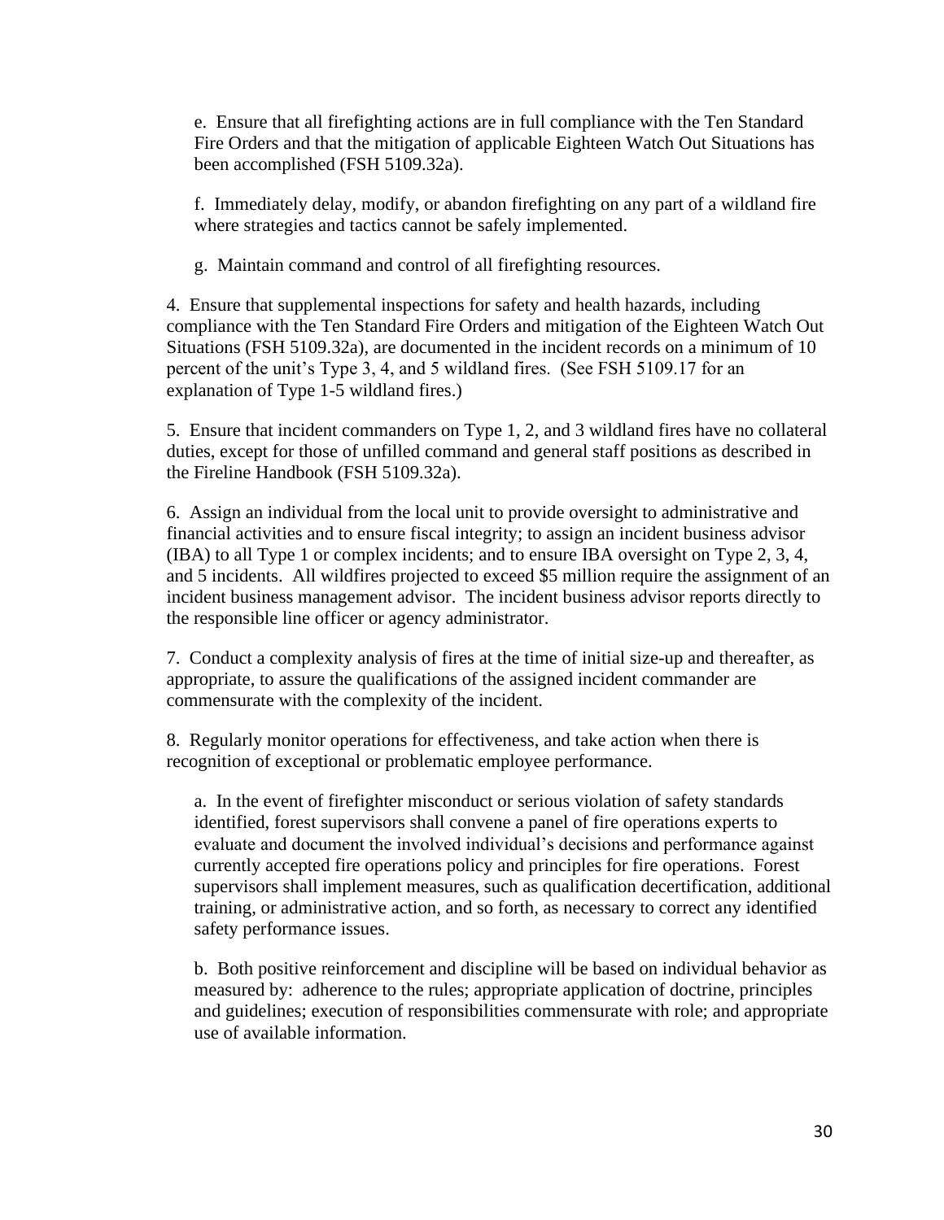e. Ensure that all firefighting actions are in full compliance with the Ten Standard Fire Orders and that the mitigation of applicable Eighteen Watch Out Situations has been accomplished (FSH 5109.32a).

f. Immediately delay, modify, or abandon firefighting on any part of a wildland fire where strategies and tactics cannot be safely implemented.

g. Maintain command and control of all firefighting resources.

4. Ensure that supplemental inspections for safety and health hazards, including compliance with the Ten Standard Fire Orders and mitigation of the Eighteen Watch Out Situations (FSH 5109.32a), are documented in the incident records on a minimum of 10 percent of the unit's Type 3, 4, and 5 wildland fires. (See FSH 5109.17 for an explanation of Type 1-5 wildland fires.)

5. Ensure that incident commanders on Type 1, 2, and 3 wildland fires have no collateral duties, except for those of unfilled command and general staff positions as described in the Fireline Handbook (FSH 5109.32a).

6. Assign an individual from the local unit to provide oversight to administrative and financial activities and to ensure fiscal integrity; to assign an incident business advisor (IBA) to all Type 1 or complex incidents; and to ensure IBA oversight on Type 2, 3, 4, and 5 incidents. All wildfires projected to exceed $5 million require the assignment of an incident business management advisor. The incident business advisor reports directly to the responsible line officer or agency administrator.

7. Conduct a complexity analysis of fires at the time of initial size-up and thereafter, as appropriate, to assure the qualifications of the assigned incident commander are commensurate with the complexity of the incident.

8. Regularly monitor operations for effectiveness, and take action when there is recognition of exceptional or problematic employee performance.

a. In the event of firefighter misconduct or serious violation of safety standards identified, forest supervisors shall convene a panel of fire operations experts to evaluate and document the involved individual's decisions and performance against currently accepted fire operations policy and principles for fire operations. Forest supervisors shall implement measures, such as qualification decertification, additional training, or administrative action, and so forth, as necessary to correct any identified safety performance issues.

b. Both positive reinforcement and discipline will be based on individual behavior as measured by: adherence to the rules; appropriate application of doctrine, principles and guidelines; execution of responsibilities commensurate with role; and appropriate use of available information.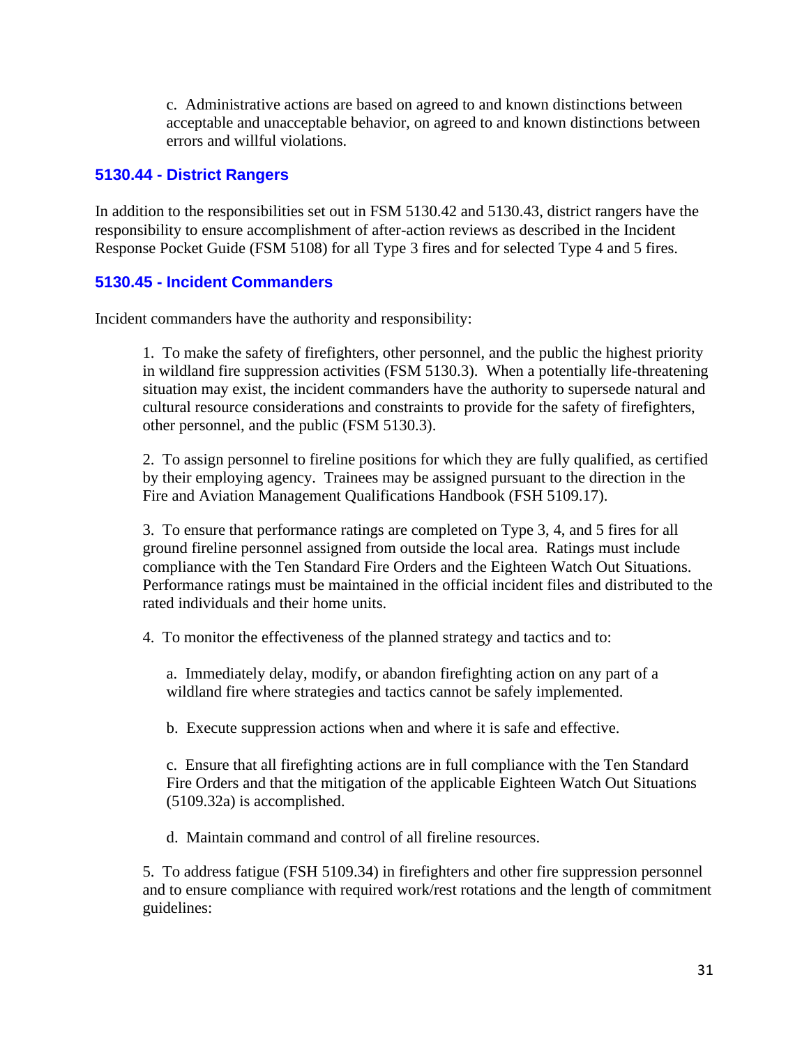c. Administrative actions are based on agreed to and known distinctions between acceptable and unacceptable behavior, on agreed to and known distinctions between errors and willful violations.

### 5130.44 - District Rangers

In addition to the responsibilities set out in FSM 5130.42 and 5130.43, district rangers have the responsibility to ensure accomplishment of after-action reviews as described in the Incident Response Pocket Guide (FSM 5108) for all Type 3 fires and for selected Type 4 and 5 fires.

### 5130.45 - Incident Commanders

Incident commanders have the authority and responsibility:

1. To make the safety of firefighters, other personnel, and the public the highest priority in wildland fire suppression activities (FSM 5130.3). When a potentially life-threatening situation may exist, the incident commanders have the authority to supersede natural and cultural resource considerations and constraints to provide for the safety of firefighters, other personnel, and the public (FSM 5130.3).

2. To assign personnel to fireline positions for which they are fully qualified, as certified by their employing agency. Trainees may be assigned pursuant to the direction in the Fire and Aviation Management Qualifications Handbook (FSH 5109.17).

3. To ensure that performance ratings are completed on Type 3, 4, and 5 fires for all ground fireline personnel assigned from outside the local area. Ratings must include compliance with the Ten Standard Fire Orders and the Eighteen Watch Out Situations. Performance ratings must be maintained in the official incident files and distributed to the rated individuals and their home units.

4. To monitor the effectiveness of the planned strategy and tactics and to:

   a. Immediately delay, modify, or abandon firefighting action on any part of a wildland fire where strategies and tactics cannot be safely implemented.

   b. Execute suppression actions when and where it is safe and effective.

   c. Ensure that all firefighting actions are in full compliance with the Ten Standard Fire Orders and that the mitigation of the applicable Eighteen Watch Out Situations (5109.32a) is accomplished.

   d. Maintain command and control of all fireline resources.

5. To address fatigue (FSH 5109.34) in firefighters and other fire suppression personnel and to ensure compliance with required work/rest rotations and the length of commitment guidelines: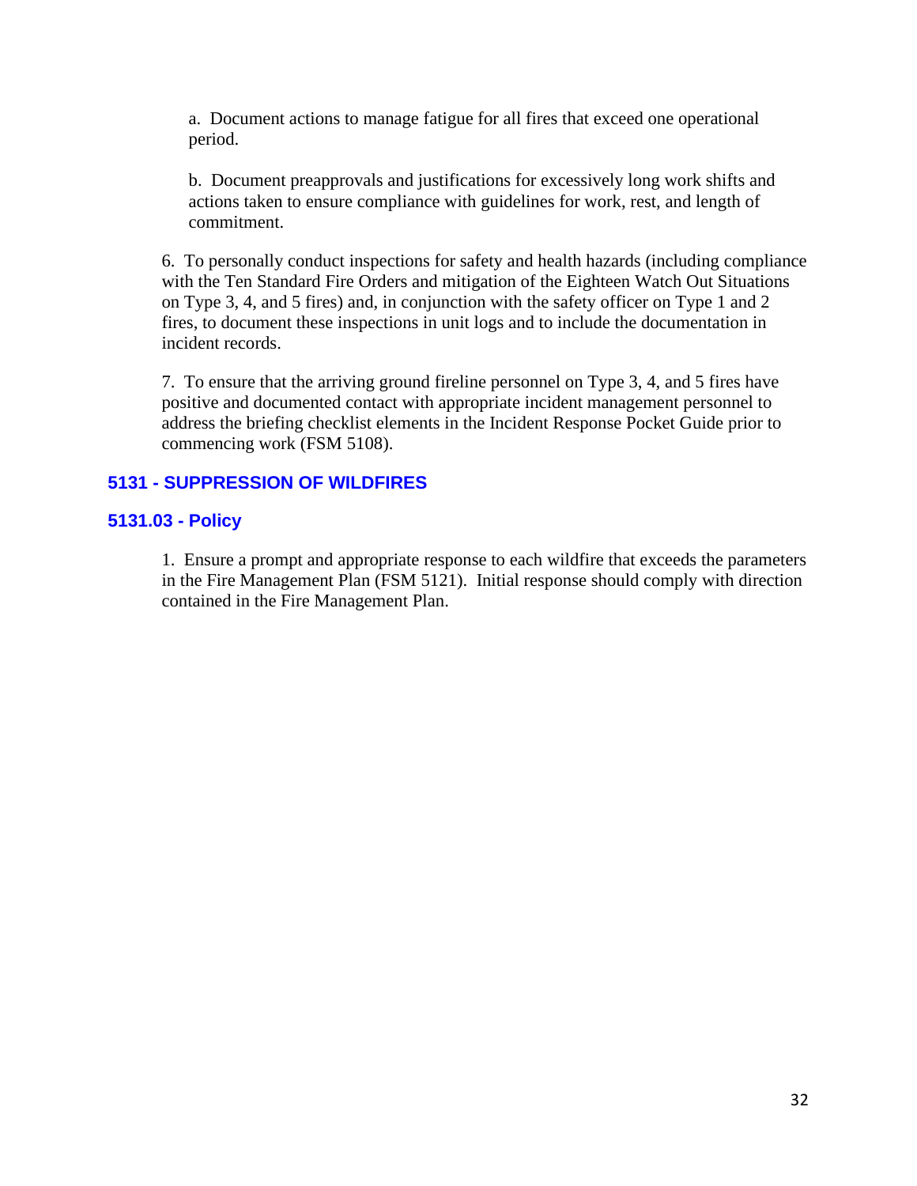a. Document actions to manage fatigue for all fires that exceed one operational period.

b. Document preapprovals and justifications for excessively long work shifts and actions taken to ensure compliance with guidelines for work, rest, and length of commitment.

6. To personally conduct inspections for safety and health hazards (including compliance with the Ten Standard Fire Orders and mitigation of the Eighteen Watch Out Situations on Type 3, 4, and 5 fires) and, in conjunction with the safety officer on Type 1 and 2 fires, to document these inspections in unit logs and to include the documentation in incident records.

7. To ensure that the arriving ground fireline personnel on Type 3, 4, and 5 fires have positive and documented contact with appropriate incident management personnel to address the briefing checklist elements in the Incident Response Pocket Guide prior to commencing work (FSM 5108).

### 5131 - SUPPRESSION OF WILDFIRES

### 5131.03 - Policy

1. Ensure a prompt and appropriate response to each wildfire that exceeds the parameters in the Fire Management Plan (FSM 5121). Initial response should comply with direction contained in the Fire Management Plan.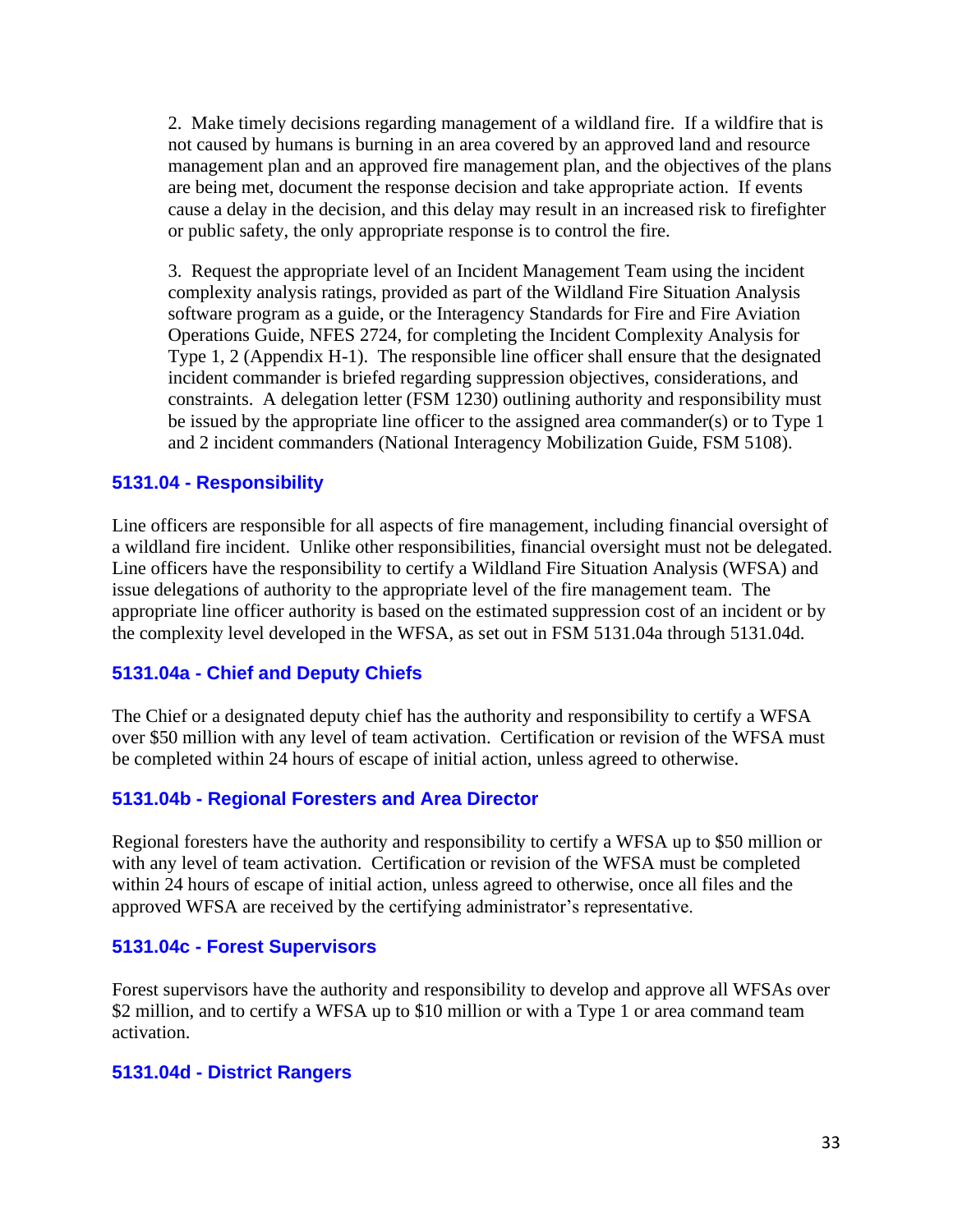2. Make timely decisions regarding management of a wildland fire. If a wildfire that is not caused by humans is burning in an area covered by an approved land and resource management plan and an approved fire management plan, and the objectives of the plans are being met, document the response decision and take appropriate action. If events cause a delay in the decision, and this delay may result in an increased risk to firefighter or public safety, the only appropriate response is to control the fire.

3. Request the appropriate level of an Incident Management Team using the incident complexity analysis ratings, provided as part of the Wildland Fire Situation Analysis software program as a guide, or the Interagency Standards for Fire and Fire Aviation Operations Guide, NFES 2724, for completing the Incident Complexity Analysis for Type 1, 2 (Appendix H-1). The responsible line officer shall ensure that the designated incident commander is briefed regarding suppression objectives, considerations, and constraints. A delegation letter (FSM 1230) outlining authority and responsibility must be issued by the appropriate line officer to the assigned area commander(s) or to Type 1 and 2 incident commanders (National Interagency Mobilization Guide, FSM 5108).

### 5131.04 - Responsibility

Line officers are responsible for all aspects of fire management, including financial oversight of a wildland fire incident. Unlike other responsibilities, financial oversight must not be delegated. Line officers have the responsibility to certify a Wildland Fire Situation Analysis (WFSA) and issue delegations of authority to the appropriate level of the fire management team. The appropriate line officer authority is based on the estimated suppression cost of an incident or by the complexity level developed in the WFSA, as set out in FSM 5131.04a through 5131.04d.

### 5131.04a - Chief and Deputy Chiefs

The Chief or a designated deputy chief has the authority and responsibility to certify a WFSA over $50 million with any level of team activation. Certification or revision of the WFSA must be completed within 24 hours of escape of initial action, unless agreed to otherwise.

### 5131.04b - Regional Foresters and Area Director

Regional foresters have the authority and responsibility to certify a WFSA up to $50 million or with any level of team activation. Certification or revision of the WFSA must be completed within 24 hours of escape of initial action, unless agreed to otherwise, once all files and the approved WFSA are received by the certifying administrator's representative.

### 5131.04c - Forest Supervisors

Forest supervisors have the authority and responsibility to develop and approve all WFSAs over $2 million, and to certify a WFSA up to $10 million or with a Type 1 or area command team activation.

### 5131.04d - District Rangers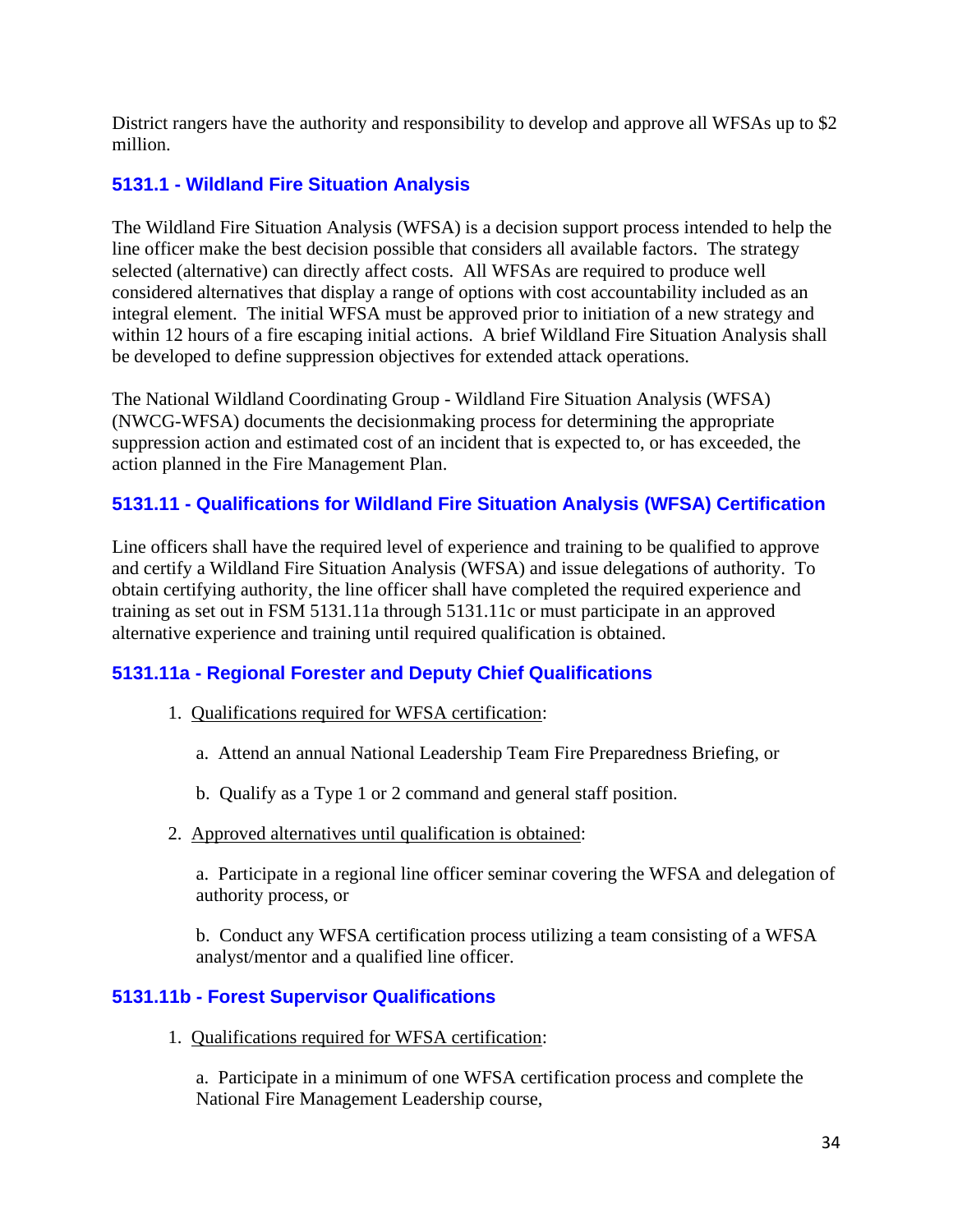District rangers have the authority and responsibility to develop and approve all WFSAs up to $2 million.

### 5131.1 - Wildland Fire Situation Analysis

The Wildland Fire Situation Analysis (WFSA) is a decision support process intended to help the line officer make the best decision possible that considers all available factors. The strategy selected (alternative) can directly affect costs. All WFSAs are required to produce well considered alternatives that display a range of options with cost accountability included as an integral element. The initial WFSA must be approved prior to initiation of a new strategy and within 12 hours of a fire escaping initial actions. A brief Wildland Fire Situation Analysis shall be developed to define suppression objectives for extended attack operations.

The National Wildland Coordinating Group - Wildland Fire Situation Analysis (WFSA) (NWCG-WFSA) documents the decisionmaking process for determining the appropriate suppression action and estimated cost of an incident that is expected to, or has exceeded, the action planned in the Fire Management Plan.

### 5131.11 - Qualifications for Wildland Fire Situation Analysis (WFSA) Certification

Line officers shall have the required level of experience and training to be qualified to approve and certify a Wildland Fire Situation Analysis (WFSA) and issue delegations of authority. To obtain certifying authority, the line officer shall have completed the required experience and training as set out in FSM 5131.11a through 5131.11c or must participate in an approved alternative experience and training until required qualification is obtained.

### 5131.11a - Regional Forester and Deputy Chief Qualifications

1. Qualifications required for WFSA certification:

    a. Attend an annual National Leadership Team Fire Preparedness Briefing, or

    b. Qualify as a Type 1 or 2 command and general staff position.

2. Approved alternatives until qualification is obtained:

    a. Participate in a regional line officer seminar covering the WFSA and delegation of authority process, or

    b. Conduct any WFSA certification process utilizing a team consisting of a WFSA analyst/mentor and a qualified line officer.

### 5131.11b - Forest Supervisor Qualifications

1. Qualifications required for WFSA certification:

    a. Participate in a minimum of one WFSA certification process and complete the National Fire Management Leadership course,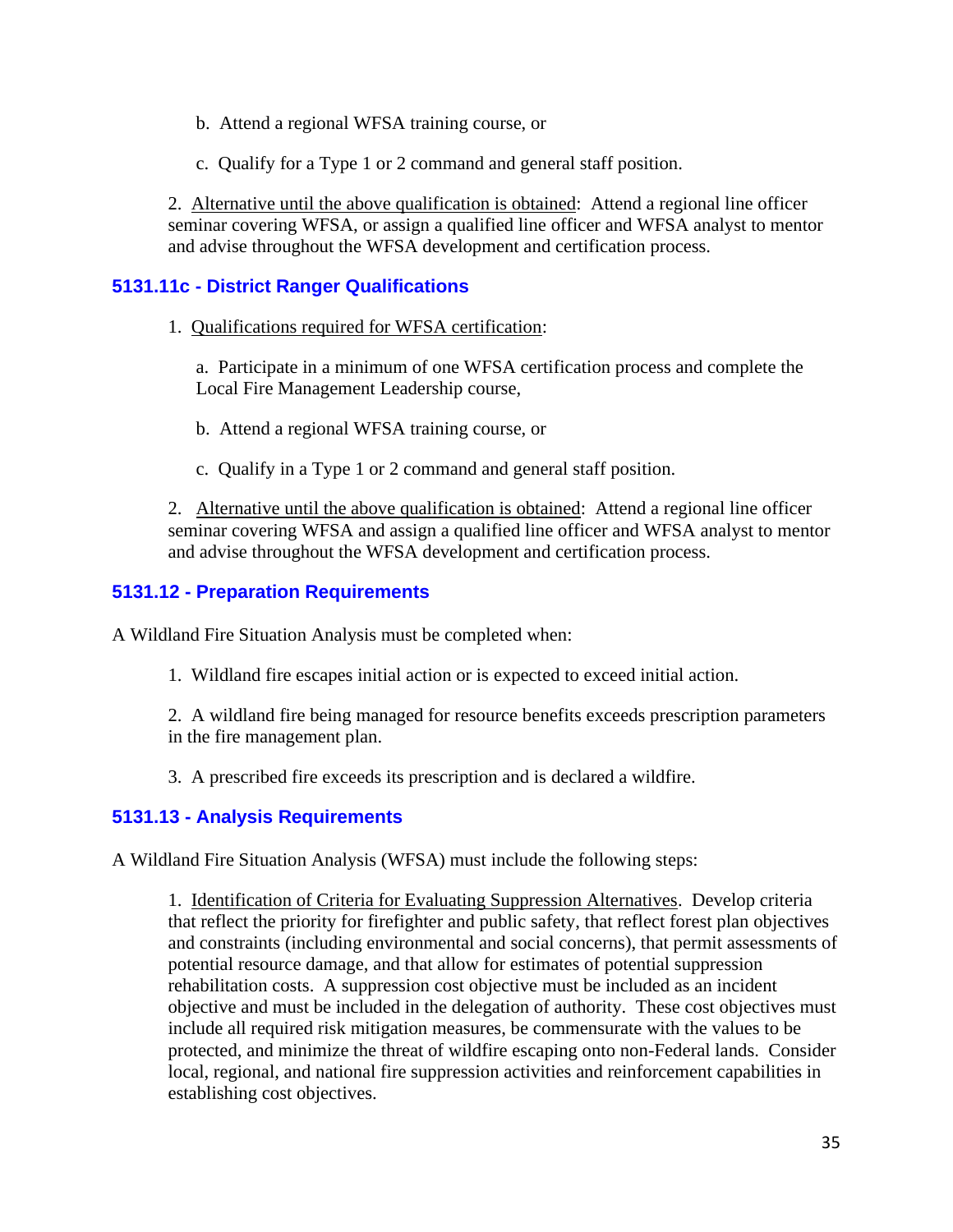b. Attend a regional WFSA training course, or

c. Qualify for a Type 1 or 2 command and general staff position.

2. Alternative until the above qualification is obtained: Attend a regional line officer seminar covering WFSA, or assign a qualified line officer and WFSA analyst to mentor and advise throughout the WFSA development and certification process.

### 5131.11c - District Ranger Qualifications

1. Qualifications required for WFSA certification:

   a. Participate in a minimum of one WFSA certification process and complete the Local Fire Management Leadership course,

   b. Attend a regional WFSA training course, or

   c. Qualify in a Type 1 or 2 command and general staff position.

2. Alternative until the above qualification is obtained: Attend a regional line officer seminar covering WFSA and assign a qualified line officer and WFSA analyst to mentor and advise throughout the WFSA development and certification process.

### 5131.12 - Preparation Requirements

A Wildland Fire Situation Analysis must be completed when:

1. Wildland fire escapes initial action or is expected to exceed initial action.

2. A wildland fire being managed for resource benefits exceeds prescription parameters in the fire management plan.

3. A prescribed fire exceeds its prescription and is declared a wildfire.

### 5131.13 - Analysis Requirements

A Wildland Fire Situation Analysis (WFSA) must include the following steps:

1. Identification of Criteria for Evaluating Suppression Alternatives. Develop criteria that reflect the priority for firefighter and public safety, that reflect forest plan objectives and constraints (including environmental and social concerns), that permit assessments of potential resource damage, and that allow for estimates of potential suppression rehabilitation costs. A suppression cost objective must be included as an incident objective and must be included in the delegation of authority. These cost objectives must include all required risk mitigation measures, be commensurate with the values to be protected, and minimize the threat of wildfire escaping onto non-Federal lands. Consider local, regional, and national fire suppression activities and reinforcement capabilities in establishing cost objectives.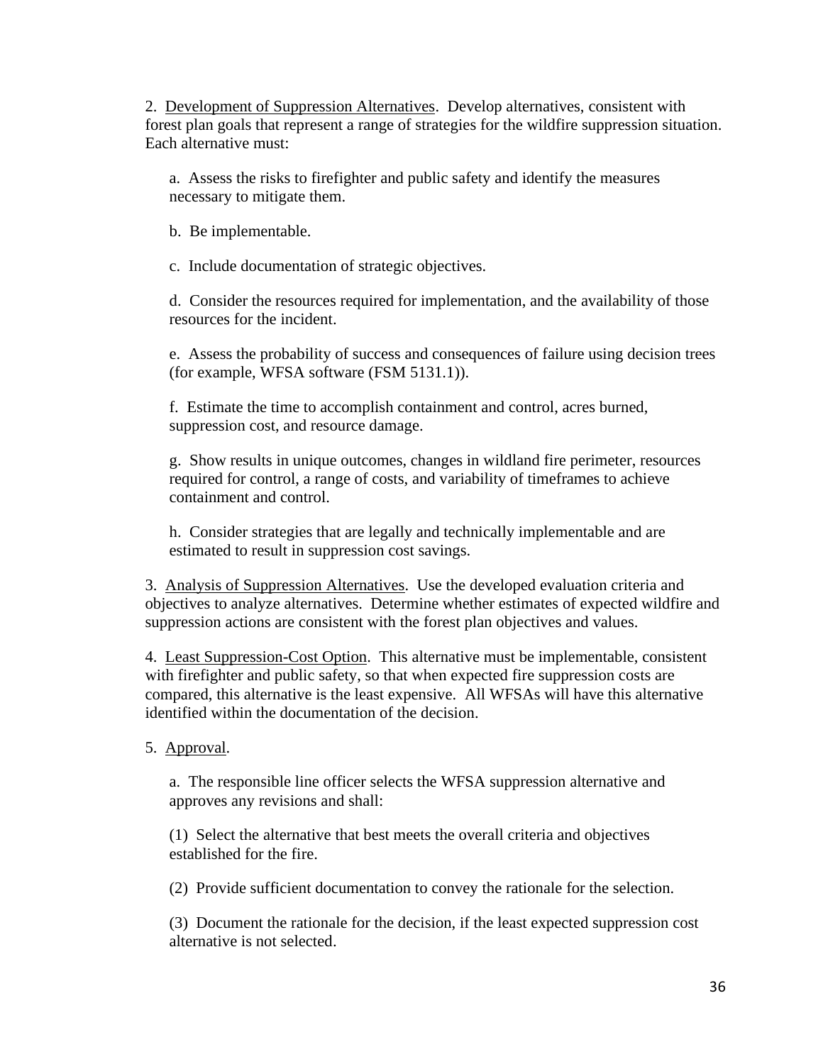2. Development of Suppression Alternatives. Develop alternatives, consistent with forest plan goals that represent a range of strategies for the wildfire suppression situation. Each alternative must:

a. Assess the risks to firefighter and public safety and identify the measures necessary to mitigate them.

b. Be implementable.

c. Include documentation of strategic objectives.

d. Consider the resources required for implementation, and the availability of those resources for the incident.

e. Assess the probability of success and consequences of failure using decision trees (for example, WFSA software (FSM 5131.1)).

f. Estimate the time to accomplish containment and control, acres burned, suppression cost, and resource damage.

g. Show results in unique outcomes, changes in wildland fire perimeter, resources required for control, a range of costs, and variability of timeframes to achieve containment and control.

h. Consider strategies that are legally and technically implementable and are estimated to result in suppression cost savings.

3. Analysis of Suppression Alternatives. Use the developed evaluation criteria and objectives to analyze alternatives. Determine whether estimates of expected wildfire and suppression actions are consistent with the forest plan objectives and values.

4. Least Suppression-Cost Option. This alternative must be implementable, consistent with firefighter and public safety, so that when expected fire suppression costs are compared, this alternative is the least expensive. All WFSAs will have this alternative identified within the documentation of the decision.

5. Approval.

a. The responsible line officer selects the WFSA suppression alternative and approves any revisions and shall:

(1) Select the alternative that best meets the overall criteria and objectives established for the fire.

(2) Provide sufficient documentation to convey the rationale for the selection.

(3) Document the rationale for the decision, if the least expected suppression cost alternative is not selected.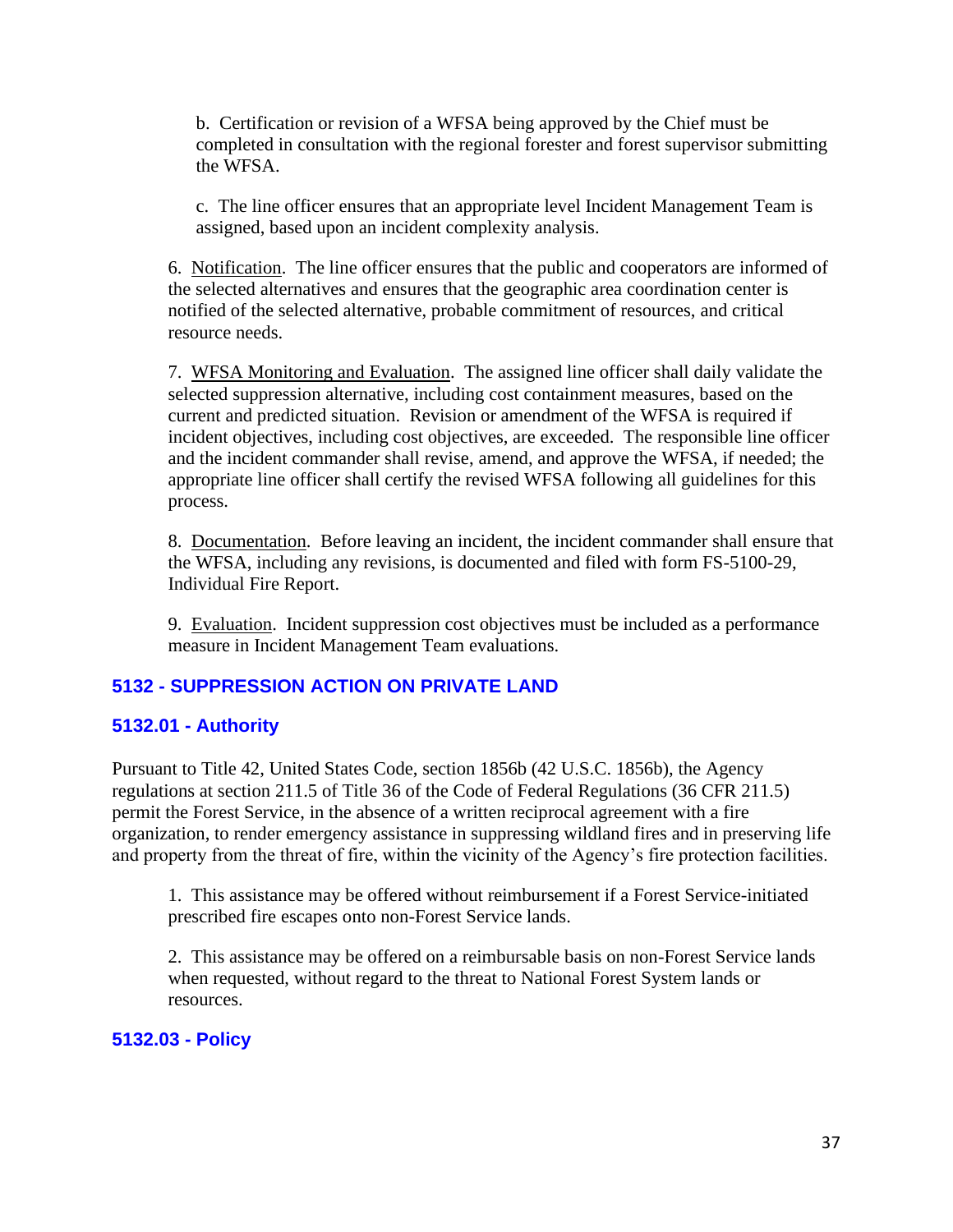b. Certification or revision of a WFSA being approved by the Chief must be completed in consultation with the regional forester and forest supervisor submitting the WFSA.

c. The line officer ensures that an appropriate level Incident Management Team is assigned, based upon an incident complexity analysis.

6. Notification. The line officer ensures that the public and cooperators are informed of the selected alternatives and ensures that the geographic area coordination center is notified of the selected alternative, probable commitment of resources, and critical resource needs.

7. WFSA Monitoring and Evaluation. The assigned line officer shall daily validate the selected suppression alternative, including cost containment measures, based on the current and predicted situation. Revision or amendment of the WFSA is required if incident objectives, including cost objectives, are exceeded. The responsible line officer and the incident commander shall revise, amend, and approve the WFSA, if needed; the appropriate line officer shall certify the revised WFSA following all guidelines for this process.

8. Documentation. Before leaving an incident, the incident commander shall ensure that the WFSA, including any revisions, is documented and filed with form FS-5100-29, Individual Fire Report.

9. Evaluation. Incident suppression cost objectives must be included as a performance measure in Incident Management Team evaluations.

## 5132 - SUPPRESSION ACTION ON PRIVATE LAND

### 5132.01 - Authority

Pursuant to Title 42, United States Code, section 1856b (42 U.S.C. 1856b), the Agency regulations at section 211.5 of Title 36 of the Code of Federal Regulations (36 CFR 211.5) permit the Forest Service, in the absence of a written reciprocal agreement with a fire organization, to render emergency assistance in suppressing wildland fires and in preserving life and property from the threat of fire, within the vicinity of the Agency's fire protection facilities.

1. This assistance may be offered without reimbursement if a Forest Service-initiated prescribed fire escapes onto non-Forest Service lands.

2. This assistance may be offered on a reimbursable basis on non-Forest Service lands when requested, without regard to the threat to National Forest System lands or resources.

### 5132.03 - Policy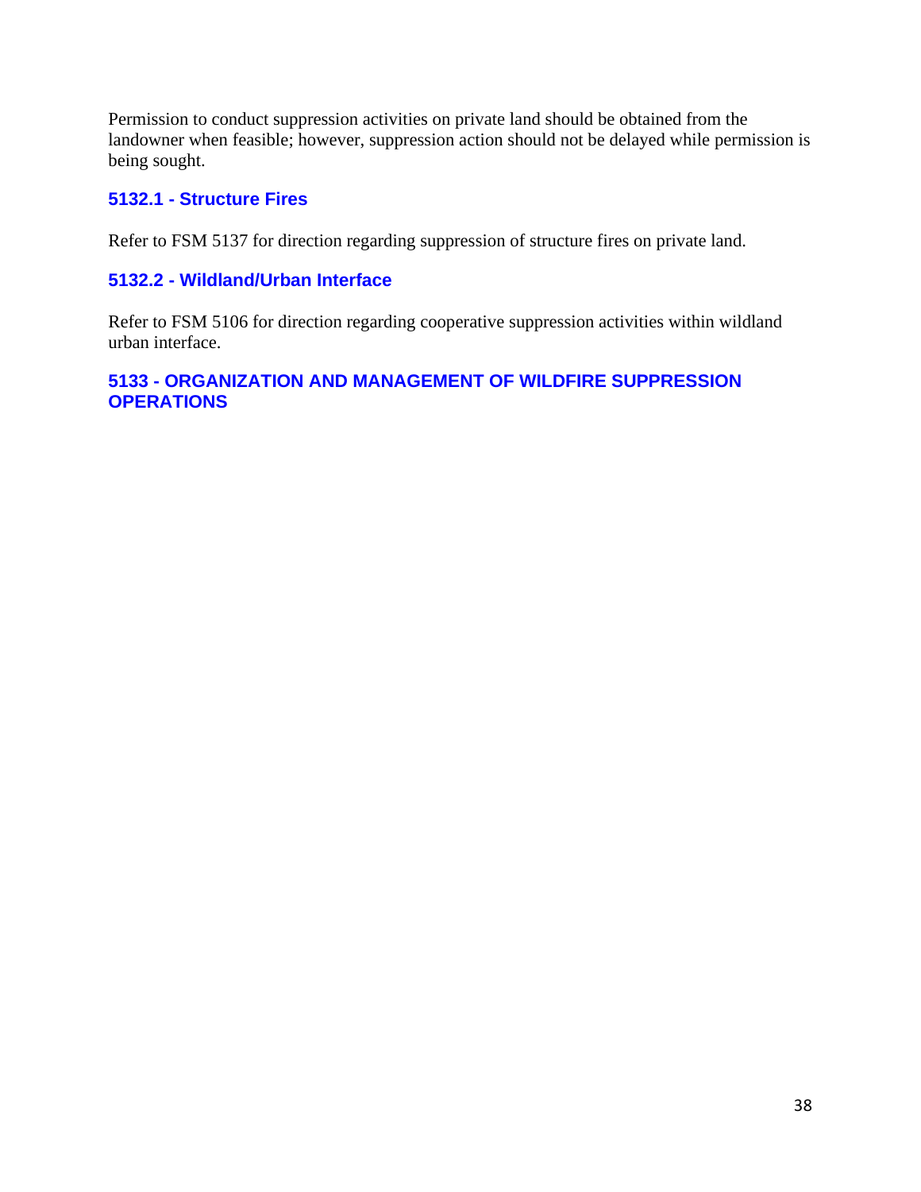Permission to conduct suppression activities on private land should be obtained from the landowner when feasible; however, suppression action should not be delayed while permission is being sought.

### 5132.1 - Structure Fires

Refer to FSM 5137 for direction regarding suppression of structure fires on private land.

### 5132.2 - Wildland/Urban Interface

Refer to FSM 5106 for direction regarding cooperative suppression activities within wildland urban interface.

## 5133 - ORGANIZATION AND MANAGEMENT OF WILDFIRE SUPPRESSION OPERATIONS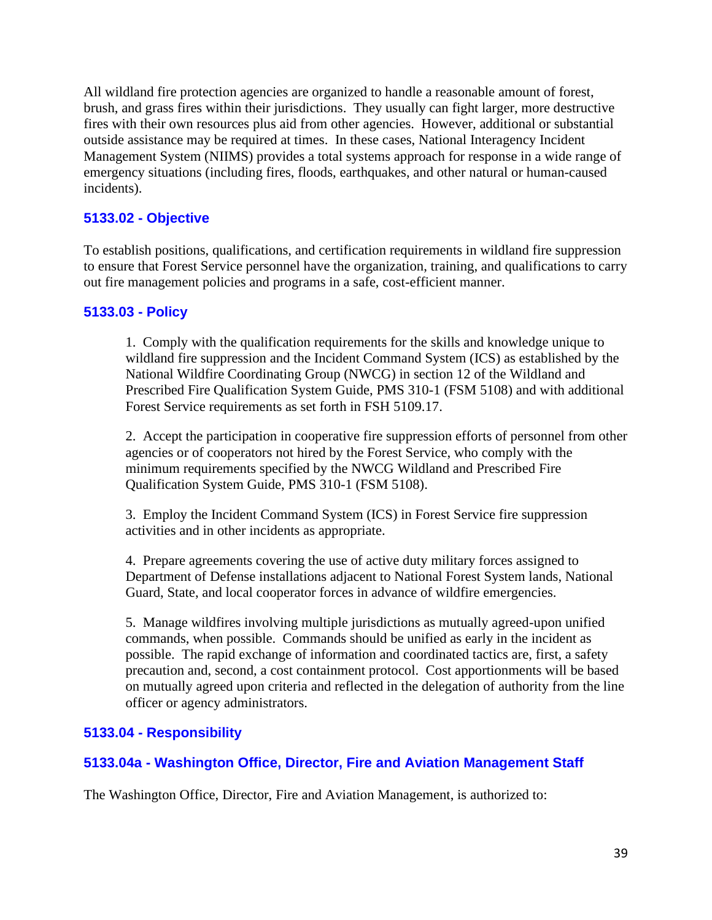All wildland fire protection agencies are organized to handle a reasonable amount of forest, brush, and grass fires within their jurisdictions. They usually can fight larger, more destructive fires with their own resources plus aid from other agencies. However, additional or substantial outside assistance may be required at times. In these cases, National Interagency Incident Management System (NIIMS) provides a total systems approach for response in a wide range of emergency situations (including fires, floods, earthquakes, and other natural or human-caused incidents).

## 5133.02 - Objective

To establish positions, qualifications, and certification requirements in wildland fire suppression to ensure that Forest Service personnel have the organization, training, and qualifications to carry out fire management policies and programs in a safe, cost-efficient manner.

## 5133.03 - Policy

1. Comply with the qualification requirements for the skills and knowledge unique to wildland fire suppression and the Incident Command System (ICS) as established by the National Wildfire Coordinating Group (NWCG) in section 12 of the Wildland and Prescribed Fire Qualification System Guide, PMS 310-1 (FSM 5108) and with additional Forest Service requirements as set forth in FSH 5109.17.

2. Accept the participation in cooperative fire suppression efforts of personnel from other agencies or of cooperators not hired by the Forest Service, who comply with the minimum requirements specified by the NWCG Wildland and Prescribed Fire Qualification System Guide, PMS 310-1 (FSM 5108).

3. Employ the Incident Command System (ICS) in Forest Service fire suppression activities and in other incidents as appropriate.

4. Prepare agreements covering the use of active duty military forces assigned to Department of Defense installations adjacent to National Forest System lands, National Guard, State, and local cooperator forces in advance of wildfire emergencies.

5. Manage wildfires involving multiple jurisdictions as mutually agreed-upon unified commands, when possible. Commands should be unified as early in the incident as possible. The rapid exchange of information and coordinated tactics are, first, a safety precaution and, second, a cost containment protocol. Cost apportionments will be based on mutually agreed upon criteria and reflected in the delegation of authority from the line officer or agency administrators.

## 5133.04 - Responsibility

### 5133.04a - Washington Office, Director, Fire and Aviation Management Staff

The Washington Office, Director, Fire and Aviation Management, is authorized to: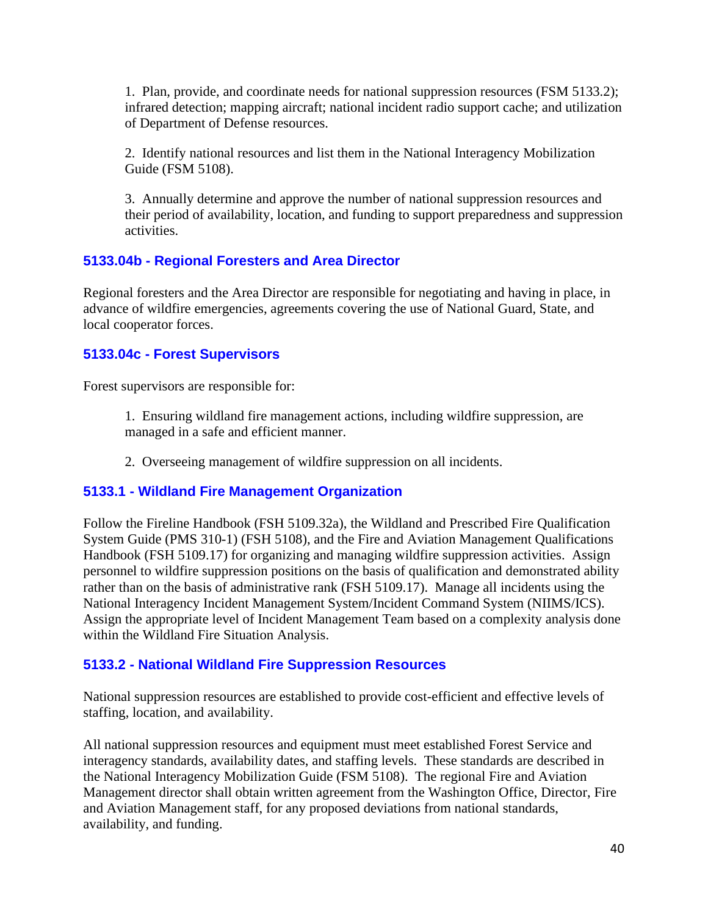1. Plan, provide, and coordinate needs for national suppression resources (FSM 5133.2); infrared detection; mapping aircraft; national incident radio support cache; and utilization of Department of Defense resources.

2. Identify national resources and list them in the National Interagency Mobilization Guide (FSM 5108).

3. Annually determine and approve the number of national suppression resources and their period of availability, location, and funding to support preparedness and suppression activities.

### 5133.04b - Regional Foresters and Area Director

Regional foresters and the Area Director are responsible for negotiating and having in place, in advance of wildfire emergencies, agreements covering the use of National Guard, State, and local cooperator forces.

### 5133.04c - Forest Supervisors

Forest supervisors are responsible for:

1. Ensuring wildland fire management actions, including wildfire suppression, are managed in a safe and efficient manner.

2. Overseeing management of wildfire suppression on all incidents.

### 5133.1 - Wildland Fire Management Organization

Follow the Fireline Handbook (FSH 5109.32a), the Wildland and Prescribed Fire Qualification System Guide (PMS 310-1) (FSH 5108), and the Fire and Aviation Management Qualifications Handbook (FSH 5109.17) for organizing and managing wildfire suppression activities. Assign personnel to wildfire suppression positions on the basis of qualification and demonstrated ability rather than on the basis of administrative rank (FSH 5109.17). Manage all incidents using the National Interagency Incident Management System/Incident Command System (NIIMS/ICS). Assign the appropriate level of Incident Management Team based on a complexity analysis done within the Wildland Fire Situation Analysis.

### 5133.2 - National Wildland Fire Suppression Resources

National suppression resources are established to provide cost-efficient and effective levels of staffing, location, and availability.

All national suppression resources and equipment must meet established Forest Service and interagency standards, availability dates, and staffing levels. These standards are described in the National Interagency Mobilization Guide (FSM 5108). The regional Fire and Aviation Management director shall obtain written agreement from the Washington Office, Director, Fire and Aviation Management staff, for any proposed deviations from national standards, availability, and funding.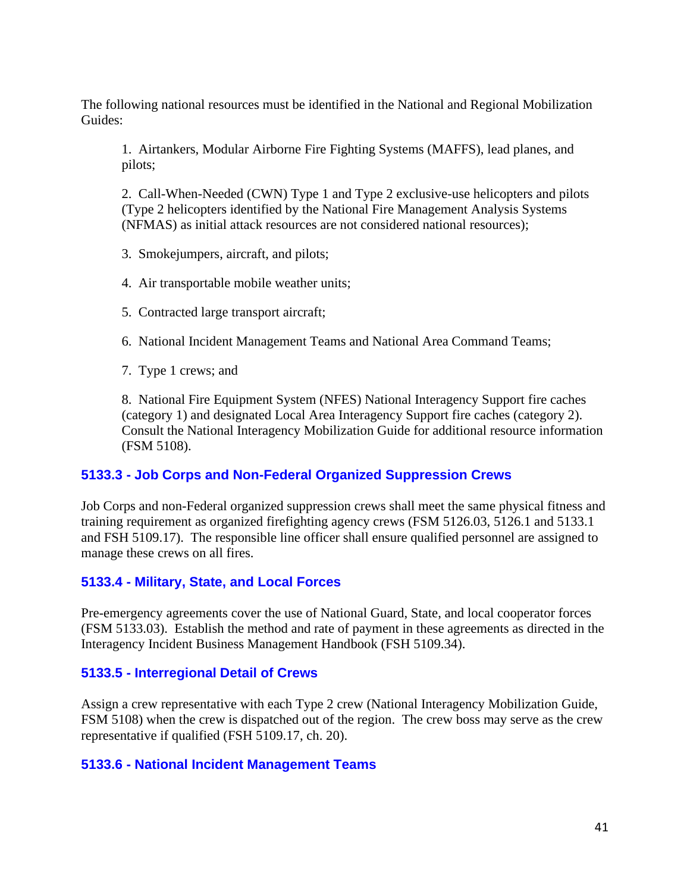The following national resources must be identified in the National and Regional Mobilization Guides:

1. Airtankers, Modular Airborne Fire Fighting Systems (MAFFS), lead planes, and pilots;

2. Call-When-Needed (CWN) Type 1 and Type 2 exclusive-use helicopters and pilots (Type 2 helicopters identified by the National Fire Management Analysis Systems (NFMAS) as initial attack resources are not considered national resources);

3. Smokejumpers, aircraft, and pilots;

4. Air transportable mobile weather units;

5. Contracted large transport aircraft;

6. National Incident Management Teams and National Area Command Teams;

7. Type 1 crews; and

8. National Fire Equipment System (NFES) National Interagency Support fire caches (category 1) and designated Local Area Interagency Support fire caches (category 2). Consult the National Interagency Mobilization Guide for additional resource information (FSM 5108).

### 5133.3 - Job Corps and Non-Federal Organized Suppression Crews

Job Corps and non-Federal organized suppression crews shall meet the same physical fitness and training requirement as organized firefighting agency crews (FSM 5126.03, 5126.1 and 5133.1 and FSH 5109.17). The responsible line officer shall ensure qualified personnel are assigned to manage these crews on all fires.

### 5133.4 - Military, State, and Local Forces

Pre-emergency agreements cover the use of National Guard, State, and local cooperator forces (FSM 5133.03). Establish the method and rate of payment in these agreements as directed in the Interagency Incident Business Management Handbook (FSH 5109.34).

### 5133.5 - Interregional Detail of Crews

Assign a crew representative with each Type 2 crew (National Interagency Mobilization Guide, FSM 5108) when the crew is dispatched out of the region. The crew boss may serve as the crew representative if qualified (FSH 5109.17, ch. 20).

### 5133.6 - National Incident Management Teams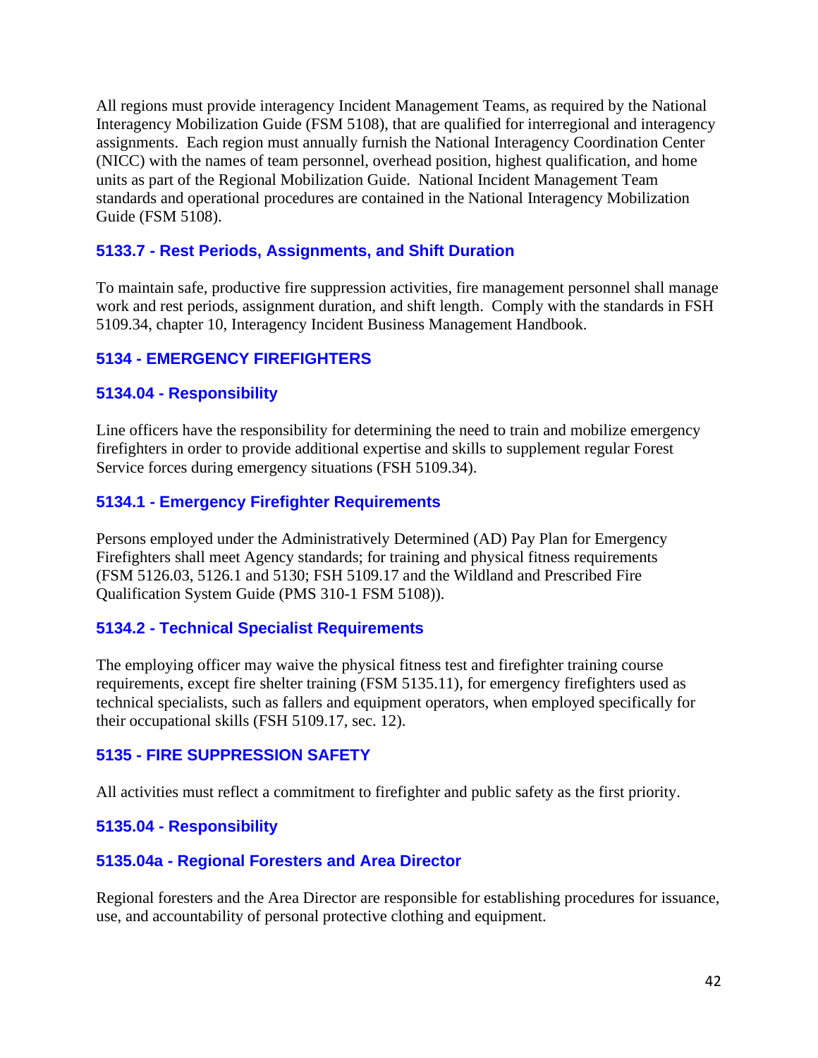All regions must provide interagency Incident Management Teams, as required by the National Interagency Mobilization Guide (FSM 5108), that are qualified for interregional and interagency assignments. Each region must annually furnish the National Interagency Coordination Center (NICC) with the names of team personnel, overhead position, highest qualification, and home units as part of the Regional Mobilization Guide. National Incident Management Team standards and operational procedures are contained in the National Interagency Mobilization Guide (FSM 5108).

### 5133.7 - Rest Periods, Assignments, and Shift Duration

To maintain safe, productive fire suppression activities, fire management personnel shall manage work and rest periods, assignment duration, and shift length. Comply with the standards in FSH 5109.34, chapter 10, Interagency Incident Business Management Handbook.

## 5134 - EMERGENCY FIREFIGHTERS

### 5134.04 - Responsibility

Line officers have the responsibility for determining the need to train and mobilize emergency firefighters in order to provide additional expertise and skills to supplement regular Forest Service forces during emergency situations (FSH 5109.34).

### 5134.1 - Emergency Firefighter Requirements

Persons employed under the Administratively Determined (AD) Pay Plan for Emergency Firefighters shall meet Agency standards; for training and physical fitness requirements (FSM 5126.03, 5126.1 and 5130; FSH 5109.17 and the Wildland and Prescribed Fire Qualification System Guide (PMS 310-1 FSM 5108)).

### 5134.2 - Technical Specialist Requirements

The employing officer may waive the physical fitness test and firefighter training course requirements, except fire shelter training (FSM 5135.11), for emergency firefighters used as technical specialists, such as fallers and equipment operators, when employed specifically for their occupational skills (FSH 5109.17, sec. 12).

## 5135 - FIRE SUPPRESSION SAFETY

All activities must reflect a commitment to firefighter and public safety as the first priority.

### 5135.04 - Responsibility

#### 5135.04a - Regional Foresters and Area Director

Regional foresters and the Area Director are responsible for establishing procedures for issuance, use, and accountability of personal protective clothing and equipment.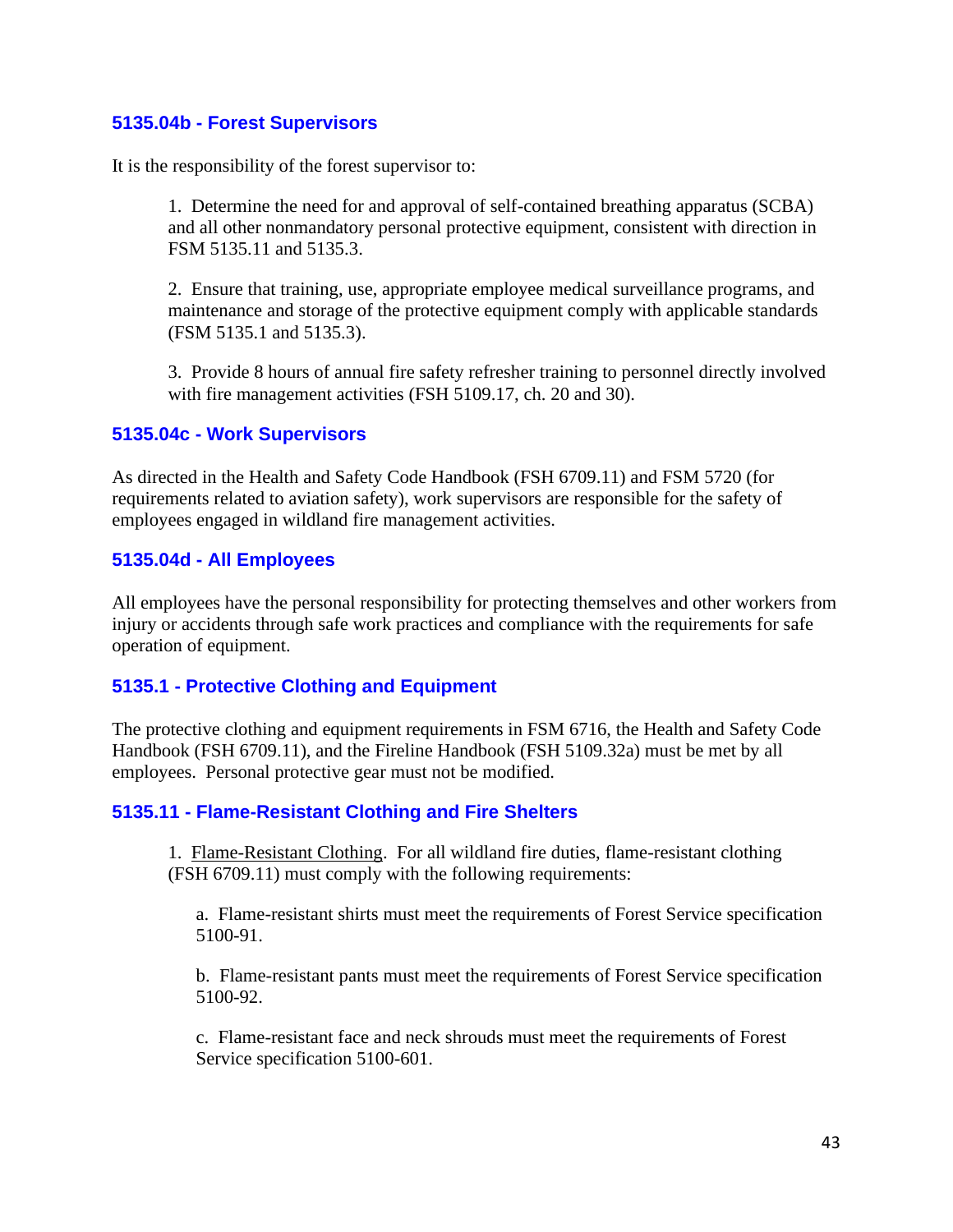### 5135.04b - Forest Supervisors

It is the responsibility of the forest supervisor to:

1. Determine the need for and approval of self-contained breathing apparatus (SCBA) and all other nonmandatory personal protective equipment, consistent with direction in FSM 5135.11 and 5135.3.

2. Ensure that training, use, appropriate employee medical surveillance programs, and maintenance and storage of the protective equipment comply with applicable standards (FSM 5135.1 and 5135.3).

3. Provide 8 hours of annual fire safety refresher training to personnel directly involved with fire management activities (FSH 5109.17, ch. 20 and 30).

### 5135.04c - Work Supervisors

As directed in the Health and Safety Code Handbook (FSH 6709.11) and FSM 5720 (for requirements related to aviation safety), work supervisors are responsible for the safety of employees engaged in wildland fire management activities.

### 5135.04d - All Employees

All employees have the personal responsibility for protecting themselves and other workers from injury or accidents through safe work practices and compliance with the requirements for safe operation of equipment.

### 5135.1 - Protective Clothing and Equipment

The protective clothing and equipment requirements in FSM 6716, the Health and Safety Code Handbook (FSH 6709.11), and the Fireline Handbook (FSH 5109.32a) must be met by all employees. Personal protective gear must not be modified.

### 5135.11 - Flame-Resistant Clothing and Fire Shelters

1. Flame-Resistant Clothing. For all wildland fire duties, flame-resistant clothing (FSH 6709.11) must comply with the following requirements:

   a. Flame-resistant shirts must meet the requirements of Forest Service specification 5100-91.

   b. Flame-resistant pants must meet the requirements of Forest Service specification 5100-92.

   c. Flame-resistant face and neck shrouds must meet the requirements of Forest Service specification 5100-601.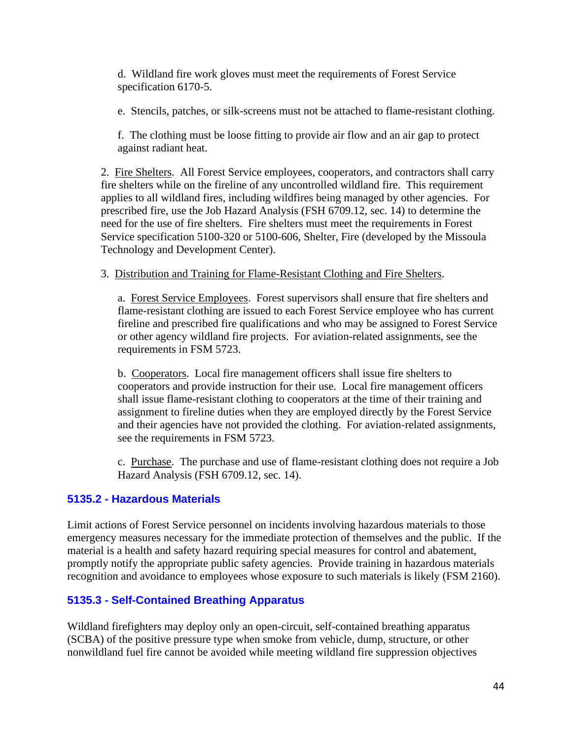d. Wildland fire work gloves must meet the requirements of Forest Service specification 6170-5.

e. Stencils, patches, or silk-screens must not be attached to flame-resistant clothing.

f. The clothing must be loose fitting to provide air flow and an air gap to protect against radiant heat.

2. Fire Shelters. All Forest Service employees, cooperators, and contractors shall carry fire shelters while on the fireline of any uncontrolled wildland fire. This requirement applies to all wildland fires, including wildfires being managed by other agencies. For prescribed fire, use the Job Hazard Analysis (FSH 6709.12, sec. 14) to determine the need for the use of fire shelters. Fire shelters must meet the requirements in Forest Service specification 5100-320 or 5100-606, Shelter, Fire (developed by the Missoula Technology and Development Center).

3. Distribution and Training for Flame-Resistant Clothing and Fire Shelters.

a. Forest Service Employees. Forest supervisors shall ensure that fire shelters and flame-resistant clothing are issued to each Forest Service employee who has current fireline and prescribed fire qualifications and who may be assigned to Forest Service or other agency wildland fire projects. For aviation-related assignments, see the requirements in FSM 5723.

b. Cooperators. Local fire management officers shall issue fire shelters to cooperators and provide instruction for their use. Local fire management officers shall issue flame-resistant clothing to cooperators at the time of their training and assignment to fireline duties when they are employed directly by the Forest Service and their agencies have not provided the clothing. For aviation-related assignments, see the requirements in FSM 5723.

c. Purchase. The purchase and use of flame-resistant clothing does not require a Job Hazard Analysis (FSH 6709.12, sec. 14).

## 5135.2 - Hazardous Materials

Limit actions of Forest Service personnel on incidents involving hazardous materials to those emergency measures necessary for the immediate protection of themselves and the public. If the material is a health and safety hazard requiring special measures for control and abatement, promptly notify the appropriate public safety agencies. Provide training in hazardous materials recognition and avoidance to employees whose exposure to such materials is likely (FSM 2160).

## 5135.3 - Self-Contained Breathing Apparatus

Wildland firefighters may deploy only an open-circuit, self-contained breathing apparatus (SCBA) of the positive pressure type when smoke from vehicle, dump, structure, or other nonwildland fuel fire cannot be avoided while meeting wildland fire suppression objectives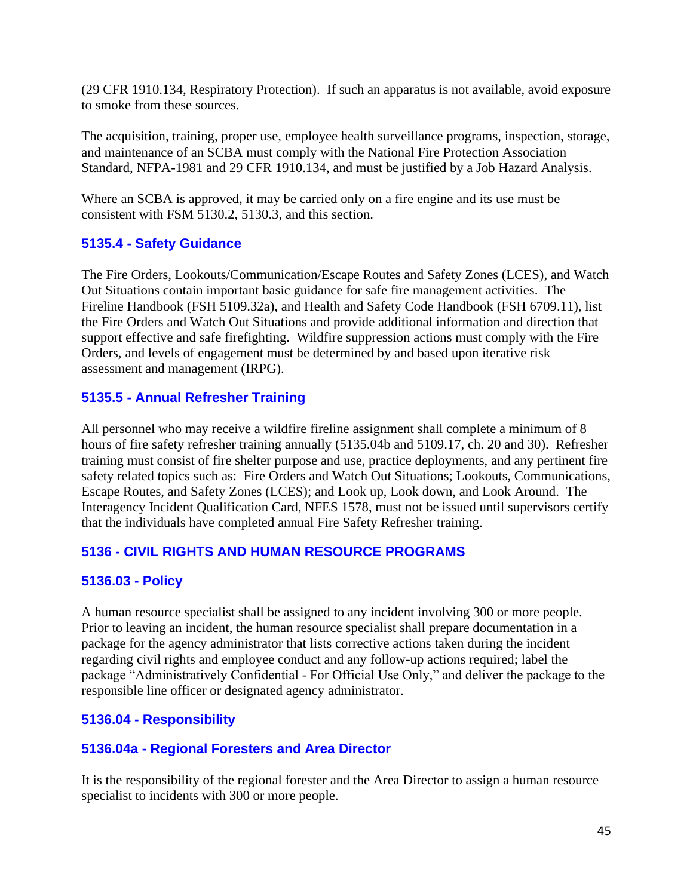(29 CFR 1910.134, Respiratory Protection). If such an apparatus is not available, avoid exposure to smoke from these sources.

The acquisition, training, proper use, employee health surveillance programs, inspection, storage, and maintenance of an SCBA must comply with the National Fire Protection Association Standard, NFPA-1981 and 29 CFR 1910.134, and must be justified by a Job Hazard Analysis.

Where an SCBA is approved, it may be carried only on a fire engine and its use must be consistent with FSM 5130.2, 5130.3, and this section.

### 5135.4 - Safety Guidance

The Fire Orders, Lookouts/Communication/Escape Routes and Safety Zones (LCES), and Watch Out Situations contain important basic guidance for safe fire management activities. The Fireline Handbook (FSH 5109.32a), and Health and Safety Code Handbook (FSH 6709.11), list the Fire Orders and Watch Out Situations and provide additional information and direction that support effective and safe firefighting. Wildfire suppression actions must comply with the Fire Orders, and levels of engagement must be determined by and based upon iterative risk assessment and management (IRPG).

### 5135.5 - Annual Refresher Training

All personnel who may receive a wildfire fireline assignment shall complete a minimum of 8 hours of fire safety refresher training annually (5135.04b and 5109.17, ch. 20 and 30). Refresher training must consist of fire shelter purpose and use, practice deployments, and any pertinent fire safety related topics such as: Fire Orders and Watch Out Situations; Lookouts, Communications, Escape Routes, and Safety Zones (LCES); and Look up, Look down, and Look Around. The Interagency Incident Qualification Card, NFES 1578, must not be issued until supervisors certify that the individuals have completed annual Fire Safety Refresher training.

## 5136 - CIVIL RIGHTS AND HUMAN RESOURCE PROGRAMS

### 5136.03 - Policy

A human resource specialist shall be assigned to any incident involving 300 or more people. Prior to leaving an incident, the human resource specialist shall prepare documentation in a package for the agency administrator that lists corrective actions taken during the incident regarding civil rights and employee conduct and any follow-up actions required; label the package "Administratively Confidential - For Official Use Only," and deliver the package to the responsible line officer or designated agency administrator.

### 5136.04 - Responsibility

#### 5136.04a - Regional Foresters and Area Director

It is the responsibility of the regional forester and the Area Director to assign a human resource specialist to incidents with 300 or more people.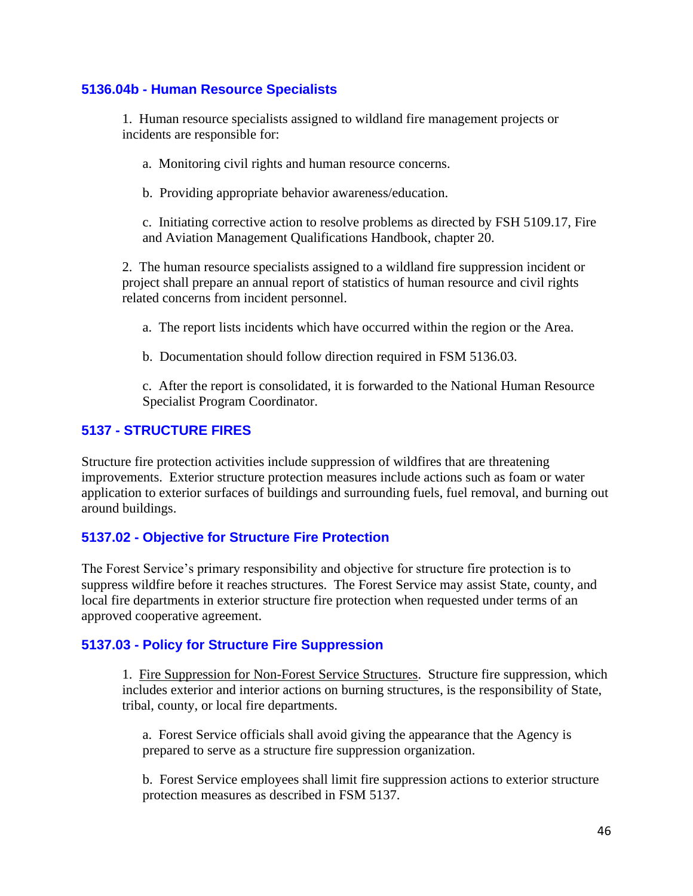### 5136.04b - Human Resource Specialists

1. Human resource specialists assigned to wildland fire management projects or incidents are responsible for:

   a. Monitoring civil rights and human resource concerns.

   b. Providing appropriate behavior awareness/education.

   c. Initiating corrective action to resolve problems as directed by FSH 5109.17, Fire and Aviation Management Qualifications Handbook, chapter 20.

2. The human resource specialists assigned to a wildland fire suppression incident or project shall prepare an annual report of statistics of human resource and civil rights related concerns from incident personnel.

   a. The report lists incidents which have occurred within the region or the Area.

   b. Documentation should follow direction required in FSM 5136.03.

   c. After the report is consolidated, it is forwarded to the National Human Resource Specialist Program Coordinator.

### 5137 - STRUCTURE FIRES

Structure fire protection activities include suppression of wildfires that are threatening improvements. Exterior structure protection measures include actions such as foam or water application to exterior surfaces of buildings and surrounding fuels, fuel removal, and burning out around buildings.

### 5137.02 - Objective for Structure Fire Protection

The Forest Service's primary responsibility and objective for structure fire protection is to suppress wildfire before it reaches structures. The Forest Service may assist State, county, and local fire departments in exterior structure fire protection when requested under terms of an approved cooperative agreement.

### 5137.03 - Policy for Structure Fire Suppression

1. Fire Suppression for Non-Forest Service Structures. Structure fire suppression, which includes exterior and interior actions on burning structures, is the responsibility of State, tribal, county, or local fire departments.

   a. Forest Service officials shall avoid giving the appearance that the Agency is prepared to serve as a structure fire suppression organization.

   b. Forest Service employees shall limit fire suppression actions to exterior structure protection measures as described in FSM 5137.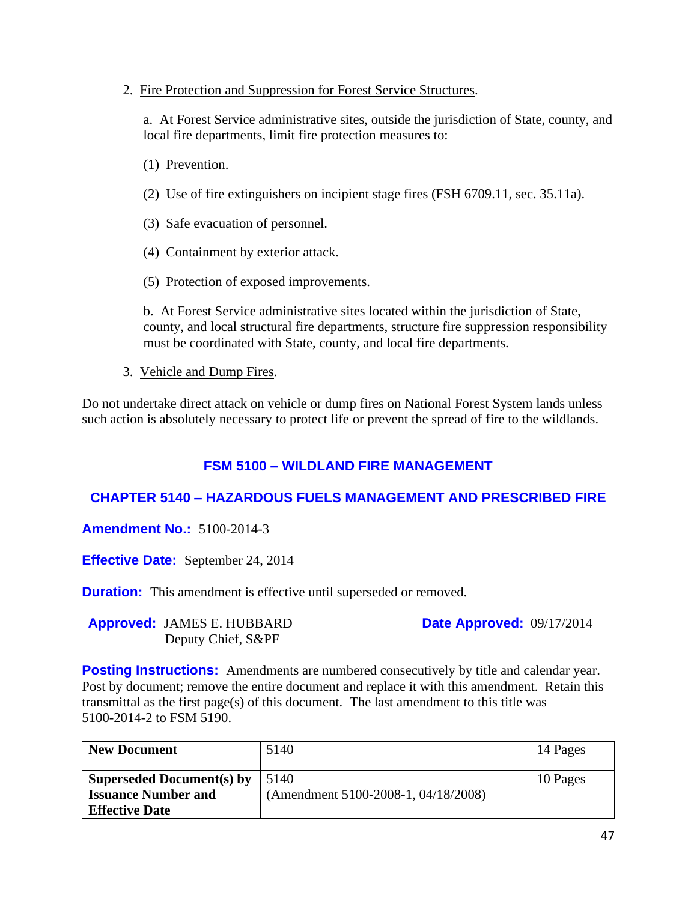2. Fire Protection and Suppression for Forest Service Structures.

a. At Forest Service administrative sites, outside the jurisdiction of State, county, and local fire departments, limit fire protection measures to:

(1) Prevention.

(2) Use of fire extinguishers on incipient stage fires (FSH 6709.11, sec. 35.11a).

(3) Safe evacuation of personnel.

(4) Containment by exterior attack.

(5) Protection of exposed improvements.

b. At Forest Service administrative sites located within the jurisdiction of State, county, and local structural fire departments, structure fire suppression responsibility must be coordinated with State, county, and local fire departments.

3. Vehicle and Dump Fires.

Do not undertake direct attack on vehicle or dump fires on National Forest System lands unless such action is absolutely necessary to protect life or prevent the spread of fire to the wildlands.

# FSM 5100 – WILDLAND FIRE MANAGEMENT

## CHAPTER 5140 – HAZARDOUS FUELS MANAGEMENT AND PRESCRIBED FIRE

**Amendment No.:** 5100-2014-3

**Effective Date:** September 24, 2014

**Duration:** This amendment is effective until superseded or removed.

**Approved:** JAMES E. HUBBARD
Deputy Chief, S&PF

**Date Approved:** 09/17/2014

**Posting Instructions:** Amendments are numbered consecutively by title and calendar year. Post by document; remove the entire document and replace it with this amendment. Retain this transmittal as the first page(s) of this document. The last amendment to this title was 5100-2014-2 to FSM 5190.

| **New Document** | 5140 | 14 Pages |
|---|---|---|
| **Superseded Document(s) by Issuance Number and Effective Date** | 5140 (Amendment 5100-2008-1, 04/18/2008) | 10 Pages |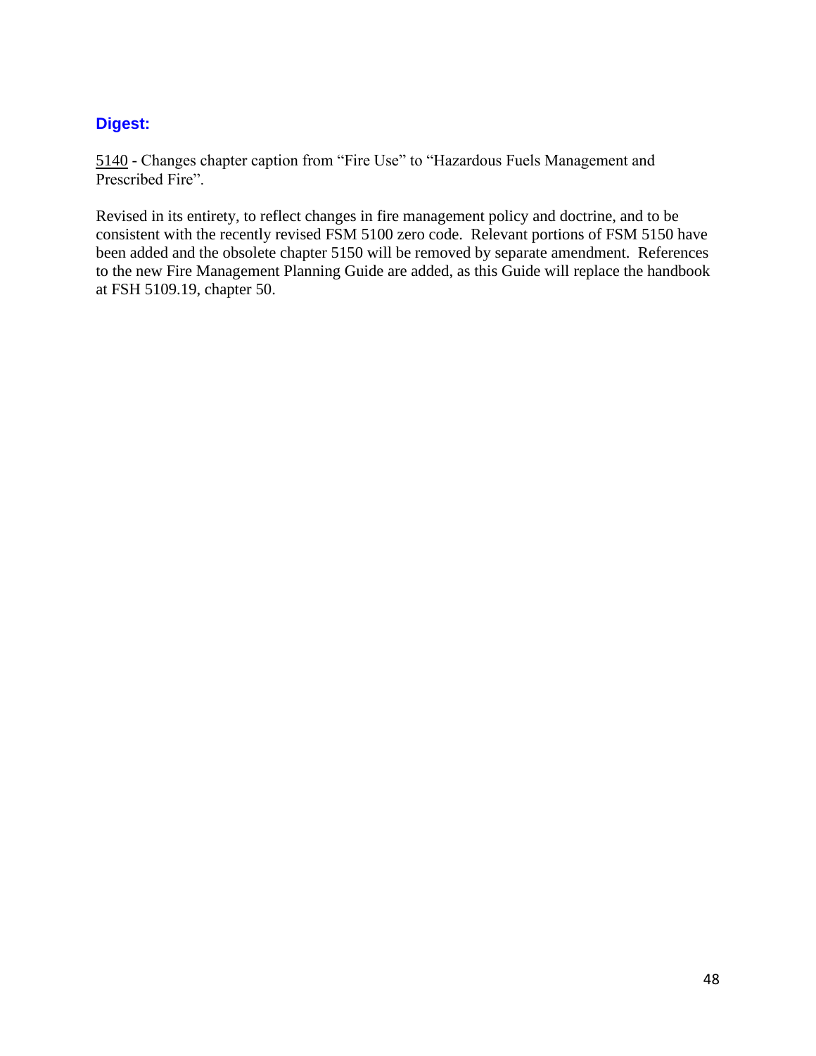## Digest:

5140 - Changes chapter caption from "Fire Use" to "Hazardous Fuels Management and Prescribed Fire".

Revised in its entirety, to reflect changes in fire management policy and doctrine, and to be consistent with the recently revised FSM 5100 zero code. Relevant portions of FSM 5150 have been added and the obsolete chapter 5150 will be removed by separate amendment. References to the new Fire Management Planning Guide are added, as this Guide will replace the handbook at FSH 5109.19, chapter 50.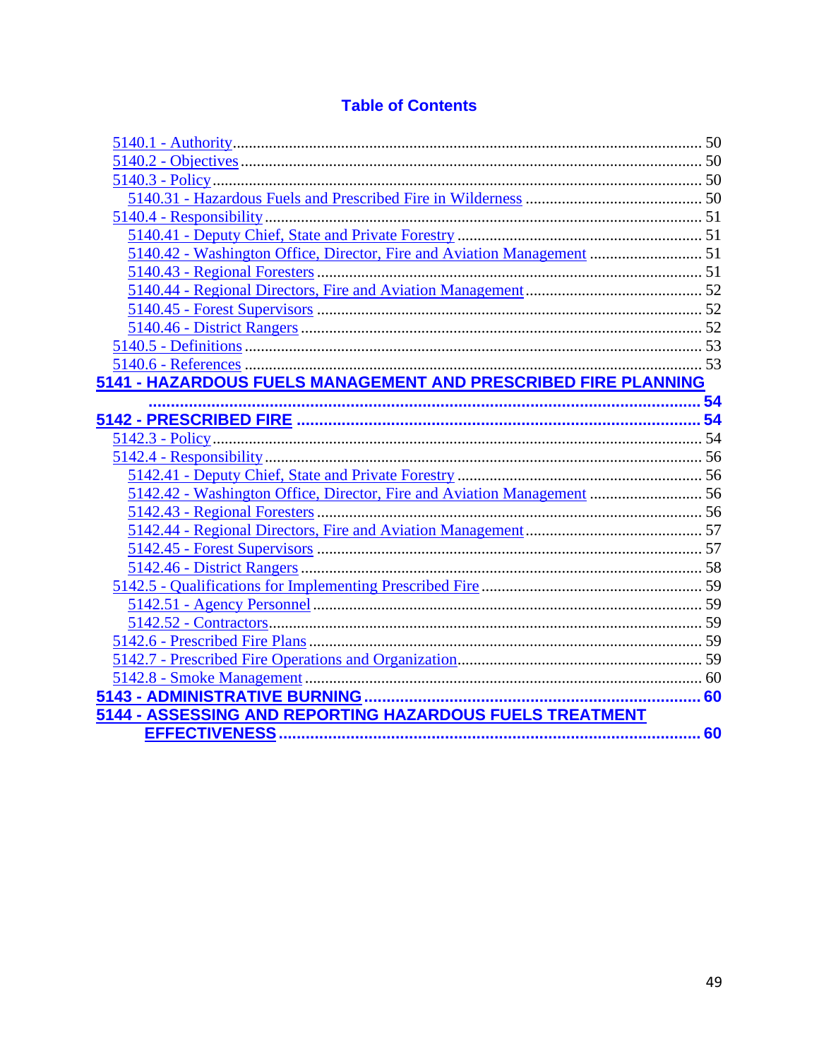## Table of Contents

- 5140.1 - Authority ..... 50
- 5140.2 - Objectives ..... 50
- 5140.3 - Policy ..... 50
  - 5140.31 - Hazardous Fuels and Prescribed Fire in Wilderness ..... 50
- 5140.4 - Responsibility ..... 51
  - 5140.41 - Deputy Chief, State and Private Forestry ..... 51
  - 5140.42 - Washington Office, Director, Fire and Aviation Management ..... 51
  - 5140.43 - Regional Foresters ..... 51
  - 5140.44 - Regional Directors, Fire and Aviation Management ..... 52
  - 5140.45 - Forest Supervisors ..... 52
  - 5140.46 - District Rangers ..... 52
- 5140.5 - Definitions ..... 53
- 5140.6 - References ..... 53

**5141 - HAZARDOUS FUELS MANAGEMENT AND PRESCRIBED FIRE PLANNING ..... 54**

**5142 - PRESCRIBED FIRE ..... 54**

- 5142.3 - Policy ..... 54
- 5142.4 - Responsibility ..... 56
  - 5142.41 - Deputy Chief, State and Private Forestry ..... 56
  - 5142.42 - Washington Office, Director, Fire and Aviation Management ..... 56
  - 5142.43 - Regional Foresters ..... 56
  - 5142.44 - Regional Directors, Fire and Aviation Management ..... 57
  - 5142.45 - Forest Supervisors ..... 57
  - 5142.46 - District Rangers ..... 58
- 5142.5 - Qualifications for Implementing Prescribed Fire ..... 59
  - 5142.51 - Agency Personnel ..... 59
  - 5142.52 - Contractors ..... 59
- 5142.6 - Prescribed Fire Plans ..... 59
- 5142.7 - Prescribed Fire Operations and Organization ..... 59
- 5142.8 - Smoke Management ..... 60

**5143 - ADMINISTRATIVE BURNING ..... 60**

**5144 - ASSESSING AND REPORTING HAZARDOUS FUELS TREATMENT EFFECTIVENESS ..... 60**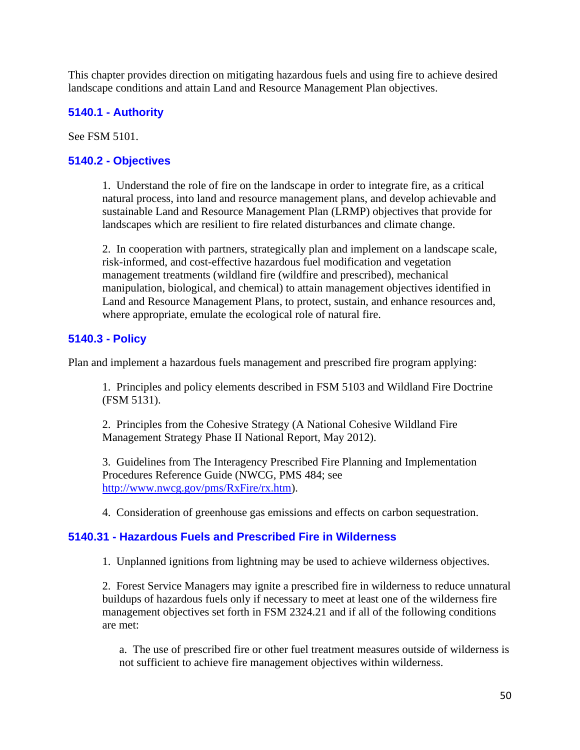This chapter provides direction on mitigating hazardous fuels and using fire to achieve desired landscape conditions and attain Land and Resource Management Plan objectives.

### 5140.1 - Authority

See FSM 5101.

### 5140.2 - Objectives

1. Understand the role of fire on the landscape in order to integrate fire, as a critical natural process, into land and resource management plans, and develop achievable and sustainable Land and Resource Management Plan (LRMP) objectives that provide for landscapes which are resilient to fire related disturbances and climate change.

2. In cooperation with partners, strategically plan and implement on a landscape scale, risk-informed, and cost-effective hazardous fuel modification and vegetation management treatments (wildland fire (wildfire and prescribed), mechanical manipulation, biological, and chemical) to attain management objectives identified in Land and Resource Management Plans, to protect, sustain, and enhance resources and, where appropriate, emulate the ecological role of natural fire.

### 5140.3 - Policy

Plan and implement a hazardous fuels management and prescribed fire program applying:

1. Principles and policy elements described in FSM 5103 and Wildland Fire Doctrine (FSM 5131).

2. Principles from the Cohesive Strategy (A National Cohesive Wildland Fire Management Strategy Phase II National Report, May 2012).

3. Guidelines from The Interagency Prescribed Fire Planning and Implementation Procedures Reference Guide (NWCG, PMS 484; see [http://www.nwcg.gov/pms/RxFire/rx.htm](http://www.nwcg.gov/pms/RxFire/rx.htm)).

4. Consideration of greenhouse gas emissions and effects on carbon sequestration.

### 5140.31 - Hazardous Fuels and Prescribed Fire in Wilderness

1. Unplanned ignitions from lightning may be used to achieve wilderness objectives.

2. Forest Service Managers may ignite a prescribed fire in wilderness to reduce unnatural buildups of hazardous fuels only if necessary to meet at least one of the wilderness fire management objectives set forth in FSM 2324.21 and if all of the following conditions are met:

   a. The use of prescribed fire or other fuel treatment measures outside of wilderness is not sufficient to achieve fire management objectives within wilderness.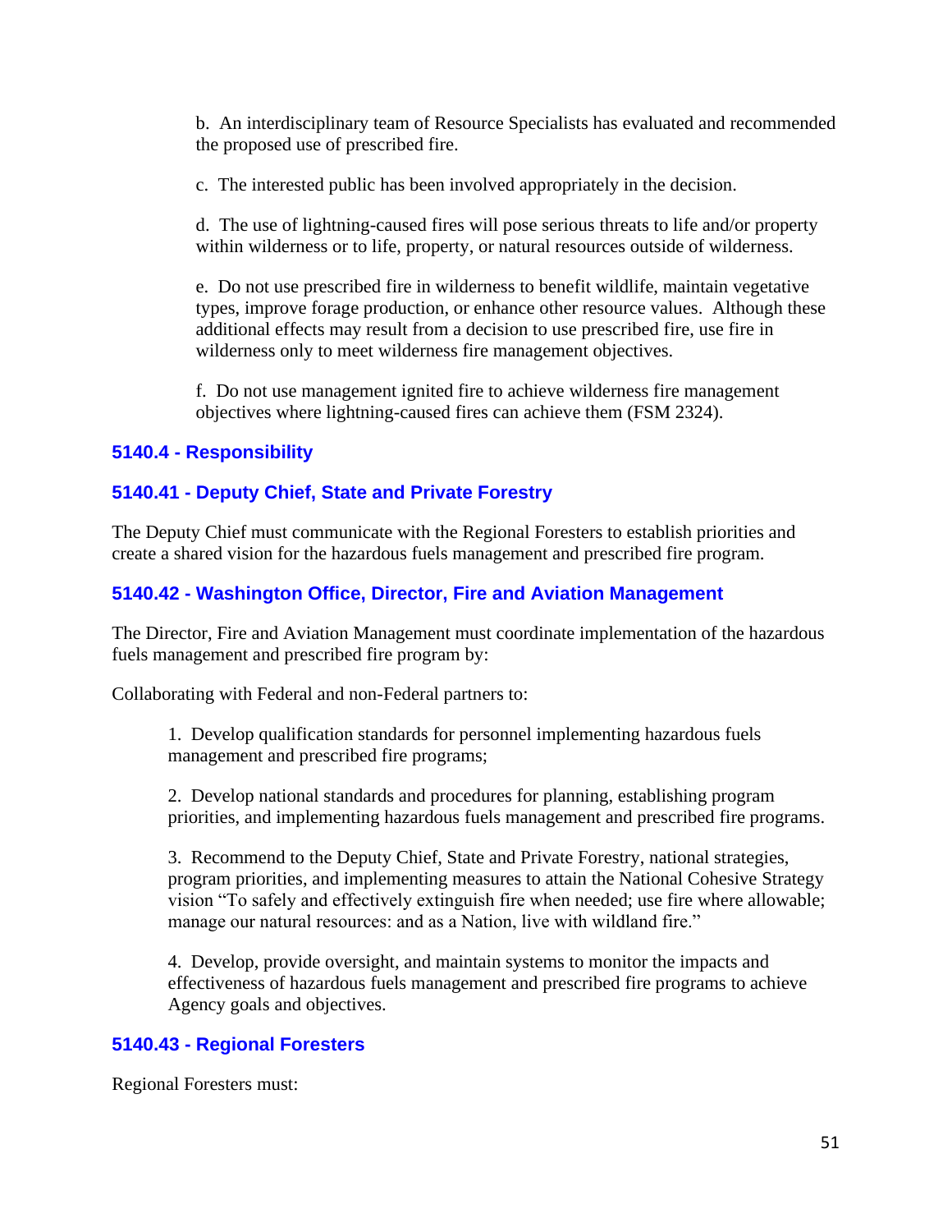b. An interdisciplinary team of Resource Specialists has evaluated and recommended the proposed use of prescribed fire.

c. The interested public has been involved appropriately in the decision.

d. The use of lightning-caused fires will pose serious threats to life and/or property within wilderness or to life, property, or natural resources outside of wilderness.

e. Do not use prescribed fire in wilderness to benefit wildlife, maintain vegetative types, improve forage production, or enhance other resource values. Although these additional effects may result from a decision to use prescribed fire, use fire in wilderness only to meet wilderness fire management objectives.

f. Do not use management ignited fire to achieve wilderness fire management objectives where lightning-caused fires can achieve them (FSM 2324).

### 5140.4 - Responsibility

### 5140.41 - Deputy Chief, State and Private Forestry

The Deputy Chief must communicate with the Regional Foresters to establish priorities and create a shared vision for the hazardous fuels management and prescribed fire program.

### 5140.42 - Washington Office, Director, Fire and Aviation Management

The Director, Fire and Aviation Management must coordinate implementation of the hazardous fuels management and prescribed fire program by:

Collaborating with Federal and non-Federal partners to:

1. Develop qualification standards for personnel implementing hazardous fuels management and prescribed fire programs;

2. Develop national standards and procedures for planning, establishing program priorities, and implementing hazardous fuels management and prescribed fire programs.

3. Recommend to the Deputy Chief, State and Private Forestry, national strategies, program priorities, and implementing measures to attain the National Cohesive Strategy vision "To safely and effectively extinguish fire when needed; use fire where allowable; manage our natural resources: and as a Nation, live with wildland fire."

4. Develop, provide oversight, and maintain systems to monitor the impacts and effectiveness of hazardous fuels management and prescribed fire programs to achieve Agency goals and objectives.

### 5140.43 - Regional Foresters

Regional Foresters must: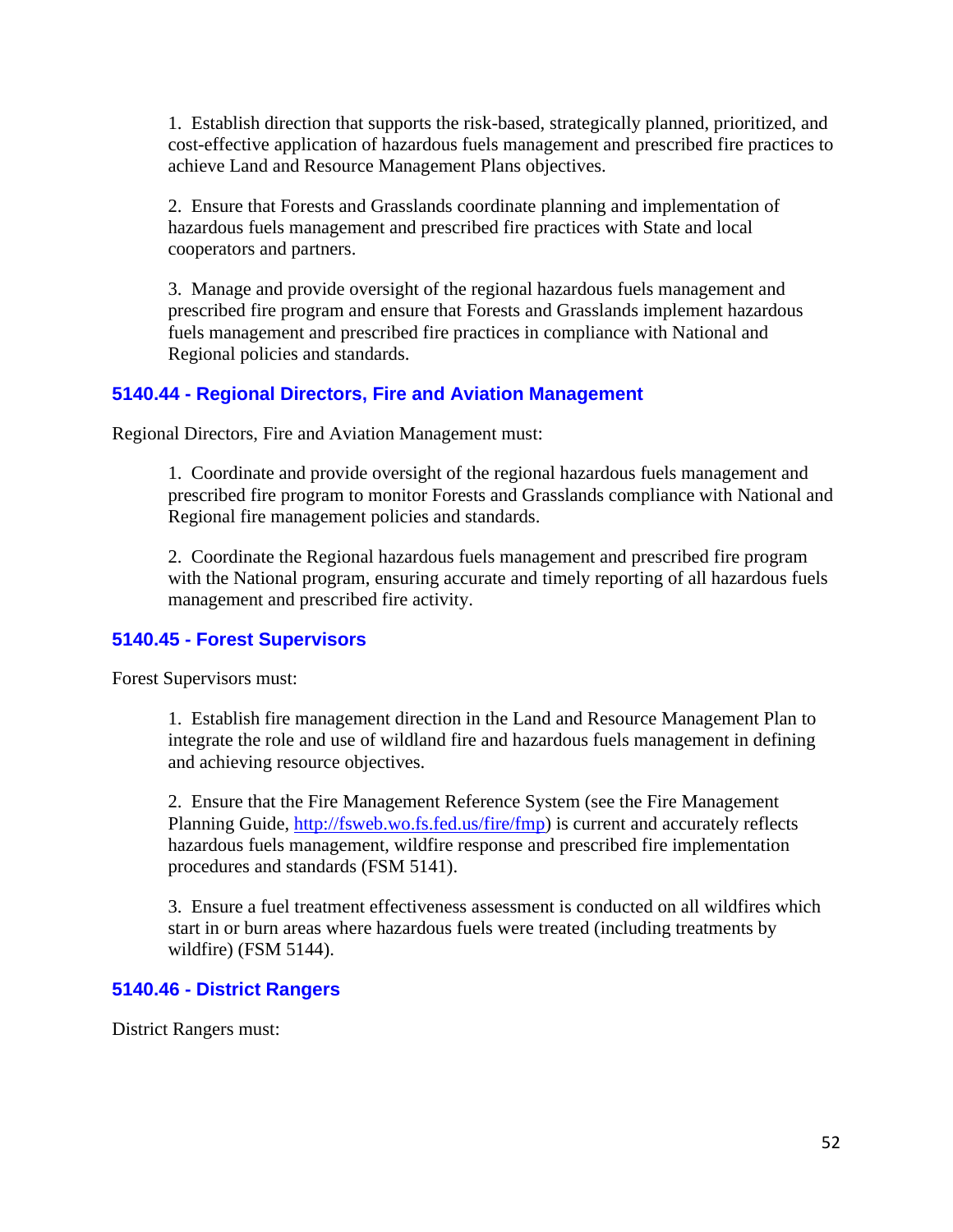1. Establish direction that supports the risk-based, strategically planned, prioritized, and cost-effective application of hazardous fuels management and prescribed fire practices to achieve Land and Resource Management Plans objectives.

2. Ensure that Forests and Grasslands coordinate planning and implementation of hazardous fuels management and prescribed fire practices with State and local cooperators and partners.

3. Manage and provide oversight of the regional hazardous fuels management and prescribed fire program and ensure that Forests and Grasslands implement hazardous fuels management and prescribed fire practices in compliance with National and Regional policies and standards.

### 5140.44 - Regional Directors, Fire and Aviation Management

Regional Directors, Fire and Aviation Management must:

1. Coordinate and provide oversight of the regional hazardous fuels management and prescribed fire program to monitor Forests and Grasslands compliance with National and Regional fire management policies and standards.

2. Coordinate the Regional hazardous fuels management and prescribed fire program with the National program, ensuring accurate and timely reporting of all hazardous fuels management and prescribed fire activity.

### 5140.45 - Forest Supervisors

Forest Supervisors must:

1. Establish fire management direction in the Land and Resource Management Plan to integrate the role and use of wildland fire and hazardous fuels management in defining and achieving resource objectives.

2. Ensure that the Fire Management Reference System (see the Fire Management Planning Guide, http://fsweb.wo.fs.fed.us/fire/fmp) is current and accurately reflects hazardous fuels management, wildfire response and prescribed fire implementation procedures and standards (FSM 5141).

3. Ensure a fuel treatment effectiveness assessment is conducted on all wildfires which start in or burn areas where hazardous fuels were treated (including treatments by wildfire) (FSM 5144).

### 5140.46 - District Rangers

District Rangers must: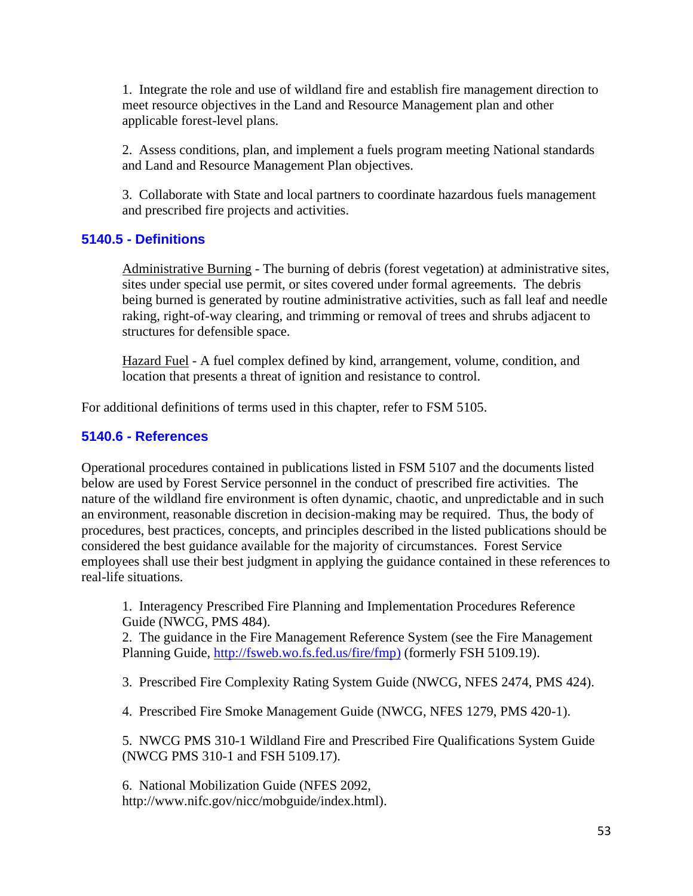1. Integrate the role and use of wildland fire and establish fire management direction to meet resource objectives in the Land and Resource Management plan and other applicable forest-level plans.

2. Assess conditions, plan, and implement a fuels program meeting National standards and Land and Resource Management Plan objectives.

3. Collaborate with State and local partners to coordinate hazardous fuels management and prescribed fire projects and activities.

### 5140.5 - Definitions

Administrative Burning - The burning of debris (forest vegetation) at administrative sites, sites under special use permit, or sites covered under formal agreements. The debris being burned is generated by routine administrative activities, such as fall leaf and needle raking, right-of-way clearing, and trimming or removal of trees and shrubs adjacent to structures for defensible space.

Hazard Fuel - A fuel complex defined by kind, arrangement, volume, condition, and location that presents a threat of ignition and resistance to control.

For additional definitions of terms used in this chapter, refer to FSM 5105.

### 5140.6 - References

Operational procedures contained in publications listed in FSM 5107 and the documents listed below are used by Forest Service personnel in the conduct of prescribed fire activities. The nature of the wildland fire environment is often dynamic, chaotic, and unpredictable and in such an environment, reasonable discretion in decision-making may be required. Thus, the body of procedures, best practices, concepts, and principles described in the listed publications should be considered the best guidance available for the majority of circumstances. Forest Service employees shall use their best judgment in applying the guidance contained in these references to real-life situations.

1. Interagency Prescribed Fire Planning and Implementation Procedures Reference Guide (NWCG, PMS 484).
2. The guidance in the Fire Management Reference System (see the Fire Management Planning Guide, http://fsweb.wo.fs.fed.us/fire/fmp) (formerly FSH 5109.19).

3. Prescribed Fire Complexity Rating System Guide (NWCG, NFES 2474, PMS 424).

4. Prescribed Fire Smoke Management Guide (NWCG, NFES 1279, PMS 420-1).

5. NWCG PMS 310-1 Wildland Fire and Prescribed Fire Qualifications System Guide (NWCG PMS 310-1 and FSH 5109.17).

6. National Mobilization Guide (NFES 2092, http://www.nifc.gov/nicc/mobguide/index.html).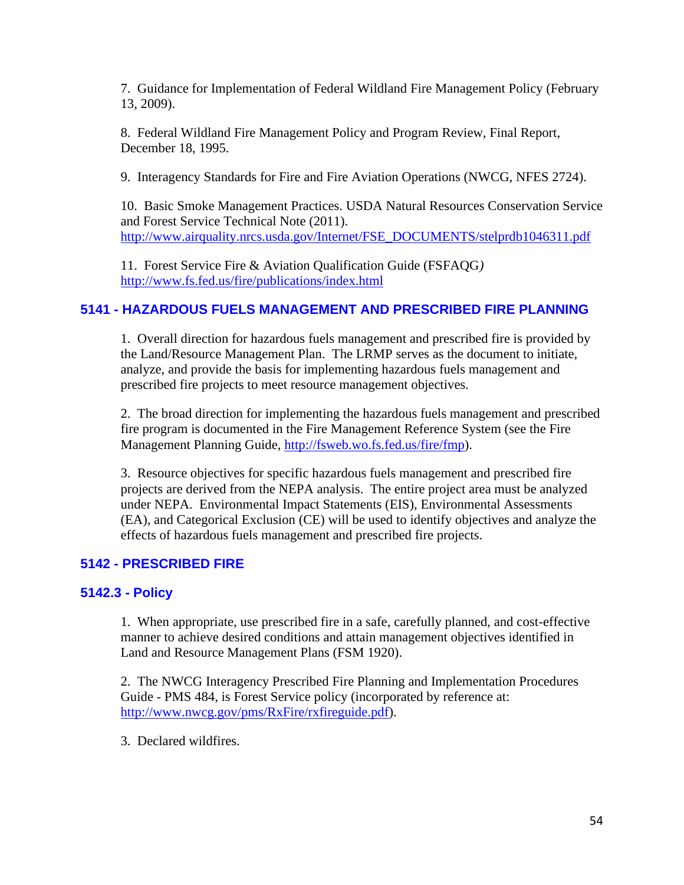7. Guidance for Implementation of Federal Wildland Fire Management Policy (February 13, 2009).

8. Federal Wildland Fire Management Policy and Program Review, Final Report, December 18, 1995.

9. Interagency Standards for Fire and Fire Aviation Operations (NWCG, NFES 2724).

10. Basic Smoke Management Practices. USDA Natural Resources Conservation Service and Forest Service Technical Note (2011). http://www.airquality.nrcs.usda.gov/Internet/FSE_DOCUMENTS/stelprdb1046311.pdf

11. Forest Service Fire & Aviation Qualification Guide (FSFAQG) http://www.fs.fed.us/fire/publications/index.html

## 5141 - HAZARDOUS FUELS MANAGEMENT AND PRESCRIBED FIRE PLANNING

1. Overall direction for hazardous fuels management and prescribed fire is provided by the Land/Resource Management Plan. The LRMP serves as the document to initiate, analyze, and provide the basis for implementing hazardous fuels management and prescribed fire projects to meet resource management objectives.

2. The broad direction for implementing the hazardous fuels management and prescribed fire program is documented in the Fire Management Reference System (see the Fire Management Planning Guide, http://fsweb.wo.fs.fed.us/fire/fmp).

3. Resource objectives for specific hazardous fuels management and prescribed fire projects are derived from the NEPA analysis. The entire project area must be analyzed under NEPA. Environmental Impact Statements (EIS), Environmental Assessments (EA), and Categorical Exclusion (CE) will be used to identify objectives and analyze the effects of hazardous fuels management and prescribed fire projects.

## 5142 - PRESCRIBED FIRE

### 5142.3 - Policy

1. When appropriate, use prescribed fire in a safe, carefully planned, and cost-effective manner to achieve desired conditions and attain management objectives identified in Land and Resource Management Plans (FSM 1920).

2. The NWCG Interagency Prescribed Fire Planning and Implementation Procedures Guide - PMS 484, is Forest Service policy (incorporated by reference at: http://www.nwcg.gov/pms/RxFire/rxfireguide.pdf).

3. Declared wildfires.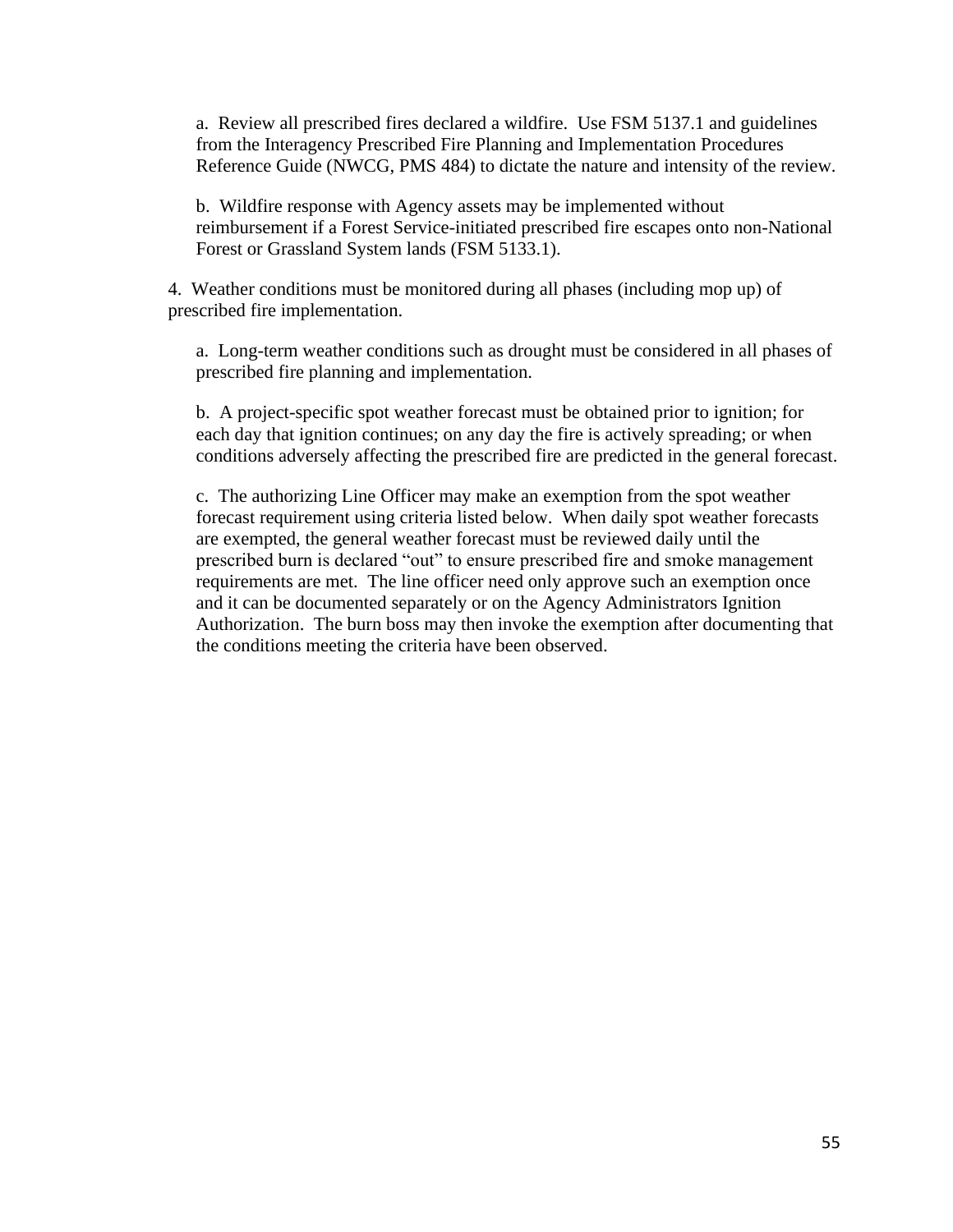a. Review all prescribed fires declared a wildfire. Use FSM 5137.1 and guidelines from the Interagency Prescribed Fire Planning and Implementation Procedures Reference Guide (NWCG, PMS 484) to dictate the nature and intensity of the review.

b. Wildfire response with Agency assets may be implemented without reimbursement if a Forest Service-initiated prescribed fire escapes onto non-National Forest or Grassland System lands (FSM 5133.1).

4. Weather conditions must be monitored during all phases (including mop up) of prescribed fire implementation.

a. Long-term weather conditions such as drought must be considered in all phases of prescribed fire planning and implementation.

b. A project-specific spot weather forecast must be obtained prior to ignition; for each day that ignition continues; on any day the fire is actively spreading; or when conditions adversely affecting the prescribed fire are predicted in the general forecast.

c. The authorizing Line Officer may make an exemption from the spot weather forecast requirement using criteria listed below. When daily spot weather forecasts are exempted, the general weather forecast must be reviewed daily until the prescribed burn is declared "out" to ensure prescribed fire and smoke management requirements are met. The line officer need only approve such an exemption once and it can be documented separately or on the Agency Administrators Ignition Authorization. The burn boss may then invoke the exemption after documenting that the conditions meeting the criteria have been observed.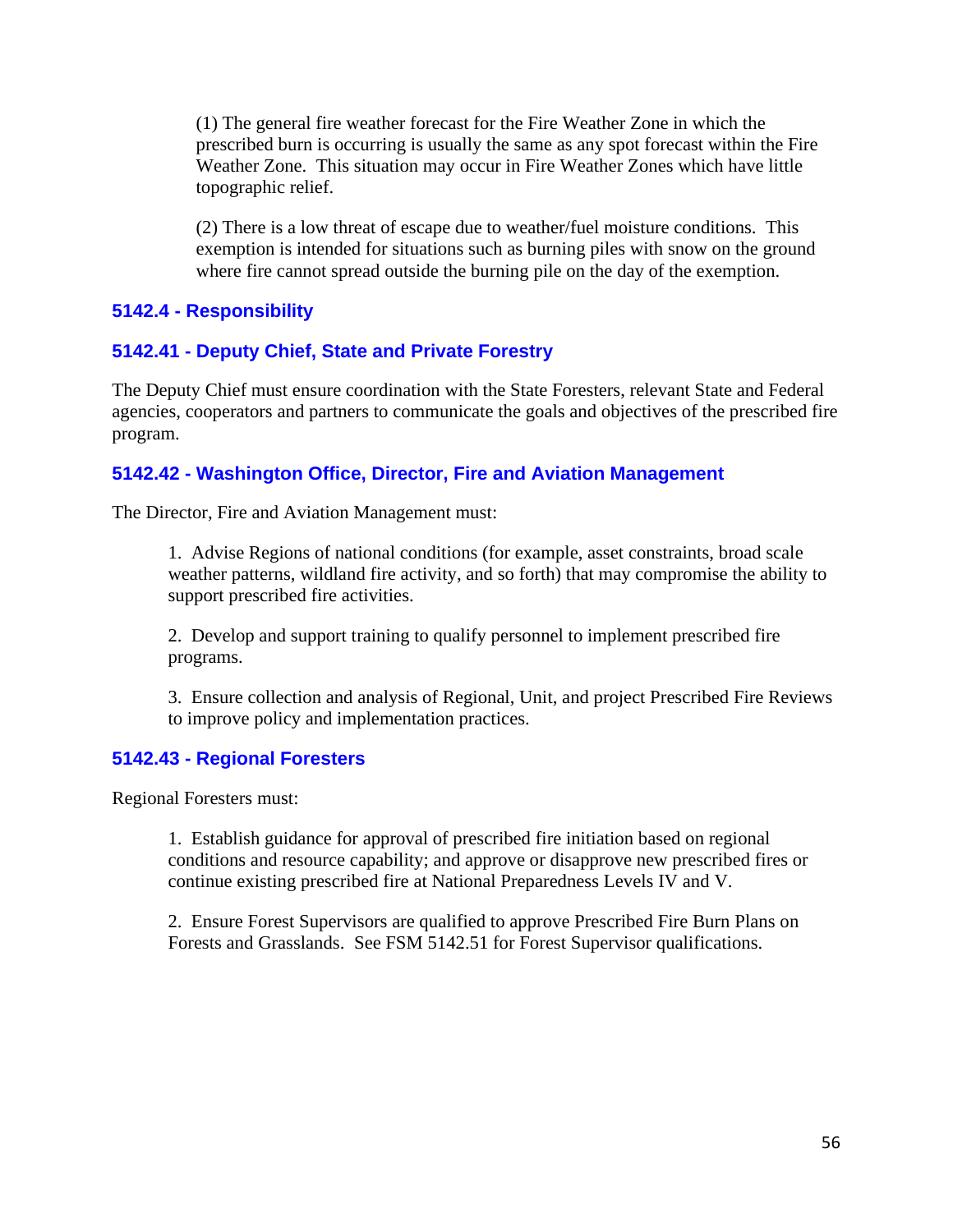(1) The general fire weather forecast for the Fire Weather Zone in which the prescribed burn is occurring is usually the same as any spot forecast within the Fire Weather Zone. This situation may occur in Fire Weather Zones which have little topographic relief.

(2) There is a low threat of escape due to weather/fuel moisture conditions. This exemption is intended for situations such as burning piles with snow on the ground where fire cannot spread outside the burning pile on the day of the exemption.

### 5142.4 - Responsibility

### 5142.41 - Deputy Chief, State and Private Forestry

The Deputy Chief must ensure coordination with the State Foresters, relevant State and Federal agencies, cooperators and partners to communicate the goals and objectives of the prescribed fire program.

### 5142.42 - Washington Office, Director, Fire and Aviation Management

The Director, Fire and Aviation Management must:

1. Advise Regions of national conditions (for example, asset constraints, broad scale weather patterns, wildland fire activity, and so forth) that may compromise the ability to support prescribed fire activities.

2. Develop and support training to qualify personnel to implement prescribed fire programs.

3. Ensure collection and analysis of Regional, Unit, and project Prescribed Fire Reviews to improve policy and implementation practices.

### 5142.43 - Regional Foresters

Regional Foresters must:

1. Establish guidance for approval of prescribed fire initiation based on regional conditions and resource capability; and approve or disapprove new prescribed fires or continue existing prescribed fire at National Preparedness Levels IV and V.

2. Ensure Forest Supervisors are qualified to approve Prescribed Fire Burn Plans on Forests and Grasslands. See FSM 5142.51 for Forest Supervisor qualifications.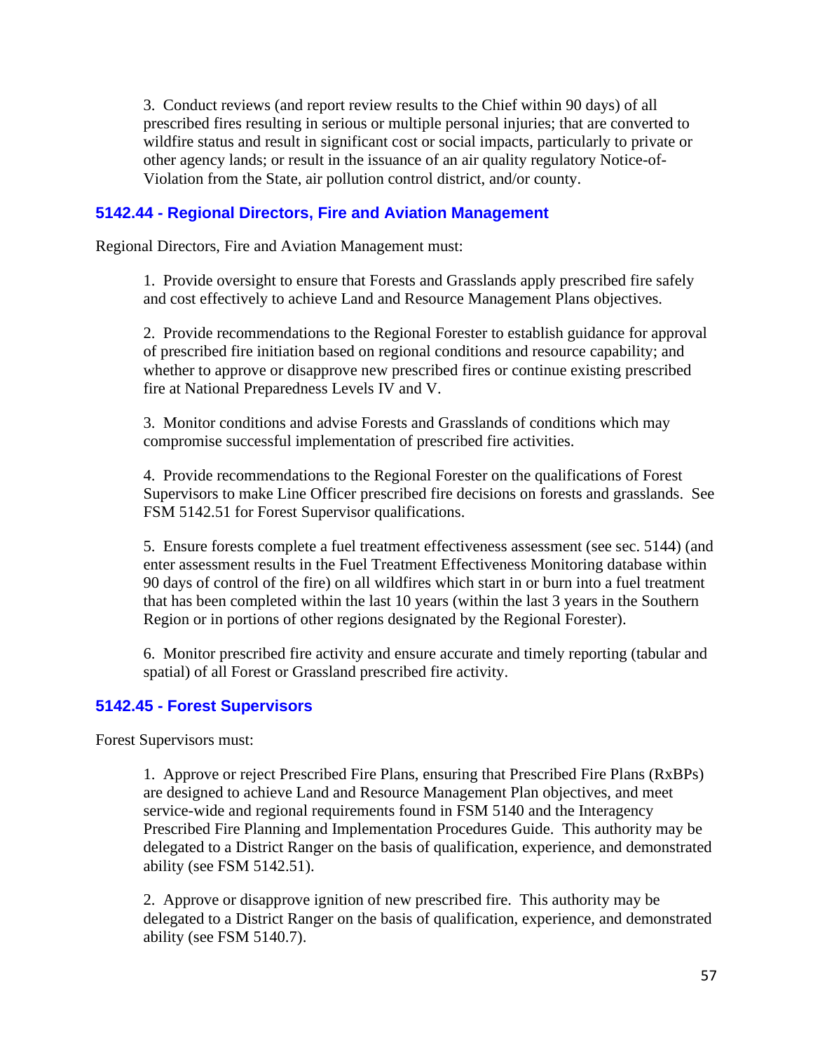3. Conduct reviews (and report review results to the Chief within 90 days) of all prescribed fires resulting in serious or multiple personal injuries; that are converted to wildfire status and result in significant cost or social impacts, particularly to private or other agency lands; or result in the issuance of an air quality regulatory Notice-of-Violation from the State, air pollution control district, and/or county.

### 5142.44 - Regional Directors, Fire and Aviation Management

Regional Directors, Fire and Aviation Management must:

1. Provide oversight to ensure that Forests and Grasslands apply prescribed fire safely and cost effectively to achieve Land and Resource Management Plans objectives.

2. Provide recommendations to the Regional Forester to establish guidance for approval of prescribed fire initiation based on regional conditions and resource capability; and whether to approve or disapprove new prescribed fires or continue existing prescribed fire at National Preparedness Levels IV and V.

3. Monitor conditions and advise Forests and Grasslands of conditions which may compromise successful implementation of prescribed fire activities.

4. Provide recommendations to the Regional Forester on the qualifications of Forest Supervisors to make Line Officer prescribed fire decisions on forests and grasslands. See FSM 5142.51 for Forest Supervisor qualifications.

5. Ensure forests complete a fuel treatment effectiveness assessment (see sec. 5144) (and enter assessment results in the Fuel Treatment Effectiveness Monitoring database within 90 days of control of the fire) on all wildfires which start in or burn into a fuel treatment that has been completed within the last 10 years (within the last 3 years in the Southern Region or in portions of other regions designated by the Regional Forester).

6. Monitor prescribed fire activity and ensure accurate and timely reporting (tabular and spatial) of all Forest or Grassland prescribed fire activity.

### 5142.45 - Forest Supervisors

Forest Supervisors must:

1. Approve or reject Prescribed Fire Plans, ensuring that Prescribed Fire Plans (RxBPs) are designed to achieve Land and Resource Management Plan objectives, and meet service-wide and regional requirements found in FSM 5140 and the Interagency Prescribed Fire Planning and Implementation Procedures Guide. This authority may be delegated to a District Ranger on the basis of qualification, experience, and demonstrated ability (see FSM 5142.51).

2. Approve or disapprove ignition of new prescribed fire. This authority may be delegated to a District Ranger on the basis of qualification, experience, and demonstrated ability (see FSM 5140.7).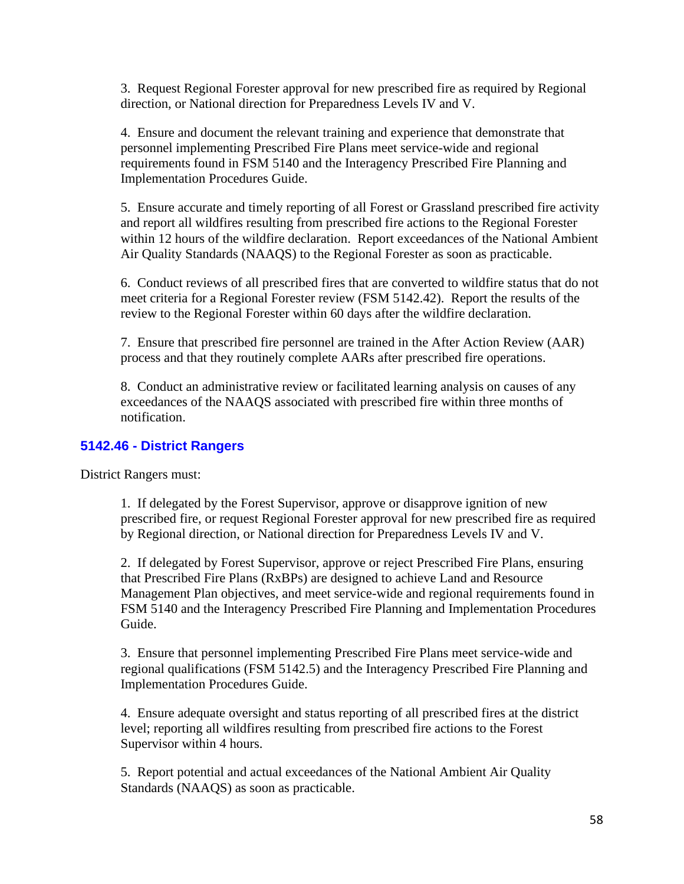3. Request Regional Forester approval for new prescribed fire as required by Regional direction, or National direction for Preparedness Levels IV and V.

4. Ensure and document the relevant training and experience that demonstrate that personnel implementing Prescribed Fire Plans meet service-wide and regional requirements found in FSM 5140 and the Interagency Prescribed Fire Planning and Implementation Procedures Guide.

5. Ensure accurate and timely reporting of all Forest or Grassland prescribed fire activity and report all wildfires resulting from prescribed fire actions to the Regional Forester within 12 hours of the wildfire declaration. Report exceedances of the National Ambient Air Quality Standards (NAAQS) to the Regional Forester as soon as practicable.

6. Conduct reviews of all prescribed fires that are converted to wildfire status that do not meet criteria for a Regional Forester review (FSM 5142.42). Report the results of the review to the Regional Forester within 60 days after the wildfire declaration.

7. Ensure that prescribed fire personnel are trained in the After Action Review (AAR) process and that they routinely complete AARs after prescribed fire operations.

8. Conduct an administrative review or facilitated learning analysis on causes of any exceedances of the NAAQS associated with prescribed fire within three months of notification.

### 5142.46 - District Rangers

District Rangers must:

1. If delegated by the Forest Supervisor, approve or disapprove ignition of new prescribed fire, or request Regional Forester approval for new prescribed fire as required by Regional direction, or National direction for Preparedness Levels IV and V.

2. If delegated by Forest Supervisor, approve or reject Prescribed Fire Plans, ensuring that Prescribed Fire Plans (RxBPs) are designed to achieve Land and Resource Management Plan objectives, and meet service-wide and regional requirements found in FSM 5140 and the Interagency Prescribed Fire Planning and Implementation Procedures Guide.

3. Ensure that personnel implementing Prescribed Fire Plans meet service-wide and regional qualifications (FSM 5142.5) and the Interagency Prescribed Fire Planning and Implementation Procedures Guide.

4. Ensure adequate oversight and status reporting of all prescribed fires at the district level; reporting all wildfires resulting from prescribed fire actions to the Forest Supervisor within 4 hours.

5. Report potential and actual exceedances of the National Ambient Air Quality Standards (NAAQS) as soon as practicable.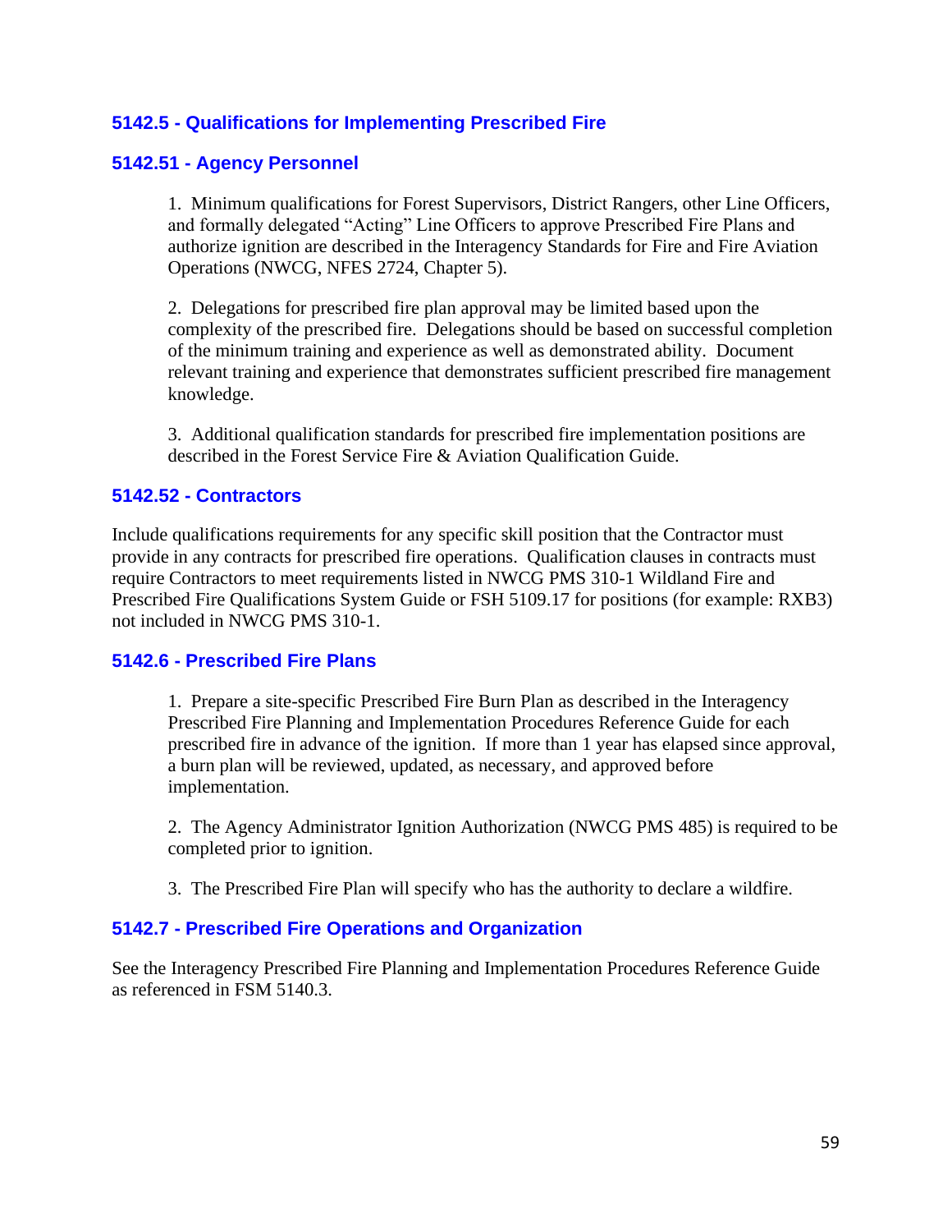### 5142.5 - Qualifications for Implementing Prescribed Fire

#### 5142.51 - Agency Personnel

1. Minimum qualifications for Forest Supervisors, District Rangers, other Line Officers, and formally delegated "Acting" Line Officers to approve Prescribed Fire Plans and authorize ignition are described in the Interagency Standards for Fire and Fire Aviation Operations (NWCG, NFES 2724, Chapter 5).

2. Delegations for prescribed fire plan approval may be limited based upon the complexity of the prescribed fire. Delegations should be based on successful completion of the minimum training and experience as well as demonstrated ability. Document relevant training and experience that demonstrates sufficient prescribed fire management knowledge.

3. Additional qualification standards for prescribed fire implementation positions are described in the Forest Service Fire & Aviation Qualification Guide.

#### 5142.52 - Contractors

Include qualifications requirements for any specific skill position that the Contractor must provide in any contracts for prescribed fire operations. Qualification clauses in contracts must require Contractors to meet requirements listed in NWCG PMS 310-1 Wildland Fire and Prescribed Fire Qualifications System Guide or FSH 5109.17 for positions (for example: RXB3) not included in NWCG PMS 310-1.

### 5142.6 - Prescribed Fire Plans

1. Prepare a site-specific Prescribed Fire Burn Plan as described in the Interagency Prescribed Fire Planning and Implementation Procedures Reference Guide for each prescribed fire in advance of the ignition. If more than 1 year has elapsed since approval, a burn plan will be reviewed, updated, as necessary, and approved before implementation.

2. The Agency Administrator Ignition Authorization (NWCG PMS 485) is required to be completed prior to ignition.

3. The Prescribed Fire Plan will specify who has the authority to declare a wildfire.

### 5142.7 - Prescribed Fire Operations and Organization

See the Interagency Prescribed Fire Planning and Implementation Procedures Reference Guide as referenced in FSM 5140.3.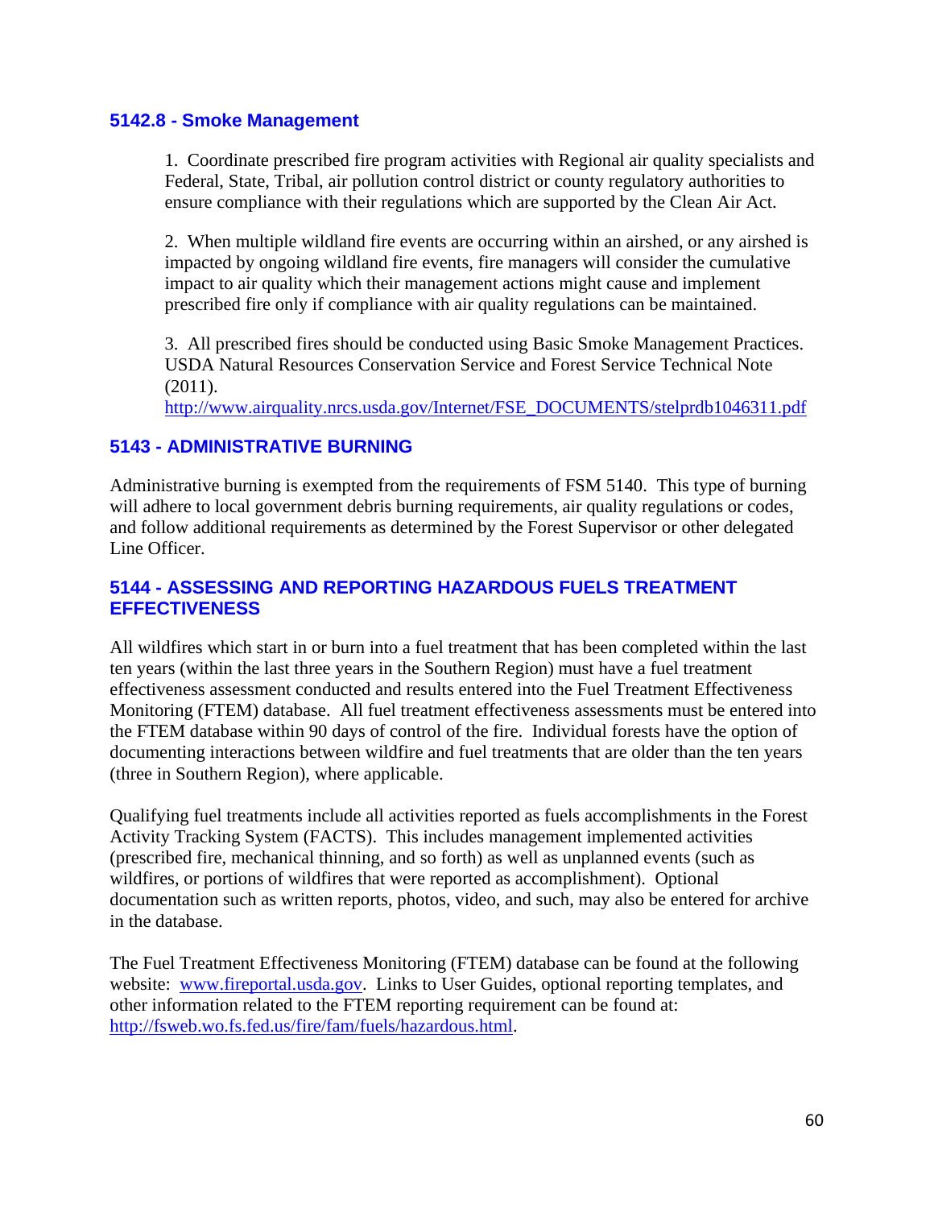### 5142.8 - Smoke Management

1. Coordinate prescribed fire program activities with Regional air quality specialists and Federal, State, Tribal, air pollution control district or county regulatory authorities to ensure compliance with their regulations which are supported by the Clean Air Act.

2. When multiple wildland fire events are occurring within an airshed, or any airshed is impacted by ongoing wildland fire events, fire managers will consider the cumulative impact to air quality which their management actions might cause and implement prescribed fire only if compliance with air quality regulations can be maintained.

3. All prescribed fires should be conducted using Basic Smoke Management Practices. USDA Natural Resources Conservation Service and Forest Service Technical Note (2011). http://www.airquality.nrcs.usda.gov/Internet/FSE_DOCUMENTS/stelprdb1046311.pdf

### 5143 - ADMINISTRATIVE BURNING

Administrative burning is exempted from the requirements of FSM 5140. This type of burning will adhere to local government debris burning requirements, air quality regulations or codes, and follow additional requirements as determined by the Forest Supervisor or other delegated Line Officer.

### 5144 - ASSESSING AND REPORTING HAZARDOUS FUELS TREATMENT EFFECTIVENESS

All wildfires which start in or burn into a fuel treatment that has been completed within the last ten years (within the last three years in the Southern Region) must have a fuel treatment effectiveness assessment conducted and results entered into the Fuel Treatment Effectiveness Monitoring (FTEM) database. All fuel treatment effectiveness assessments must be entered into the FTEM database within 90 days of control of the fire. Individual forests have the option of documenting interactions between wildfire and fuel treatments that are older than the ten years (three in Southern Region), where applicable.

Qualifying fuel treatments include all activities reported as fuels accomplishments in the Forest Activity Tracking System (FACTS). This includes management implemented activities (prescribed fire, mechanical thinning, and so forth) as well as unplanned events (such as wildfires, or portions of wildfires that were reported as accomplishment). Optional documentation such as written reports, photos, video, and such, may also be entered for archive in the database.

The Fuel Treatment Effectiveness Monitoring (FTEM) database can be found at the following website: www.fireportal.usda.gov. Links to User Guides, optional reporting templates, and other information related to the FTEM reporting requirement can be found at: http://fsweb.wo.fs.fed.us/fire/fam/fuels/hazardous.html.